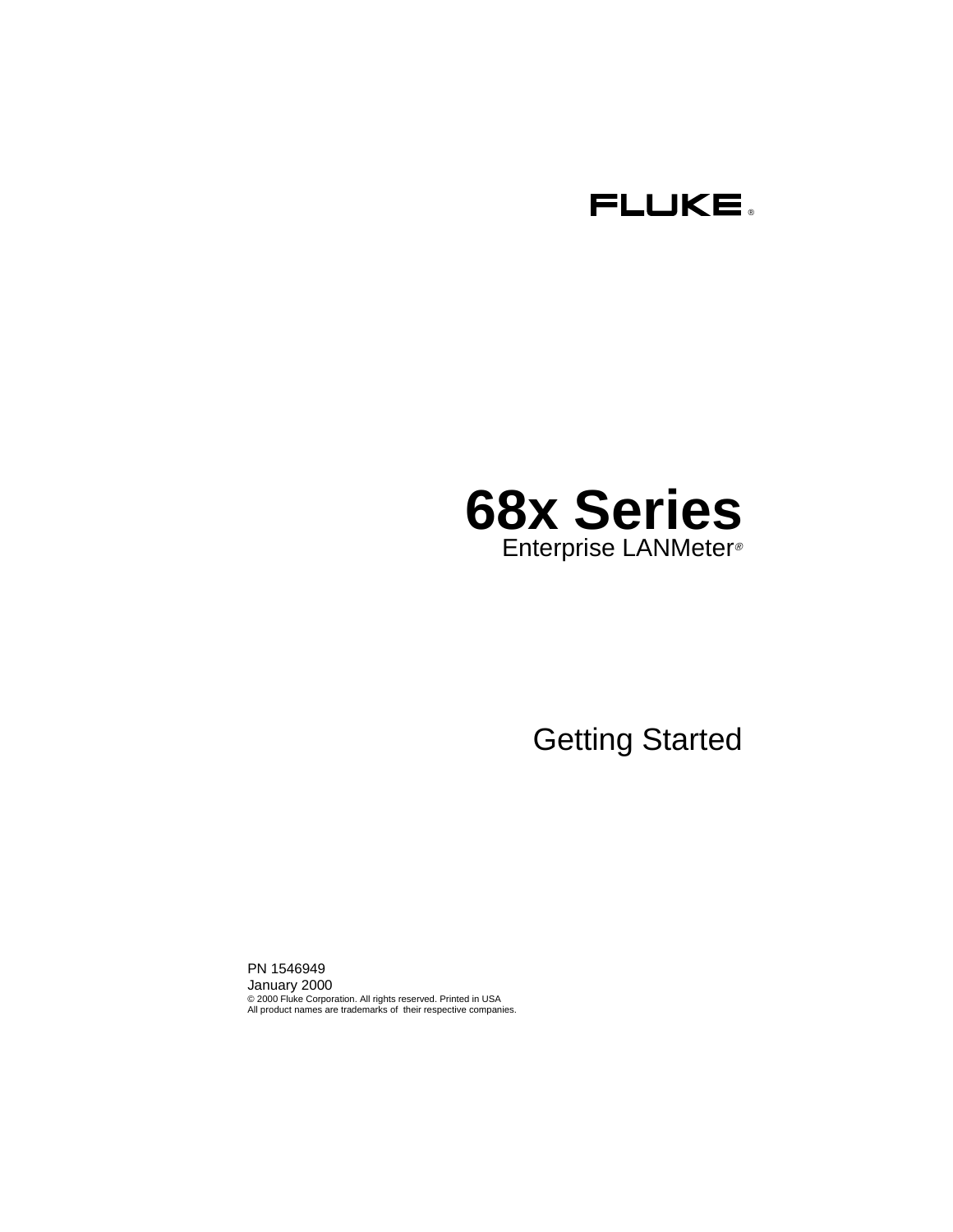FLUKE ®

# 68x Series

Enterprise LANMeter®

## Getting Started

PN 1546949
January 2000
© 2000 Fluke Corporation. All rights reserved. Printed in USA
All product names are trademarks of their respective companies.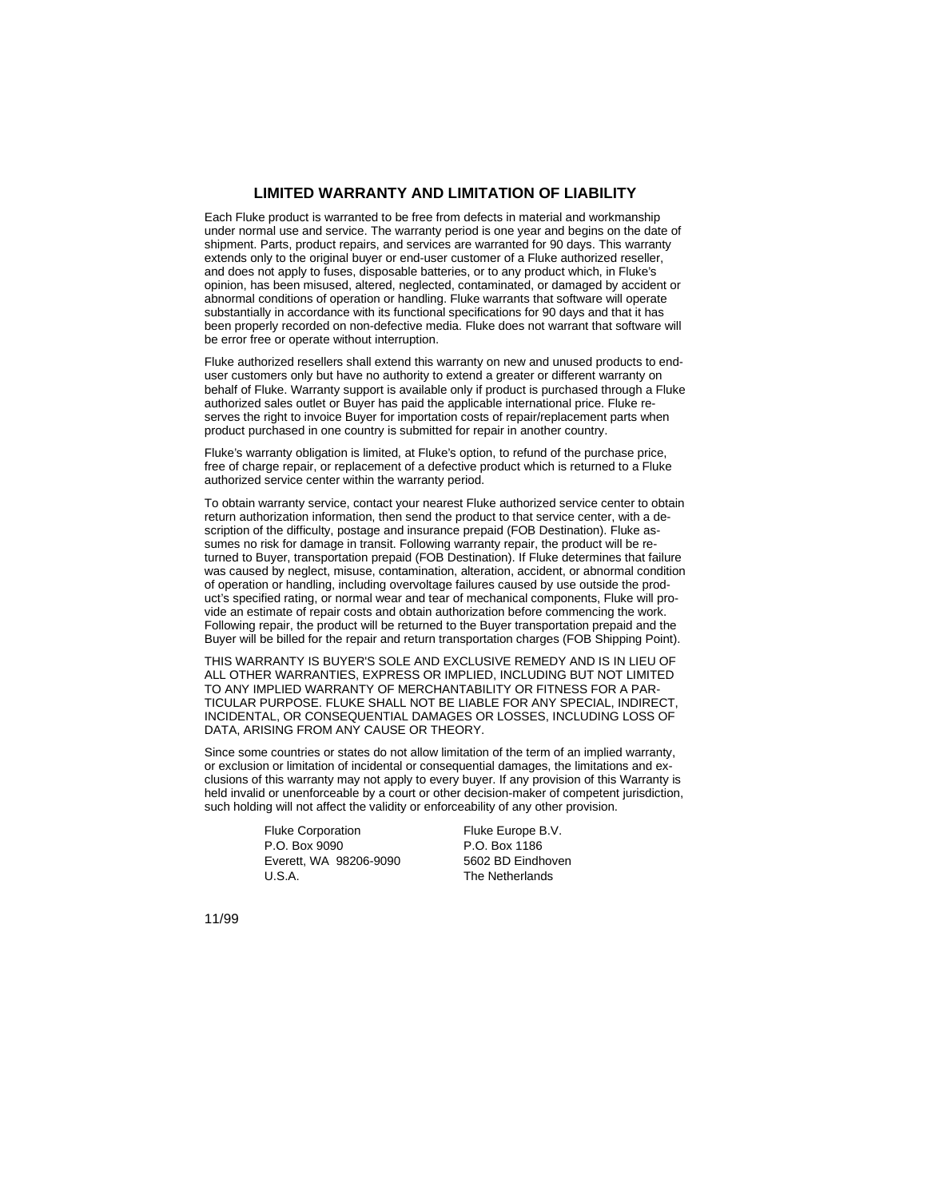## LIMITED WARRANTY AND LIMITATION OF LIABILITY

Each Fluke product is warranted to be free from defects in material and workmanship under normal use and service. The warranty period is one year and begins on the date of shipment. Parts, product repairs, and services are warranted for 90 days. This warranty extends only to the original buyer or end-user customer of a Fluke authorized reseller, and does not apply to fuses, disposable batteries, or to any product which, in Fluke's opinion, has been misused, altered, neglected, contaminated, or damaged by accident or abnormal conditions of operation or handling. Fluke warrants that software will operate substantially in accordance with its functional specifications for 90 days and that it has been properly recorded on non-defective media. Fluke does not warrant that software will be error free or operate without interruption.

Fluke authorized resellers shall extend this warranty on new and unused products to end-user customers only but have no authority to extend a greater or different warranty on behalf of Fluke. Warranty support is available only if product is purchased through a Fluke authorized sales outlet or Buyer has paid the applicable international price. Fluke reserves the right to invoice Buyer for importation costs of repair/replacement parts when product purchased in one country is submitted for repair in another country.

Fluke's warranty obligation is limited, at Fluke's option, to refund of the purchase price, free of charge repair, or replacement of a defective product which is returned to a Fluke authorized service center within the warranty period.

To obtain warranty service, contact your nearest Fluke authorized service center to obtain return authorization information, then send the product to that service center, with a description of the difficulty, postage and insurance prepaid (FOB Destination). Fluke assumes no risk for damage in transit. Following warranty repair, the product will be returned to Buyer, transportation prepaid (FOB Destination). If Fluke determines that failure was caused by neglect, misuse, contamination, alteration, accident, or abnormal condition of operation or handling, including overvoltage failures caused by use outside the product's specified rating, or normal wear and tear of mechanical components, Fluke will provide an estimate of repair costs and obtain authorization before commencing the work. Following repair, the product will be returned to the Buyer transportation prepaid and the Buyer will be billed for the repair and return transportation charges (FOB Shipping Point).

THIS WARRANTY IS BUYER'S SOLE AND EXCLUSIVE REMEDY AND IS IN LIEU OF ALL OTHER WARRANTIES, EXPRESS OR IMPLIED, INCLUDING BUT NOT LIMITED TO ANY IMPLIED WARRANTY OF MERCHANTABILITY OR FITNESS FOR A PARTICULAR PURPOSE. FLUKE SHALL NOT BE LIABLE FOR ANY SPECIAL, INDIRECT, INCIDENTAL, OR CONSEQUENTIAL DAMAGES OR LOSSES, INCLUDING LOSS OF DATA, ARISING FROM ANY CAUSE OR THEORY.

Since some countries or states do not allow limitation of the term of an implied warranty, or exclusion or limitation of incidental or consequential damages, the limitations and exclusions of this warranty may not apply to every buyer. If any provision of this Warranty is held invalid or unenforceable by a court or other decision-maker of competent jurisdiction, such holding will not affect the validity or enforceability of any other provision.

Fluke Corporation
P.O. Box 9090
Everett, WA 98206-9090
U.S.A.

Fluke Europe B.V.
P.O. Box 1186
5602 BD Eindhoven
The Netherlands

11/99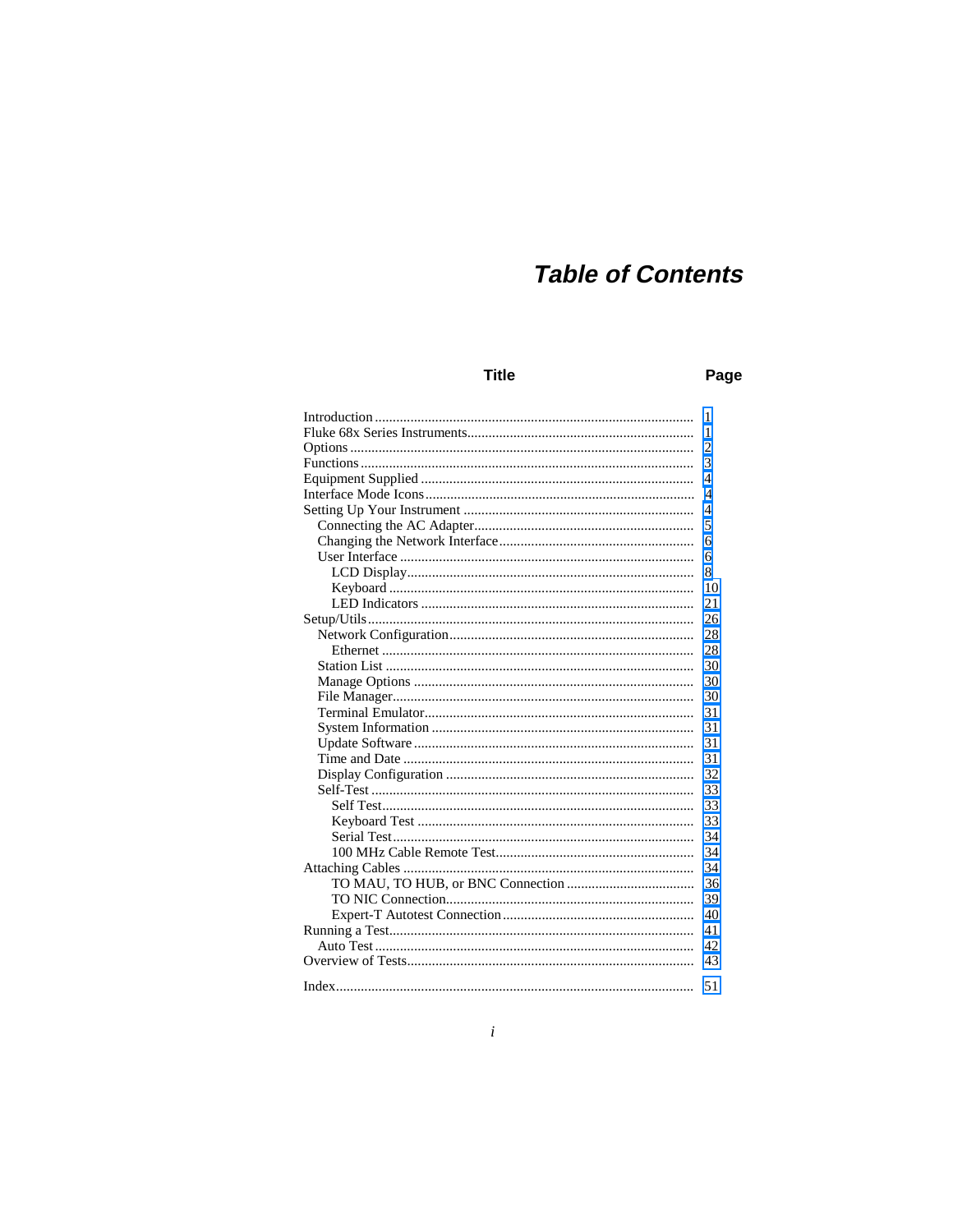# Table of Contents

| Title | Page |
|---|---|
| Introduction | 1 |
| Fluke 68x Series Instruments | 1 |
| Options | 2 |
| Functions | 3 |
| Equipment Supplied | 4 |
| Interface Mode Icons | 4 |
| Setting Up Your Instrument | 4 |
| Connecting the AC Adapter | 5 |
| Changing the Network Interface | 6 |
| User Interface | 6 |
| LCD Display | 8 |
| Keyboard | 10 |
| LED Indicators | 21 |
| Setup/Utils | 26 |
| Network Configuration | 28 |
| Ethernet | 28 |
| Station List | 30 |
| Manage Options | 30 |
| File Manager | 30 |
| Terminal Emulator | 31 |
| System Information | 31 |
| Update Software | 31 |
| Time and Date | 31 |
| Display Configuration | 32 |
| Self-Test | 33 |
| Self Test | 33 |
| Keyboard Test | 33 |
| Serial Test | 34 |
| 100 MHz Cable Remote Test | 34 |
| Attaching Cables | 34 |
| TO MAU, TO HUB, or BNC Connection | 36 |
| TO NIC Connection | 39 |
| Expert-T Autotest Connection | 40 |
| Running a Test | 41 |
| Auto Test | 42 |
| Overview of Tests | 43 |
| Index | 51 |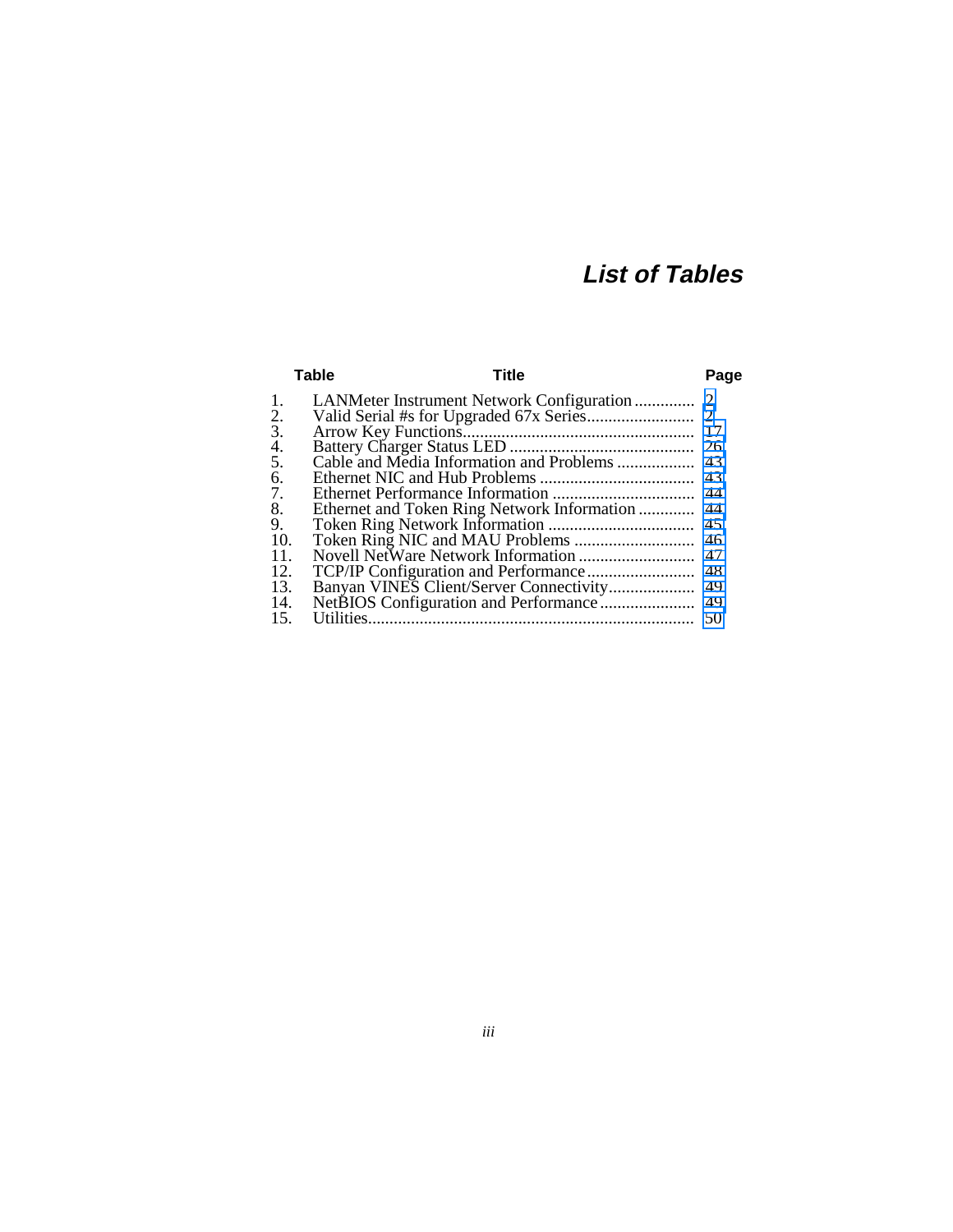# List of Tables

| Table | Title | Page |
|---|---|---|
| 1. | LANMeter Instrument Network Configuration | 2 |
| 2. | Valid Serial #s for Upgraded 67x Series | 2 |
| 3. | Arrow Key Functions | 17 |
| 4. | Battery Charger Status LED | 26 |
| 5. | Cable and Media Information and Problems | 43 |
| 6. | Ethernet NIC and Hub Problems | 43 |
| 7. | Ethernet Performance Information | 44 |
| 8. | Ethernet and Token Ring Network Information | 44 |
| 9. | Token Ring Network Information | 45 |
| 10. | Token Ring NIC and MAU Problems | 46 |
| 11. | Novell NetWare Network Information | 47 |
| 12. | TCP/IP Configuration and Performance | 48 |
| 13. | Banyan VINES Client/Server Connectivity | 49 |
| 14. | NetBIOS Configuration and Performance | 49 |
| 15. | Utilities | 50 |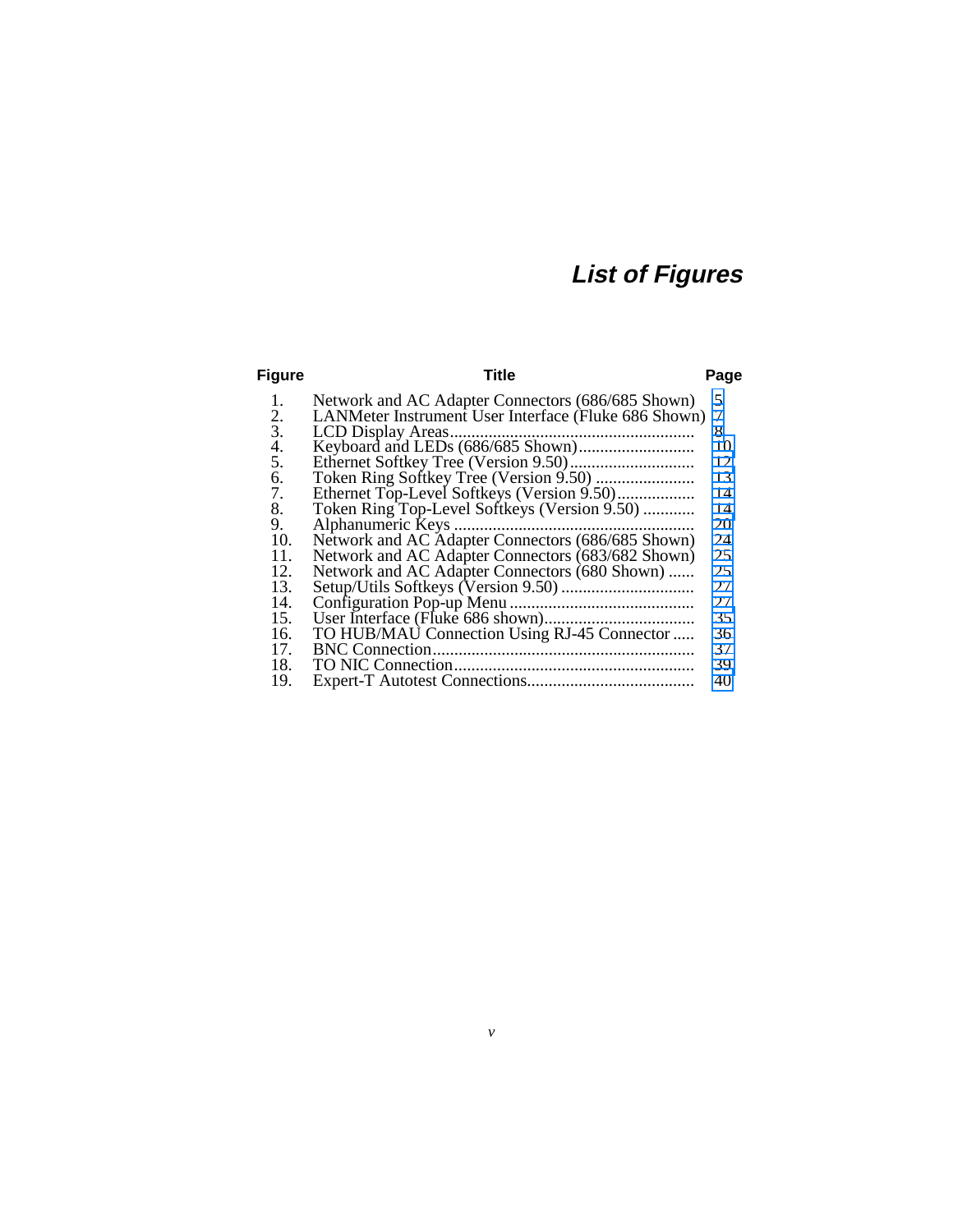# List of Figures

| Figure | Title | Page |
|---|---|---|
| 1. | Network and AC Adapter Connectors (686/685 Shown) | 5 |
| 2. | LANMeter Instrument User Interface (Fluke 686 Shown) | 7 |
| 3. | LCD Display Areas | 8 |
| 4. | Keyboard and LEDs (686/685 Shown) | 10 |
| 5. | Ethernet Softkey Tree (Version 9.50) | 12 |
| 6. | Token Ring Softkey Tree (Version 9.50) | 13 |
| 7. | Ethernet Top-Level Softkeys (Version 9.50) | 14 |
| 8. | Token Ring Top-Level Softkeys (Version 9.50) | 14 |
| 9. | Alphanumeric Keys | 20 |
| 10. | Network and AC Adapter Connectors (686/685 Shown) | 24 |
| 11. | Network and AC Adapter Connectors (683/682 Shown) | 25 |
| 12. | Network and AC Adapter Connectors (680 Shown) | 25 |
| 13. | Setup/Utils Softkeys (Version 9.50) | 27 |
| 14. | Configuration Pop-up Menu | 27 |
| 15. | User Interface (Fluke 686 shown) | 35 |
| 16. | TO HUB/MAU Connection Using RJ-45 Connector | 36 |
| 17. | BNC Connection | 37 |
| 18. | TO NIC Connection | 39 |
| 19. | Expert-T Autotest Connections | 40 |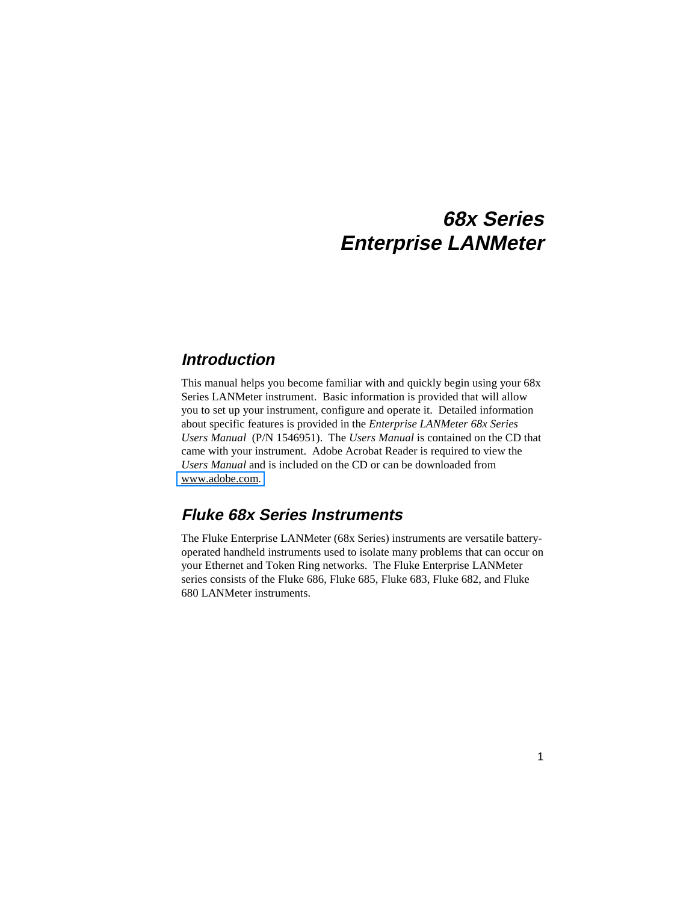# 68x Series Enterprise LANMeter

## Introduction

This manual helps you become familiar with and quickly begin using your 68x Series LANMeter instrument. Basic information is provided that will allow you to set up your instrument, configure and operate it. Detailed information about specific features is provided in the *Enterprise LANMeter 68x Series Users Manual* (P/N 1546951). The *Users Manual* is contained on the CD that came with your instrument. Adobe Acrobat Reader is required to view the *Users Manual* and is included on the CD or can be downloaded from www.adobe.com.

## Fluke 68x Series Instruments

The Fluke Enterprise LANMeter (68x Series) instruments are versatile battery-operated handheld instruments used to isolate many problems that can occur on your Ethernet and Token Ring networks. The Fluke Enterprise LANMeter series consists of the Fluke 686, Fluke 685, Fluke 683, Fluke 682, and Fluke 680 LANMeter instruments.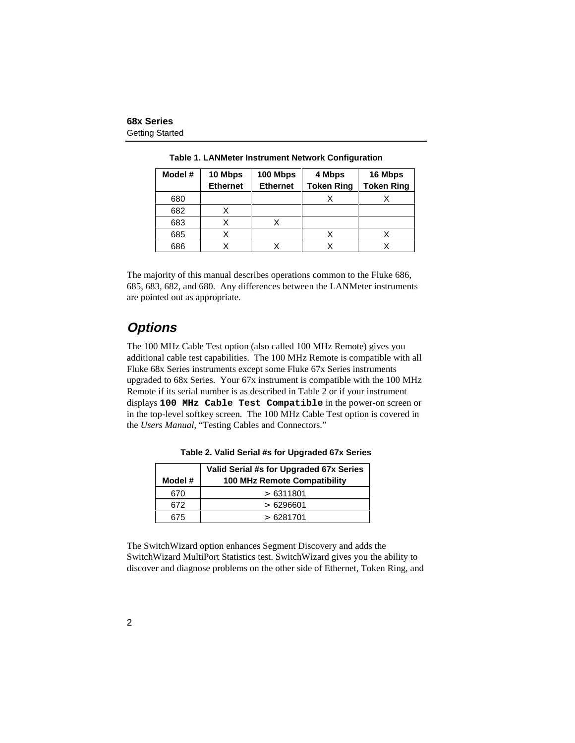**Table 1. LANMeter Instrument Network Configuration**

| Model # | 10 Mbps Ethernet | 100 Mbps Ethernet | 4 Mbps Token Ring | 16 Mbps Token Ring |
|---|---|---|---|---|
| 680 | | | X | X |
| 682 | X | | | |
| 683 | X | X | | |
| 685 | X | | X | X |
| 686 | X | X | X | X |

The majority of this manual describes operations common to the Fluke 686, 685, 683, 682, and 680. Any differences between the LANMeter instruments are pointed out as appropriate.

## *Options*

The 100 MHz Cable Test option (also called 100 MHz Remote) gives you additional cable test capabilities. The 100 MHz Remote is compatible with all Fluke 68x Series instruments except some Fluke 67x Series instruments upgraded to 68x Series. Your 67x instrument is compatible with the 100 MHz Remote if its serial number is as described in Table 2 or if your instrument displays **`100 MHz Cable Test Compatible`** in the power-on screen or in the top-level softkey screen. The 100 MHz Cable Test option is covered in the *Users Manual*, "Testing Cables and Connectors."

**Table 2. Valid Serial #s for Upgraded 67x Series**

| Model # | Valid Serial #s for Upgraded 67x Series 100 MHz Remote Compatibility |
|---|---|
| 670 | > 6311801 |
| 672 | > 6296601 |
| 675 | > 6281701 |

The SwitchWizard option enhances Segment Discovery and adds the SwitchWizard MultiPort Statistics test. SwitchWizard gives you the ability to discover and diagnose problems on the other side of Ethernet, Token Ring, and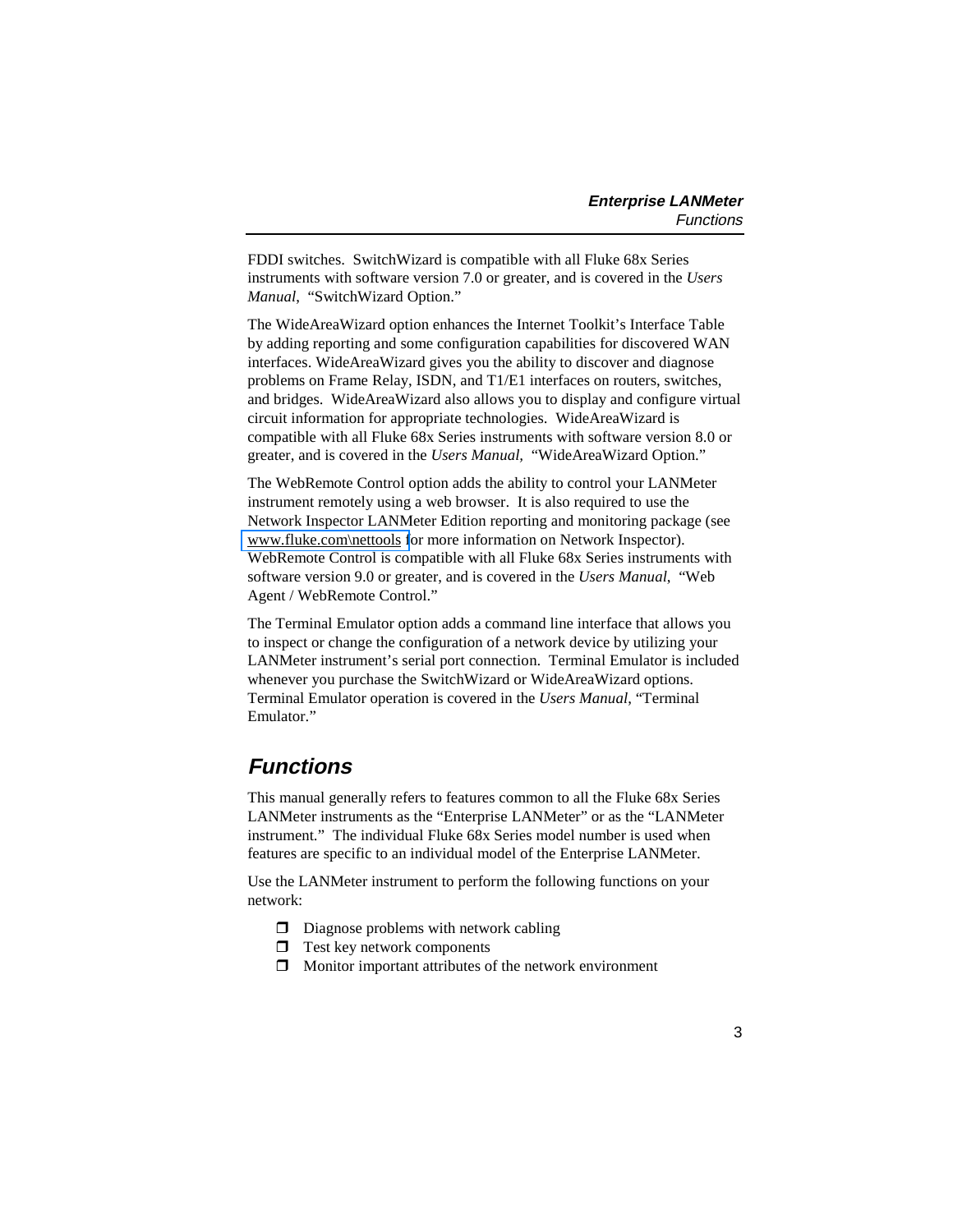FDDI switches.  SwitchWizard is compatible with all Fluke 68x Series instruments with software version 7.0 or greater, and is covered in the *Users Manual*,  “SwitchWizard Option.”

The WideAreaWizard option enhances the Internet Toolkit’s Interface Table by adding reporting and some configuration capabilities for discovered WAN interfaces. WideAreaWizard gives you the ability to discover and diagnose problems on Frame Relay, ISDN, and T1/E1 interfaces on routers, switches, and bridges.  WideAreaWizard also allows you to display and configure virtual circuit information for appropriate technologies.  WideAreaWizard is compatible with all Fluke 68x Series instruments with software version 8.0 or greater, and is covered in the *Users Manual*,  “WideAreaWizard Option.”

The WebRemote Control option adds the ability to control your LANMeter instrument remotely using a web browser.  It is also required to use the Network Inspector LANMeter Edition reporting and monitoring package (see www.fluke.com\nettools for more information on Network Inspector). WebRemote Control is compatible with all Fluke 68x Series instruments with software version 9.0 or greater, and is covered in the *Users Manual*,  “Web Agent / WebRemote Control.”

The Terminal Emulator option adds a command line interface that allows you to inspect or change the configuration of a network device by utilizing your LANMeter instrument’s serial port connection.  Terminal Emulator is included whenever you purchase the SwitchWizard or WideAreaWizard options. Terminal Emulator operation is covered in the *Users Manual*, “Terminal Emulator.”

## Functions

This manual generally refers to features common to all the Fluke 68x Series LANMeter instruments as the “Enterprise LANMeter” or as the “LANMeter instrument.”  The individual Fluke 68x Series model number is used when features are specific to an individual model of the Enterprise LANMeter.

Use the LANMeter instrument to perform the following functions on your network:

- Diagnose problems with network cabling
- Test key network components
- Monitor important attributes of the network environment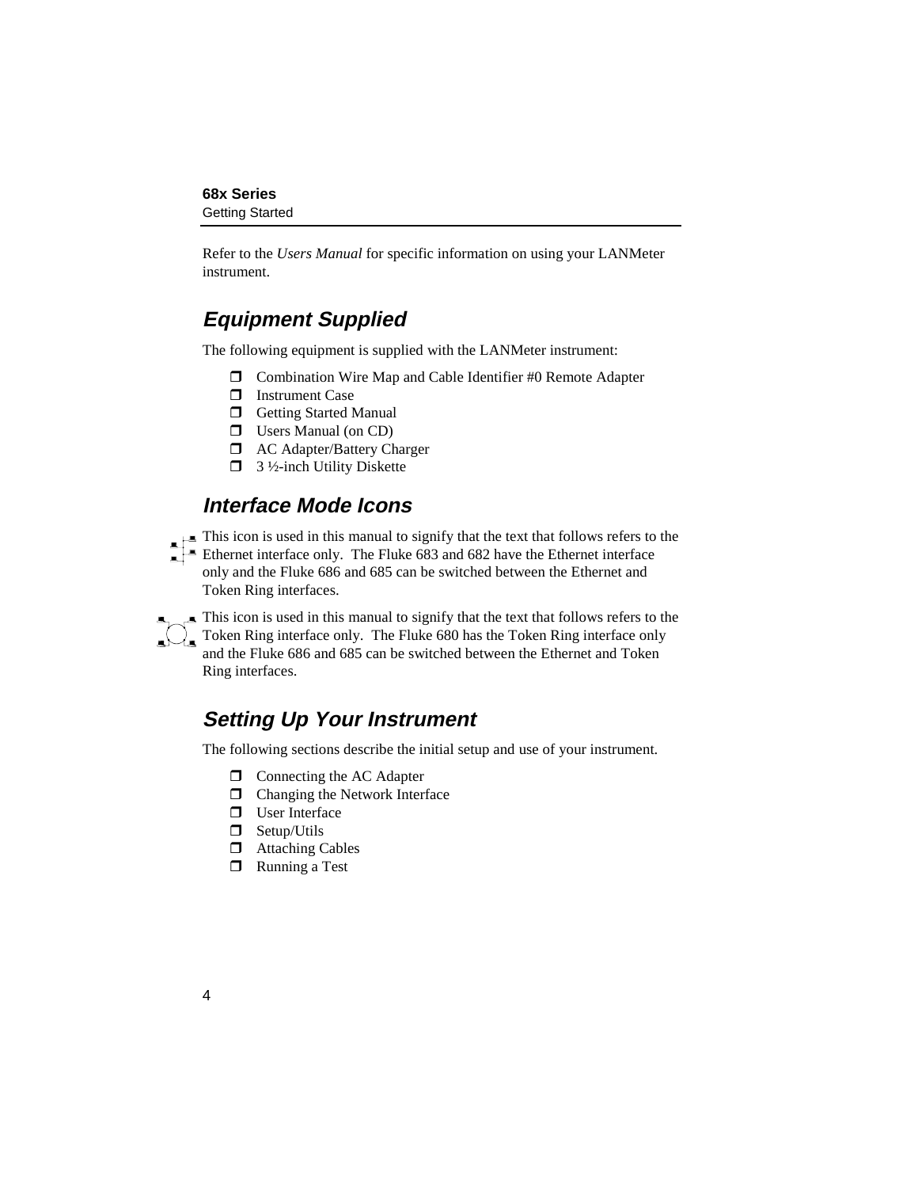Refer to the *Users Manual* for specific information on using your LANMeter instrument.

## Equipment Supplied

The following equipment is supplied with the LANMeter instrument:

- Combination Wire Map and Cable Identifier #0 Remote Adapter
- Instrument Case
- Getting Started Manual
- Users Manual (on CD)
- AC Adapter/Battery Charger
- 3 ½-inch Utility Diskette

## Interface Mode Icons

This icon is used in this manual to signify that the text that follows refers to the Ethernet interface only. The Fluke 683 and 682 have the Ethernet interface only and the Fluke 686 and 685 can be switched between the Ethernet and Token Ring interfaces.

This icon is used in this manual to signify that the text that follows refers to the Token Ring interface only. The Fluke 680 has the Token Ring interface only and the Fluke 686 and 685 can be switched between the Ethernet and Token Ring interfaces.

## Setting Up Your Instrument

The following sections describe the initial setup and use of your instrument.

- Connecting the AC Adapter
- Changing the Network Interface
- User Interface
- Setup/Utils
- Attaching Cables
- Running a Test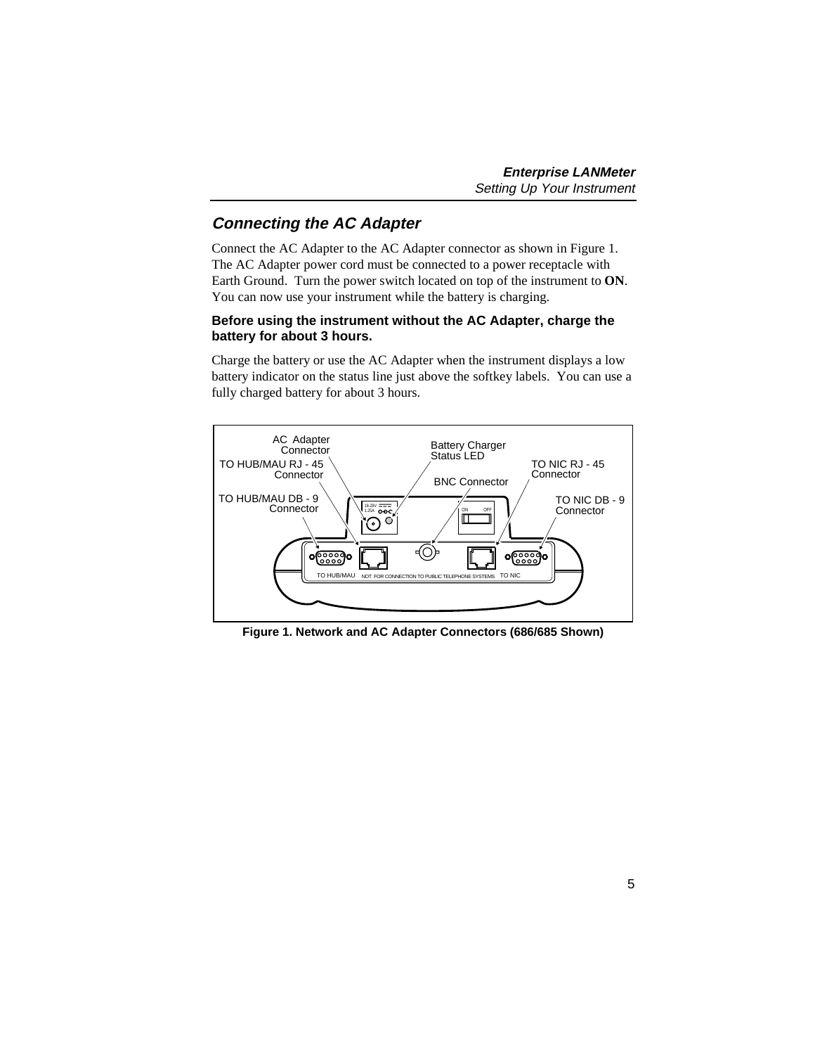## *Connecting the AC Adapter*

Connect the AC Adapter to the AC Adapter connector as shown in Figure 1. The AC Adapter power cord must be connected to a power receptacle with Earth Ground. Turn the power switch located on top of the instrument to **ON**. You can now use your instrument while the battery is charging.

**Before using the instrument without the AC Adapter, charge the battery for about 3 hours.**

Charge the battery or use the AC Adapter when the instrument displays a low battery indicator on the status line just above the softkey labels. You can use a fully charged battery for about 3 hours.

**Figure 1. Network and AC Adapter Connectors (686/685 Shown)**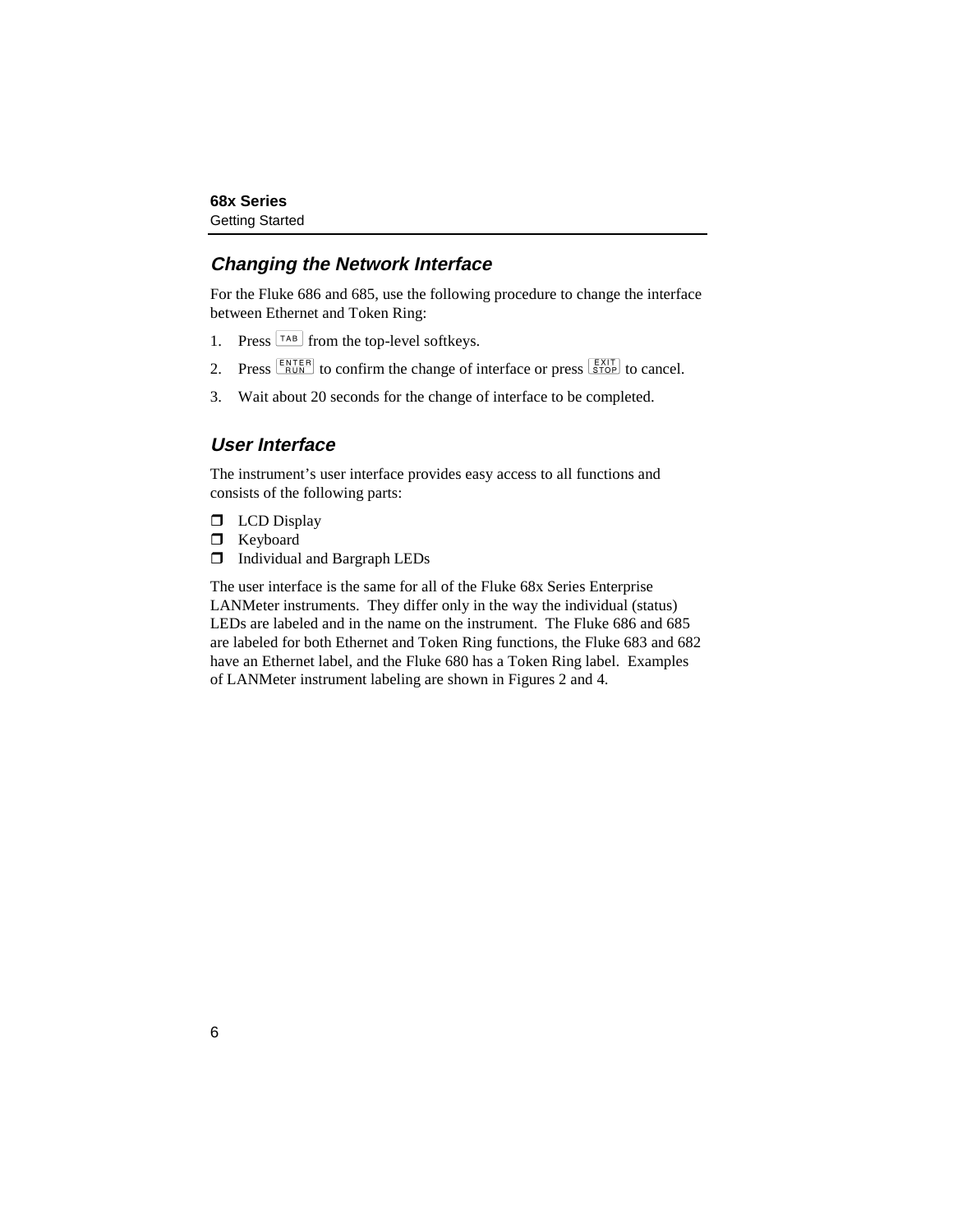## Changing the Network Interface

For the Fluke 686 and 685, use the following procedure to change the interface between Ethernet and Token Ring:

1. Press TAB from the top-level softkeys.
2. Press ENTER RUN to confirm the change of interface or press EXIT STOP to cancel.
3. Wait about 20 seconds for the change of interface to be completed.

## User Interface

The instrument's user interface provides easy access to all functions and consists of the following parts:

- LCD Display
- Keyboard
- Individual and Bargraph LEDs

The user interface is the same for all of the Fluke 68x Series Enterprise LANMeter instruments. They differ only in the way the individual (status) LEDs are labeled and in the name on the instrument. The Fluke 686 and 685 are labeled for both Ethernet and Token Ring functions, the Fluke 683 and 682 have an Ethernet label, and the Fluke 680 has a Token Ring label. Examples of LANMeter instrument labeling are shown in Figures 2 and 4.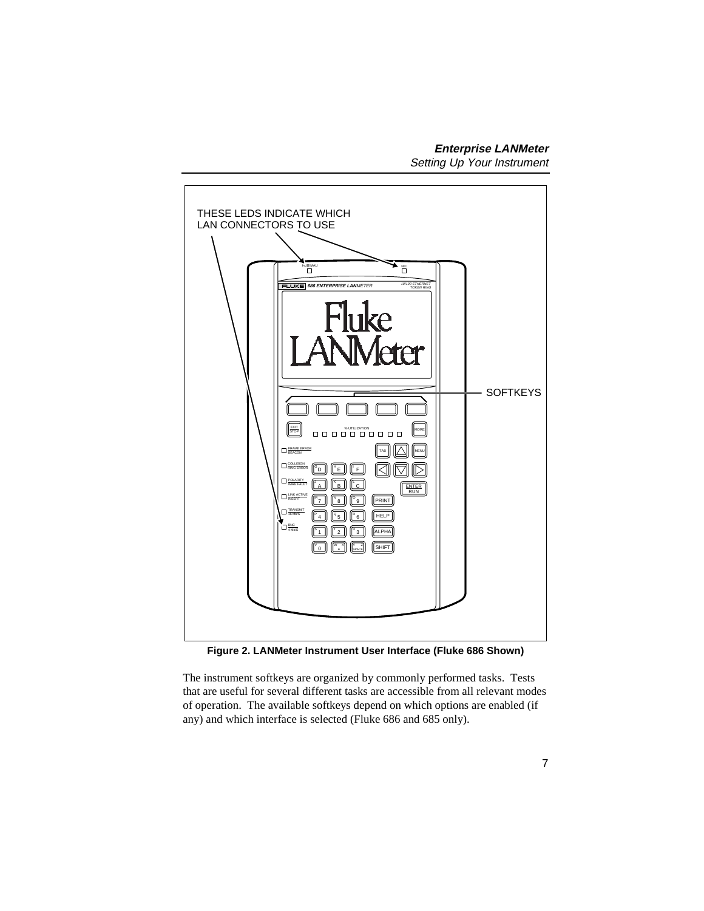THESE LEDS INDICATE WHICH LAN CONNECTORS TO USE

SOFTKEYS

**Figure 2. LANMeter Instrument User Interface (Fluke 686 Shown)**

The instrument softkeys are organized by commonly performed tasks. Tests that are useful for several different tasks are accessible from all relevant modes of operation. The available softkeys depend on which options are enabled (if any) and which interface is selected (Fluke 686 and 685 only).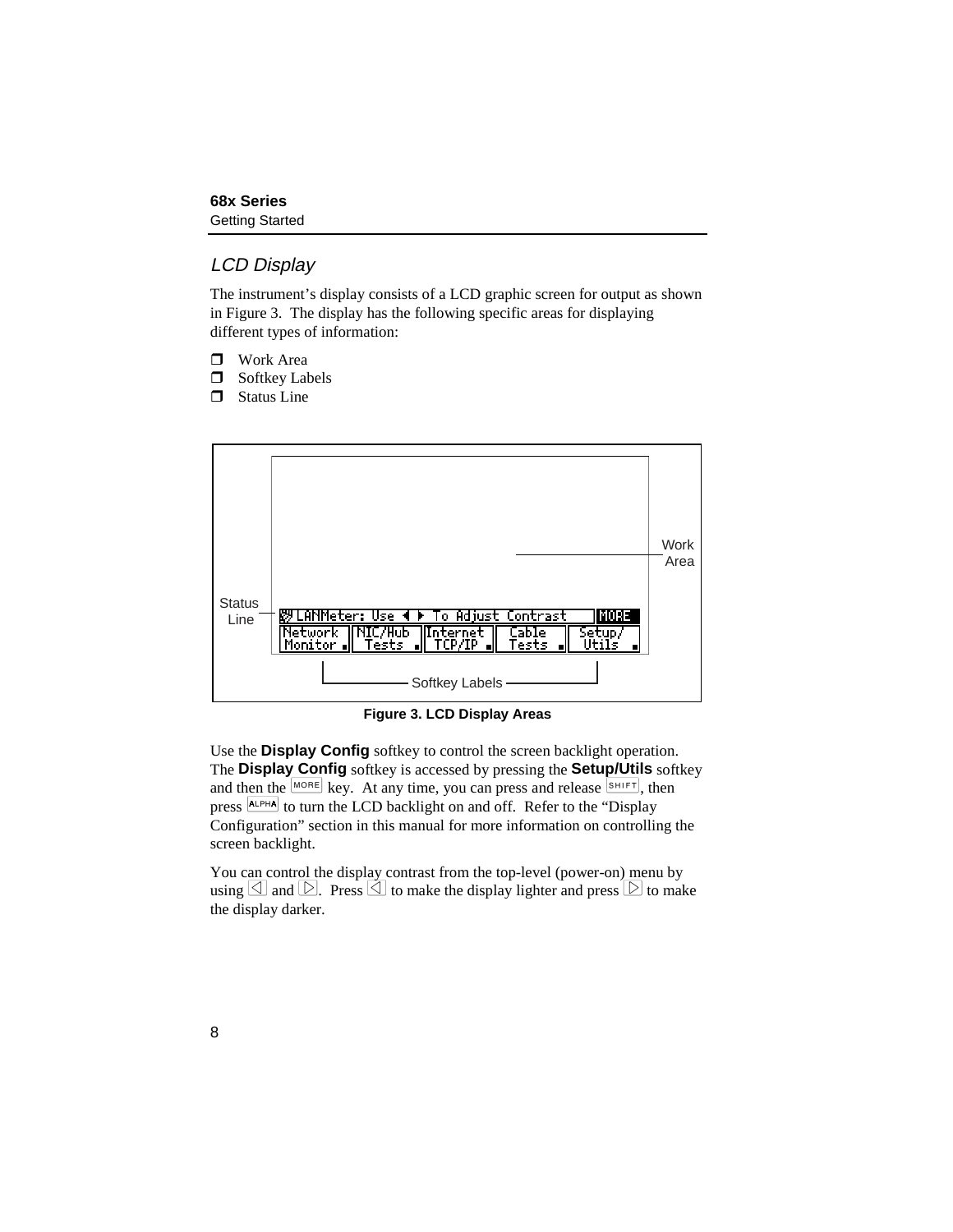## LCD Display

The instrument's display consists of a LCD graphic screen for output as shown in Figure 3. The display has the following specific areas for displaying different types of information:

- Work Area
- Softkey Labels
- Status Line

Figure 3. LCD Display Areas

Use the **Display Config** softkey to control the screen backlight operation. The **Display Config** softkey is accessed by pressing the **Setup/Utils** softkey and then the MORE key. At any time, you can press and release SHIFT, then press ALPHA to turn the LCD backlight on and off. Refer to the "Display Configuration" section in this manual for more information on controlling the screen backlight.

You can control the display contrast from the top-level (power-on) menu by using ◁ and ▷. Press ◁ to make the display lighter and press ▷ to make the display darker.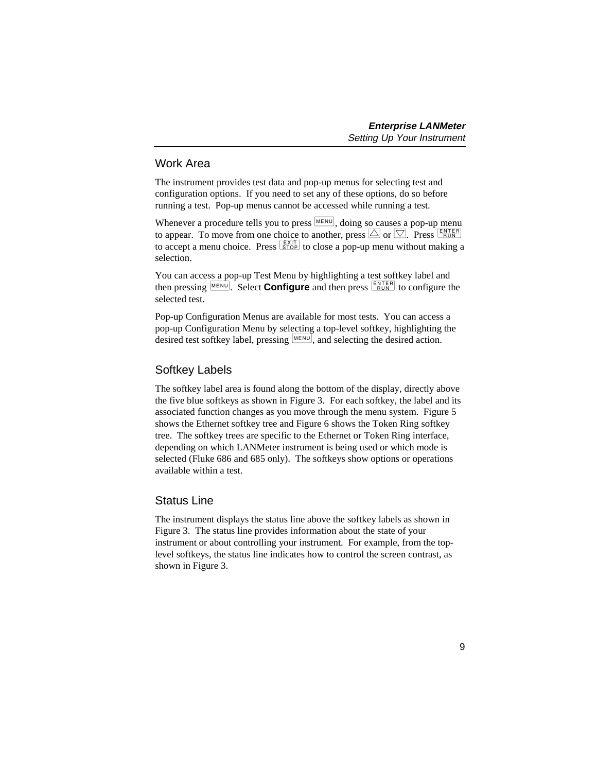## Work Area

The instrument provides test data and pop-up menus for selecting test and configuration options. If you need to set any of these options, do so before running a test. Pop-up menus cannot be accessed while running a test.

Whenever a procedure tells you to press MENU, doing so causes a pop-up menu to appear. To move from one choice to another, press △ or ▽. Press ENTER RUN to accept a menu choice. Press EXIT STOP to close a pop-up menu without making a selection.

You can access a pop-up Test Menu by highlighting a test softkey label and then pressing MENU. Select **Configure** and then press ENTER RUN to configure the selected test.

Pop-up Configuration Menus are available for most tests. You can access a pop-up Configuration Menu by selecting a top-level softkey, highlighting the desired test softkey label, pressing MENU, and selecting the desired action.

## Softkey Labels

The softkey label area is found along the bottom of the display, directly above the five blue softkeys as shown in Figure 3. For each softkey, the label and its associated function changes as you move through the menu system. Figure 5 shows the Ethernet softkey tree and Figure 6 shows the Token Ring softkey tree. The softkey trees are specific to the Ethernet or Token Ring interface, depending on which LANMeter instrument is being used or which mode is selected (Fluke 686 and 685 only). The softkeys show options or operations available within a test.

## Status Line

The instrument displays the status line above the softkey labels as shown in Figure 3. The status line provides information about the state of your instrument or about controlling your instrument. For example, from the top-level softkeys, the status line indicates how to control the screen contrast, as shown in Figure 3.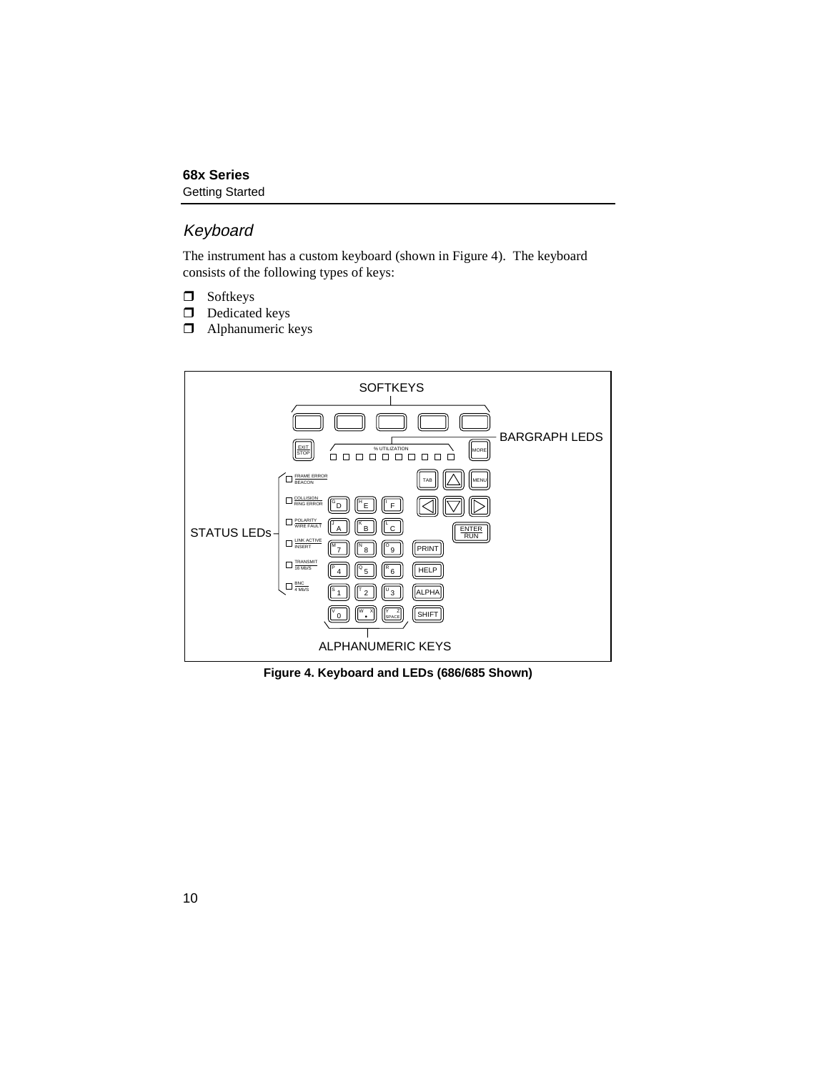## Keyboard

The instrument has a custom keyboard (shown in Figure 4). The keyboard consists of the following types of keys:

- Softkeys
- Dedicated keys
- Alphanumeric keys

**Figure 4. Keyboard and LEDs (686/685 Shown)**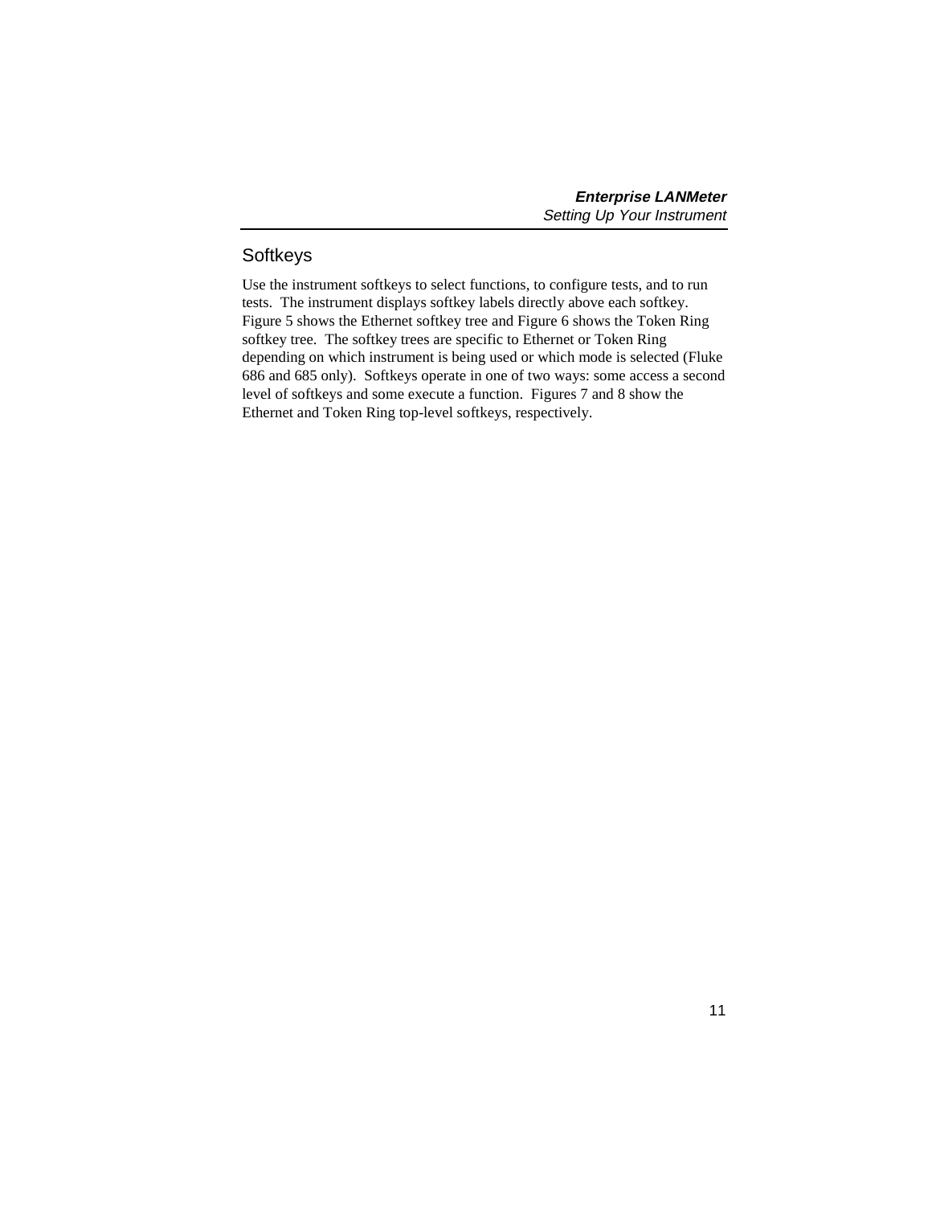## Softkeys

Use the instrument softkeys to select functions, to configure tests, and to run tests. The instrument displays softkey labels directly above each softkey. Figure 5 shows the Ethernet softkey tree and Figure 6 shows the Token Ring softkey tree. The softkey trees are specific to Ethernet or Token Ring depending on which instrument is being used or which mode is selected (Fluke 686 and 685 only). Softkeys operate in one of two ways: some access a second level of softkeys and some execute a function. Figures 7 and 8 show the Ethernet and Token Ring top-level softkeys, respectively.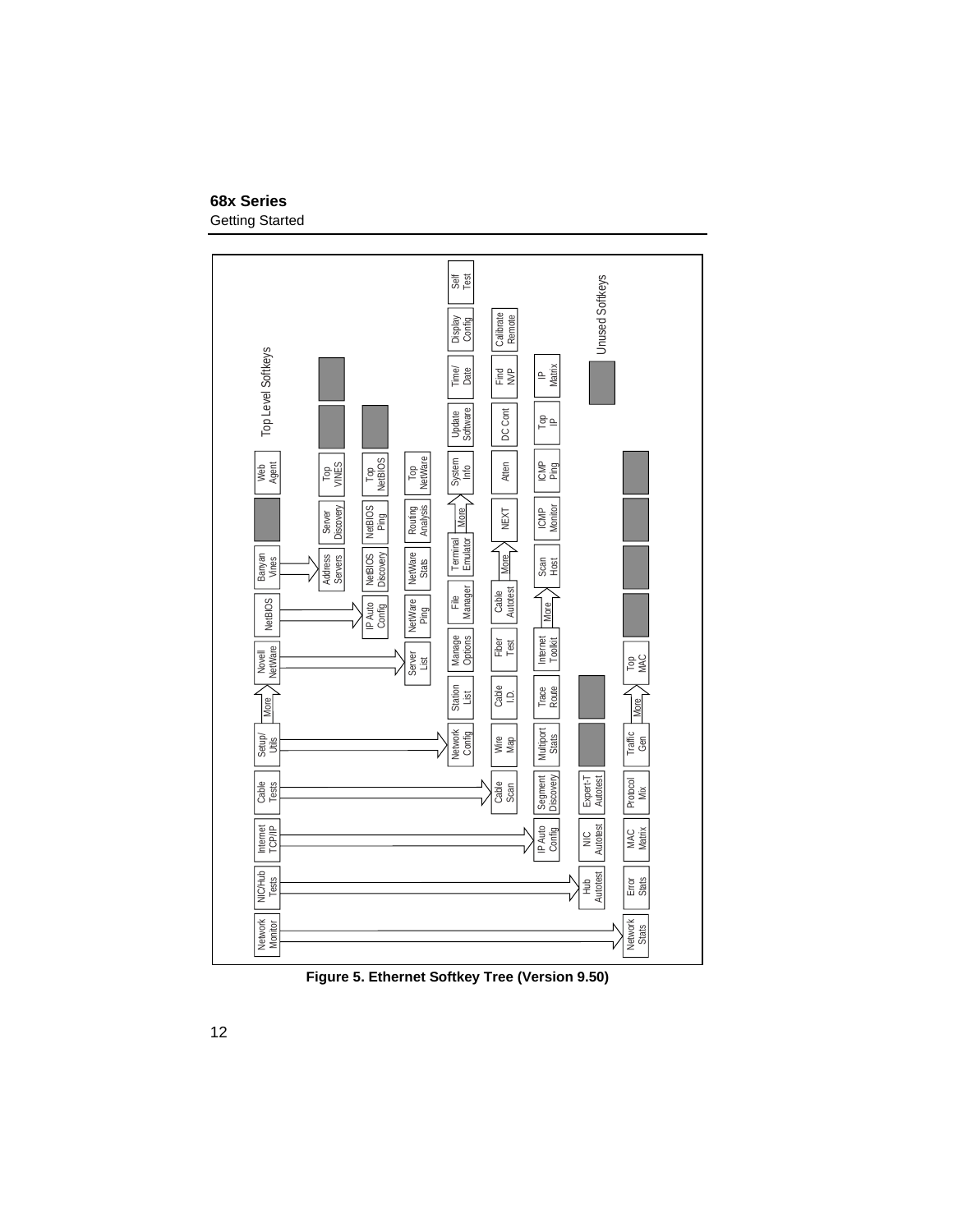Top Level Softkeys

| Network Monitor | NIC/Hub Tests | Internet TCP/IP | Cable Tests | Setup/ Utils | More | Novell NetWare | NetBIOS | Banyan Vines | | Web Agent |
|---|---|---|---|---|---|---|---|---|---|---|

- Banyan Vines → Address Servers | Server Discovery | Top VINES | | 
- NetBIOS → IP Auto Config | NetBIOS Discovery | NetBIOS Ping | Top NetBIOS | 
- Novell NetWare → Server List | NetWare Ping | NetWare Stats | Routing Analysis | Top NetWare
- Setup/Utils → Network Config | Station List | Manage Options | File Manager | Terminal Emulator | More → System Info | Update Software | Time/ Date | Display Config | Self Test
- Cable Tests → Cable Scan | Wire Map | Cable I.D. | Fiber Test | Cable Autotest | More → NEXT | Atten | DC Cont | Find NVP | Calibrate Remote
- Internet TCP/IP → IP Auto Config | Segment Discovery | Multiport Stats | Trace Route | Internet Toolkit | More → Scan Host | ICMP Monitor | ICMP Ping | Top IP | IP Matrix
- NIC/Hub Tests → Hub Autotest | NIC Autotest | Expert-T Autotest | |
- Network Monitor → Network Stats | Error Stats | MAC Matrix | Protocol Mix | Traffic Gen | More → Top MAC | | | |

Unused Softkeys

**Figure 5. Ethernet Softkey Tree (Version 9.50)**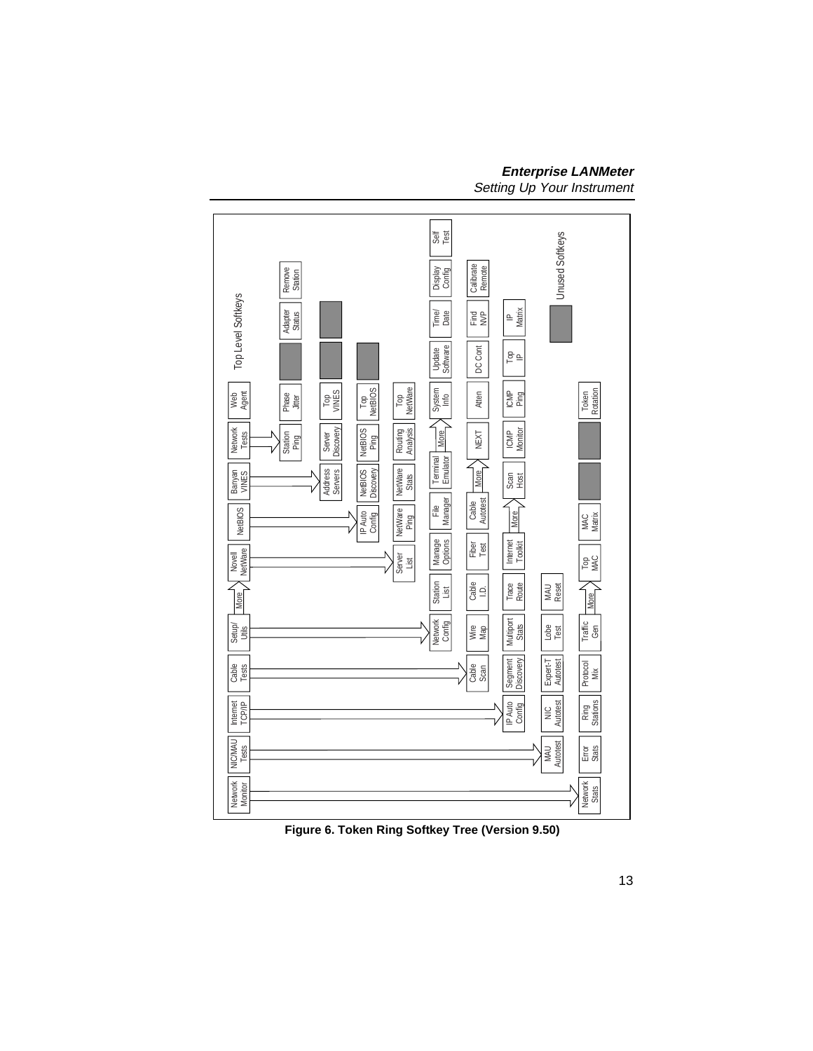Top Level Softkeys

| Network Monitor | NIC/MAU Tests | Internet TCP/IP | Cable Tests | Setup/Utils | More | Novell NetWare | NetBIOS | Banyan VINES | Network Tests | Web Agent |
|---|---|---|---|---|---|---|---|---|---|---|

- Network Tests → Station Ping, Phase Jitter, (unused), Adapter Status, Remove Station
- Banyan VINES → Address Servers, Server Discovery, Top VINES, (unused), (unused)
- NetBIOS → IP Auto Config, NetBIOS Discovery, NetBIOS Ping, Top NetBIOS, (unused)
- Novell NetWare → Server List, NetWare Ping, NetWare Stats, Routing Analysis, Top NetWare
- Setup/Utils → Network Config, Station List, Manage Options, File Manager, Terminal Emulator, More → System Info, Update Software, Time/Date, Display Config, Self Test
- Cable Tests → Cable Scan, Wire Map, Cable I.D., Fiber Test, Cable Autotest, More → NEXT, Atten, DC Cont, Find NVP, Calibrate Remote
- Internet TCP/IP → IP Auto Config, Segment Discovery, Multiport Stats, Trace Route, Internet Toolkit, More → Scan Host, ICMP Monitor, ICMP Ping, Top IP, IP Matrix
- NIC/MAU Tests → MAU Autotest, NIC Autotest, Expert-T Autotest, Lobe Test, MAU Reset
- Network Monitor → Network Stats, Error Stats, Ring Stations, Protocol Mix, Traffic Gen, More → Top MAC, MAC Matrix, (unused), (unused), Token Rotation

Unused Softkeys

**Figure 6. Token Ring Softkey Tree (Version 9.50)**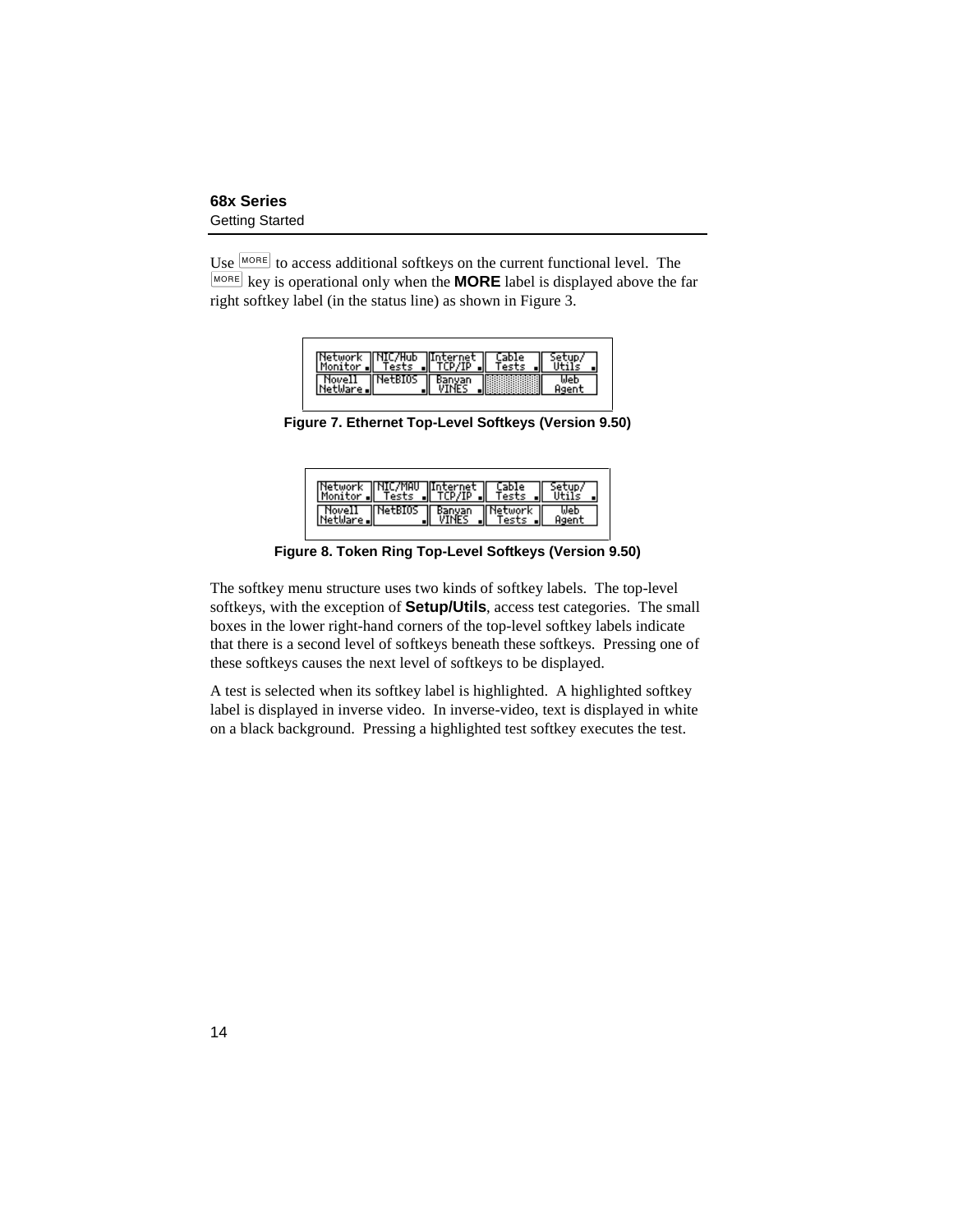Use MORE to access additional softkeys on the current functional level. The MORE key is operational only when the **MORE** label is displayed above the far right softkey label (in the status line) as shown in Figure 3.

| Network Monitor | NIC/Hub Tests | Internet TCP/IP | Cable Tests | Setup/ Utils |
|---|---|---|---|---|
| Novell NetWare | NetBIOS | Banyan VINES | | Web Agent |

**Figure 7. Ethernet Top-Level Softkeys (Version 9.50)**

| Network Monitor | NIC/MAU Tests | Internet TCP/IP | Cable Tests | Setup/ Utils |
|---|---|---|---|---|
| Novell NetWare | NetBIOS | Banyan VINES | Network Tests | Web Agent |

**Figure 8. Token Ring Top-Level Softkeys (Version 9.50)**

The softkey menu structure uses two kinds of softkey labels. The top-level softkeys, with the exception of **Setup/Utils**, access test categories. The small boxes in the lower right-hand corners of the top-level softkey labels indicate that there is a second level of softkeys beneath these softkeys. Pressing one of these softkeys causes the next level of softkeys to be displayed.

A test is selected when its softkey label is highlighted. A highlighted softkey label is displayed in inverse video. In inverse-video, text is displayed in white on a black background. Pressing a highlighted test softkey executes the test.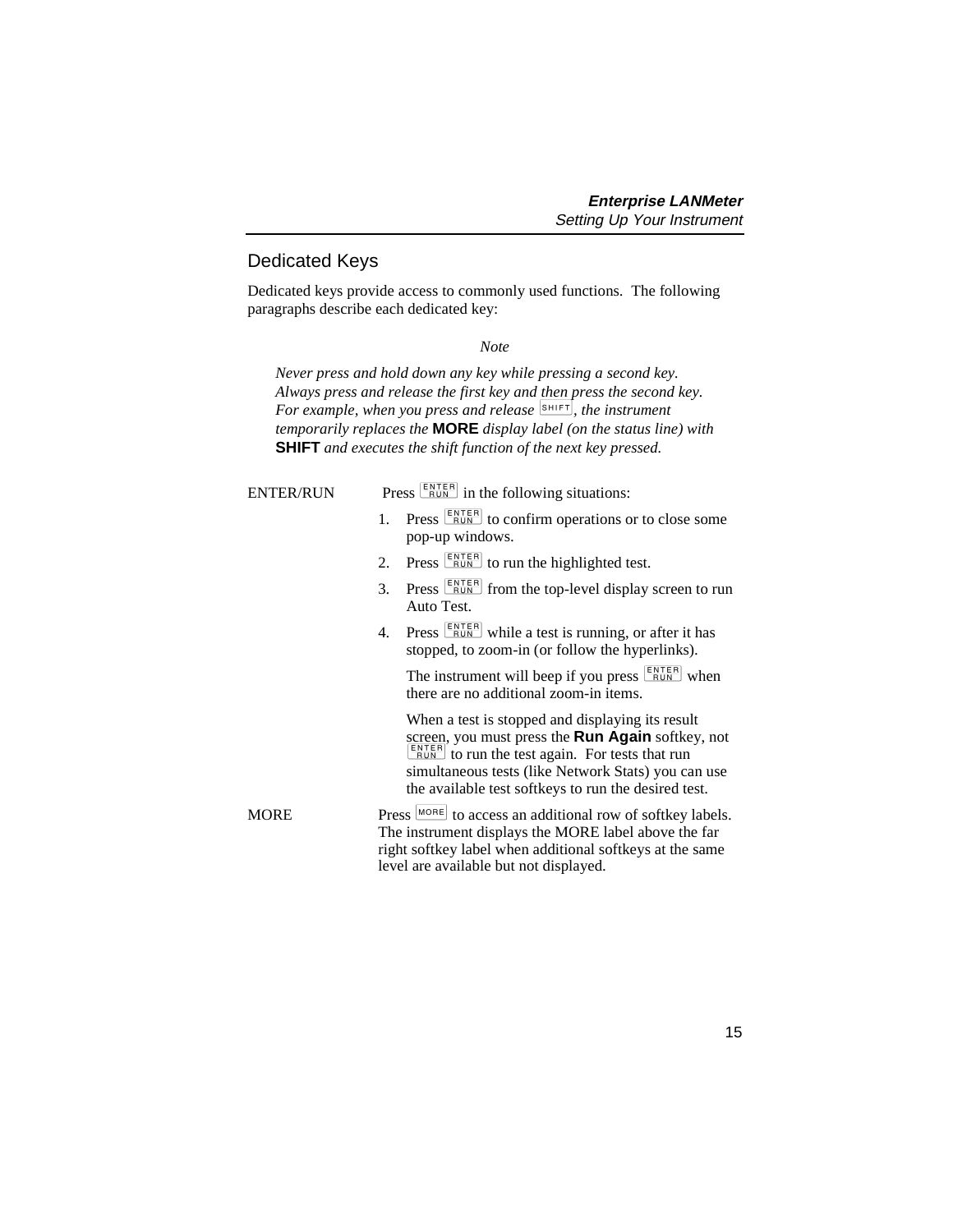## Dedicated Keys

Dedicated keys provide access to commonly used functions. The following paragraphs describe each dedicated key:

*Note*

*Never press and hold down any key while pressing a second key. Always press and release the first key and then press the second key. For example, when you press and release* SHIFT*, the instrument temporarily replaces the* **MORE** *display label (on the status line) with* **SHIFT** *and executes the shift function of the next key pressed.*

ENTER/RUN

Press ENTER RUN in the following situations:

1. Press ENTER RUN to confirm operations or to close some pop-up windows.
2. Press ENTER RUN to run the highlighted test.
3. Press ENTER RUN from the top-level display screen to run Auto Test.
4. Press ENTER RUN while a test is running, or after it has stopped, to zoom-in (or follow the hyperlinks).

   The instrument will beep if you press ENTER RUN when there are no additional zoom-in items.

   When a test is stopped and displaying its result screen, you must press the **Run Again** softkey, not ENTER RUN to run the test again. For tests that run simultaneous tests (like Network Stats) you can use the available test softkeys to run the desired test.

MORE

Press MORE to access an additional row of softkey labels. The instrument displays the MORE label above the far right softkey label when additional softkeys at the same level are available but not displayed.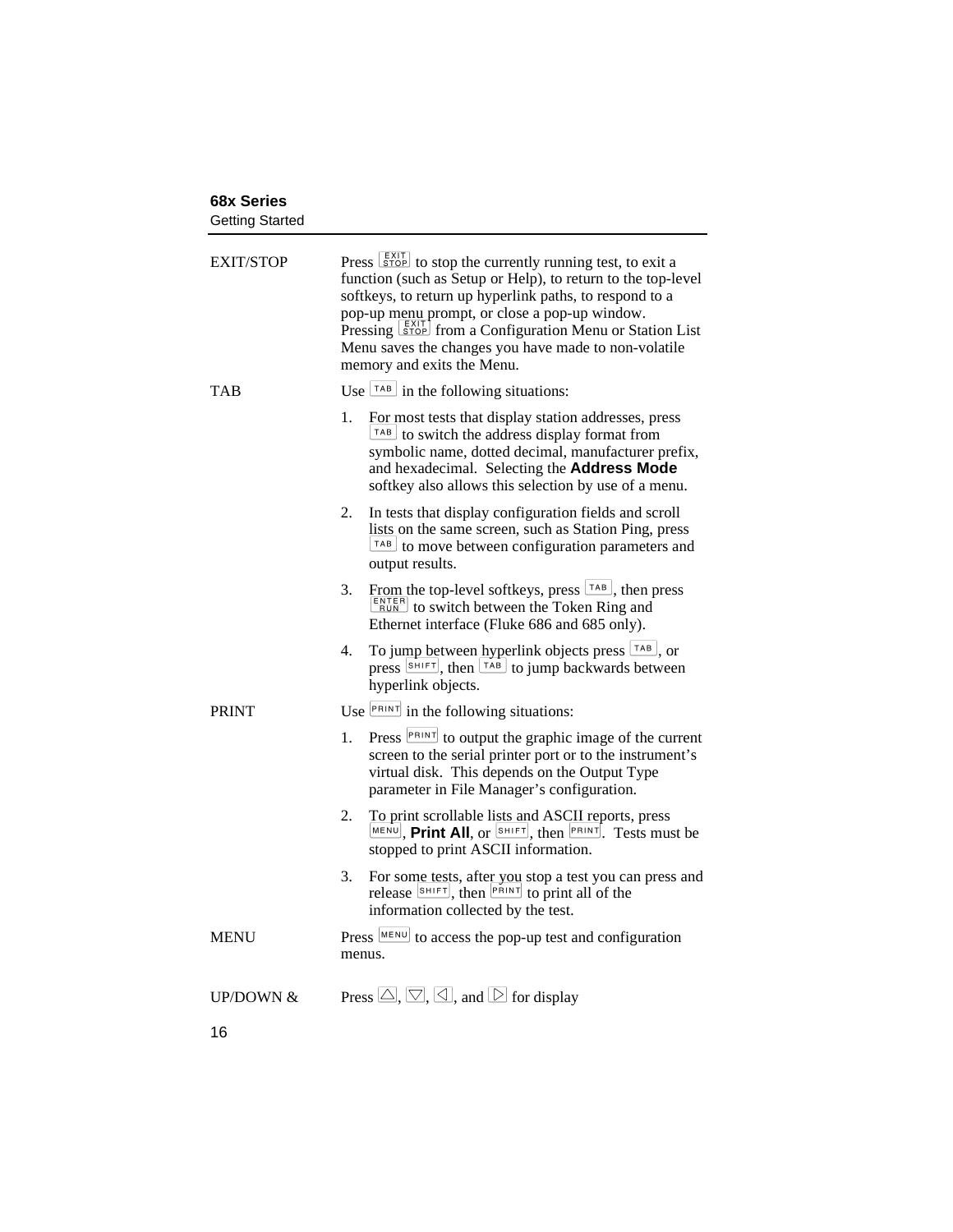| | |
|---|---|
| EXIT/STOP | Press EXIT STOP to stop the currently running test, to exit a function (such as Setup or Help), to return to the top-level softkeys, to return up hyperlink paths, to respond to a pop-up menu prompt, or close a pop-up window. Pressing EXIT STOP from a Configuration Menu or Station List Menu saves the changes you have made to non-volatile memory and exits the Menu. |
| TAB | Use TAB in the following situations:<br>1. For most tests that display station addresses, press TAB to switch the address display format from symbolic name, dotted decimal, manufacturer prefix, and hexadecimal. Selecting the **Address Mode** softkey also allows this selection by use of a menu.<br>2. In tests that display configuration fields and scroll lists on the same screen, such as Station Ping, press TAB to move between configuration parameters and output results.<br>3. From the top-level softkeys, press TAB, then press ENTER RUN to switch between the Token Ring and Ethernet interface (Fluke 686 and 685 only).<br>4. To jump between hyperlink objects press TAB, or press SHIFT, then TAB to jump backwards between hyperlink objects. |
| PRINT | Use PRINT in the following situations:<br>1. Press PRINT to output the graphic image of the current screen to the serial printer port or to the instrument's virtual disk. This depends on the Output Type parameter in File Manager's configuration.<br>2. To print scrollable lists and ASCII reports, press MENU, **Print All**, or SHIFT, then PRINT. Tests must be stopped to print ASCII information.<br>3. For some tests, after you stop a test you can press and release SHIFT, then PRINT to print all of the information collected by the test. |
| MENU | Press MENU to access the pop-up test and configuration menus. |
| UP/DOWN & | Press △, ▽, ◁, and ▷ for display |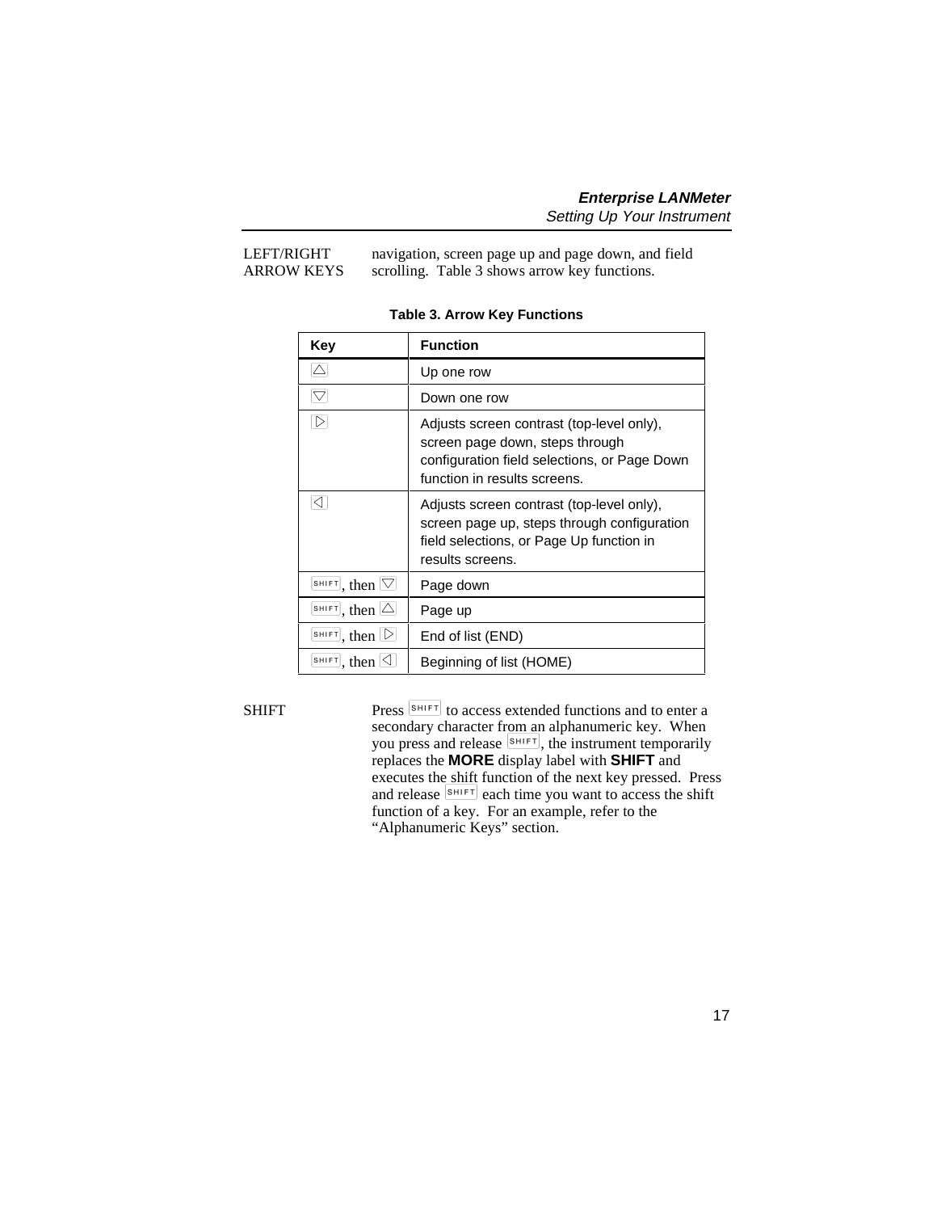| LEFT/RIGHT ARROW KEYS | navigation, screen page up and page down, and field scrolling. Table 3 shows arrow key functions. |
|---|---|

**Table 3. Arrow Key Functions**

| Key | Function |
|---|---|
| △ | Up one row |
| ▽ | Down one row |
| ▷ | Adjusts screen contrast (top-level only), screen page down, steps through configuration field selections, or Page Down function in results screens. |
| ◁ | Adjusts screen contrast (top-level only), screen page up, steps through configuration field selections, or Page Up function in results screens. |
| SHIFT, then ▽ | Page down |
| SHIFT, then △ | Page up |
| SHIFT, then ▷ | End of list (END) |
| SHIFT, then ◁ | Beginning of list (HOME) |

| SHIFT | Press SHIFT to access extended functions and to enter a secondary character from an alphanumeric key. When you press and release SHIFT, the instrument temporarily replaces the **MORE** display label with **SHIFT** and executes the shift function of the next key pressed. Press and release SHIFT each time you want to access the shift function of a key. For an example, refer to the "Alphanumeric Keys" section. |
|---|---|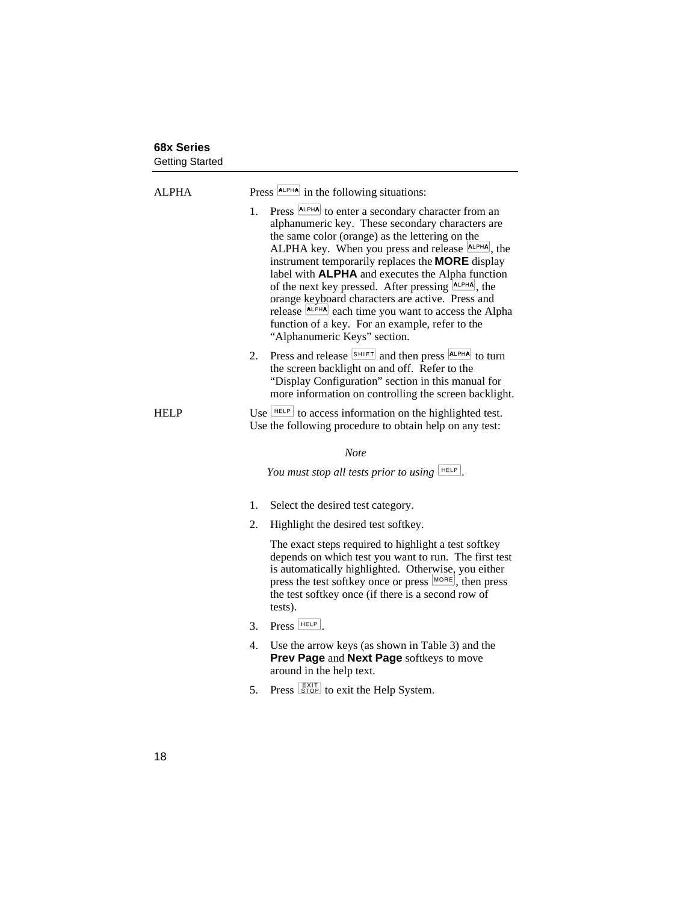ALPHA

Press ALPHA in the following situations:

1. Press ALPHA to enter a secondary character from an alphanumeric key. These secondary characters are the same color (orange) as the lettering on the ALPHA key. When you press and release ALPHA, the instrument temporarily replaces the **MORE** display label with **ALPHA** and executes the Alpha function of the next key pressed. After pressing ALPHA, the orange keyboard characters are active. Press and release ALPHA each time you want to access the Alpha function of a key. For an example, refer to the “Alphanumeric Keys” section.
2. Press and release SHIFT and then press ALPHA to turn the screen backlight on and off. Refer to the “Display Configuration” section in this manual for more information on controlling the screen backlight.

HELP

Use HELP to access information on the highlighted test. Use the following procedure to obtain help on any test:

*Note*

*You must stop all tests prior to using* HELP.

1. Select the desired test category.
2. Highlight the desired test softkey.

   The exact steps required to highlight a test softkey depends on which test you want to run. The first test is automatically highlighted. Otherwise, you either press the test softkey once or press MORE, then press the test softkey once (if there is a second row of tests).
3. Press HELP.
4. Use the arrow keys (as shown in Table 3) and the **Prev Page** and **Next Page** softkeys to move around in the help text.
5. Press EXIT STOP to exit the Help System.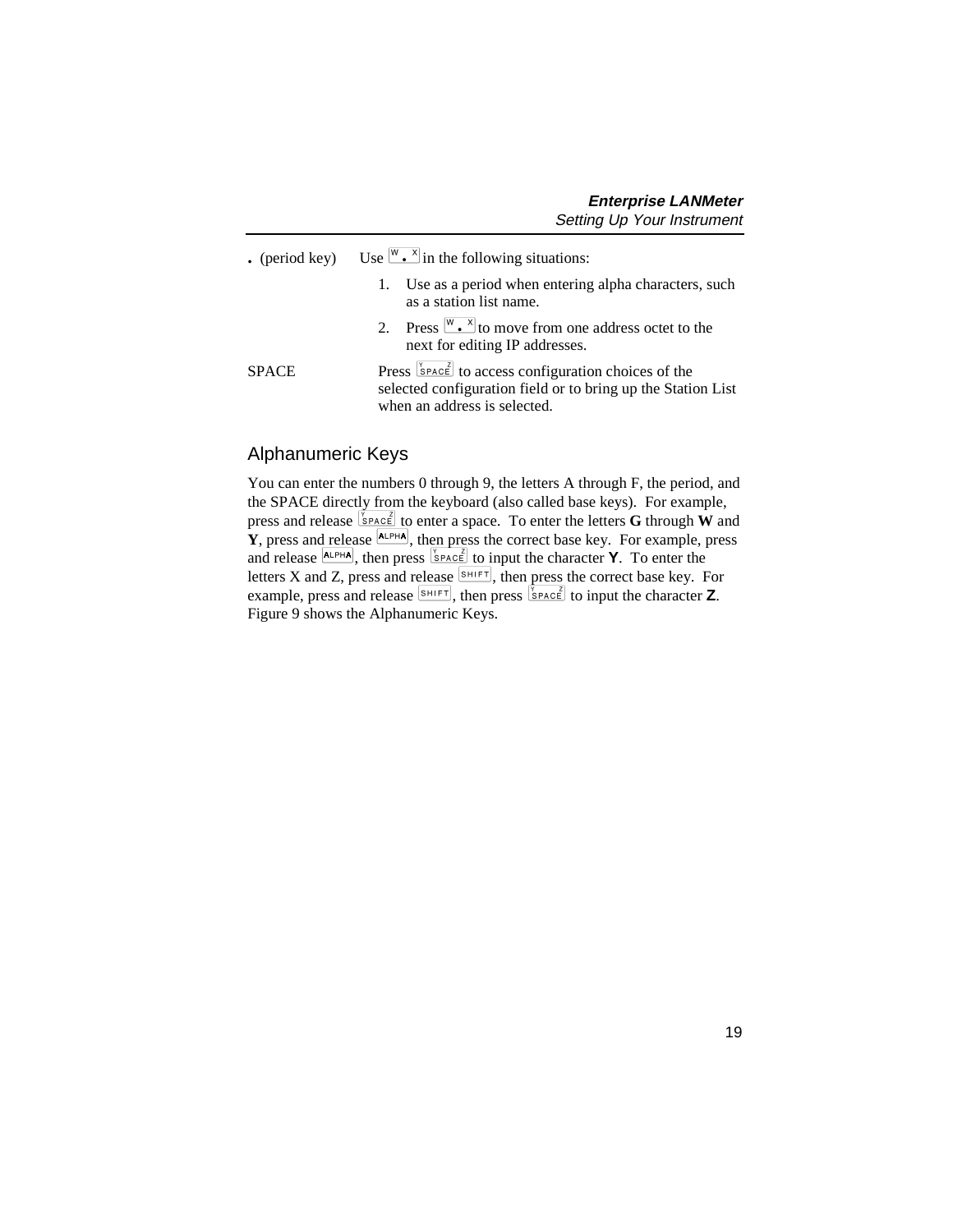| | |
|---|---|
| . (period key) | Use [W . X] in the following situations: |
| | 1. Use as a period when entering alpha characters, such as a station list name. |
| | 2. Press [W . X] to move from one address octet to the next for editing IP addresses. |
| SPACE | Press [Y SPACE Z] to access configuration choices of the selected configuration field or to bring up the Station List when an address is selected. |

## Alphanumeric Keys

You can enter the numbers 0 through 9, the letters A through F, the period, and the SPACE directly from the keyboard (also called base keys). For example, press and release [Y SPACE Z] to enter a space. To enter the letters **G** through **W** and **Y**, press and release [ALPHA], then press the correct base key. For example, press and release [ALPHA], then press [Y SPACE Z] to input the character **Y**. To enter the letters X and Z, press and release [SHIFT], then press the correct base key. For example, press and release [SHIFT], then press [Y SPACE Z] to input the character **Z**. Figure 9 shows the Alphanumeric Keys.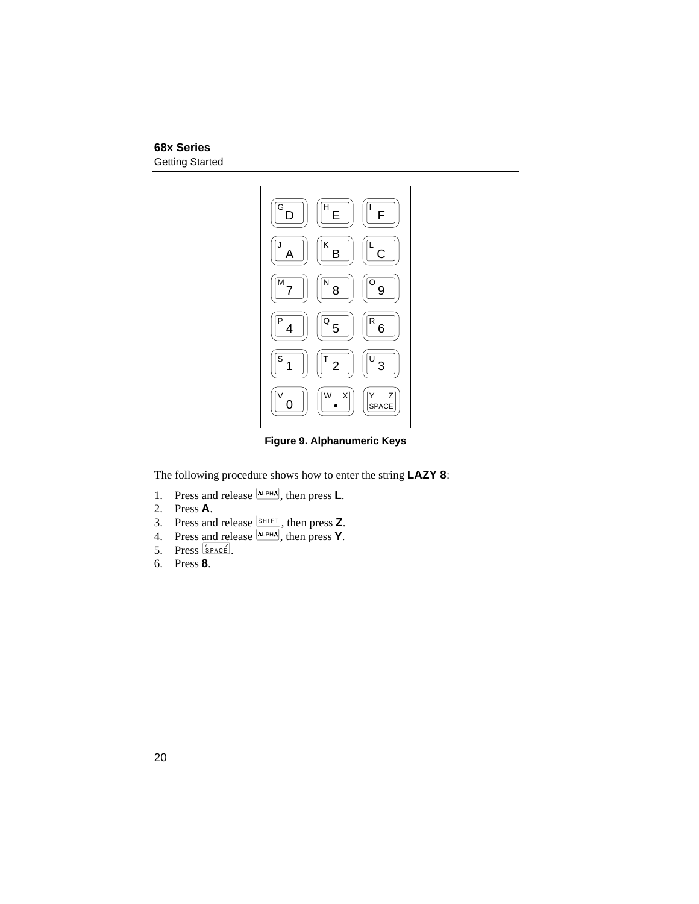| | | |
|---|---|---|
| G D | H E | I F |
| J A | K B | L C |
| M 7 | N 8 | O 9 |
| P 4 | Q 5 | R 6 |
| S 1 | T 2 | U 3 |
| V 0 | W X • | Y Z SPACE |

**Figure 9. Alphanumeric Keys**

The following procedure shows how to enter the string **LAZY 8**:

1. Press and release [ALPHA], then press **L**.
2. Press **A**.
3. Press and release [SHIFT], then press **Z**.
4. Press and release [ALPHA], then press **Y**.
5. Press [SPACE].
6. Press **8**.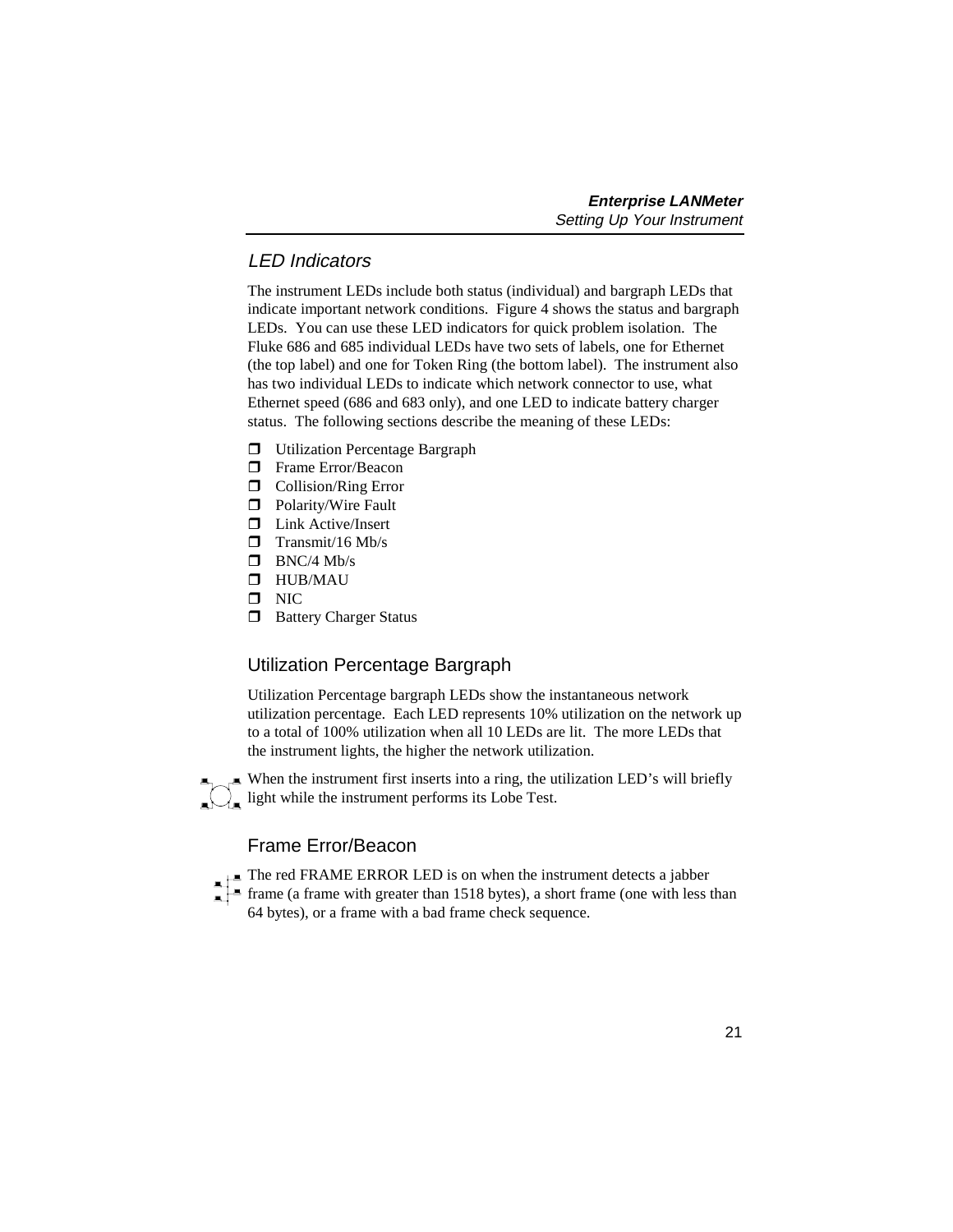## LED Indicators

The instrument LEDs include both status (individual) and bargraph LEDs that indicate important network conditions. Figure 4 shows the status and bargraph LEDs. You can use these LED indicators for quick problem isolation. The Fluke 686 and 685 individual LEDs have two sets of labels, one for Ethernet (the top label) and one for Token Ring (the bottom label). The instrument also has two individual LEDs to indicate which network connector to use, what Ethernet speed (686 and 683 only), and one LED to indicate battery charger status. The following sections describe the meaning of these LEDs:

- Utilization Percentage Bargraph
- Frame Error/Beacon
- Collision/Ring Error
- Polarity/Wire Fault
- Link Active/Insert
- Transmit/16 Mb/s
- BNC/4 Mb/s
- HUB/MAU
- NIC
- Battery Charger Status

### Utilization Percentage Bargraph

Utilization Percentage bargraph LEDs show the instantaneous network utilization percentage. Each LED represents 10% utilization on the network up to a total of 100% utilization when all 10 LEDs are lit. The more LEDs that the instrument lights, the higher the network utilization.

When the instrument first inserts into a ring, the utilization LED's will briefly light while the instrument performs its Lobe Test.

### Frame Error/Beacon

The red FRAME ERROR LED is on when the instrument detects a jabber frame (a frame with greater than 1518 bytes), a short frame (one with less than 64 bytes), or a frame with a bad frame check sequence.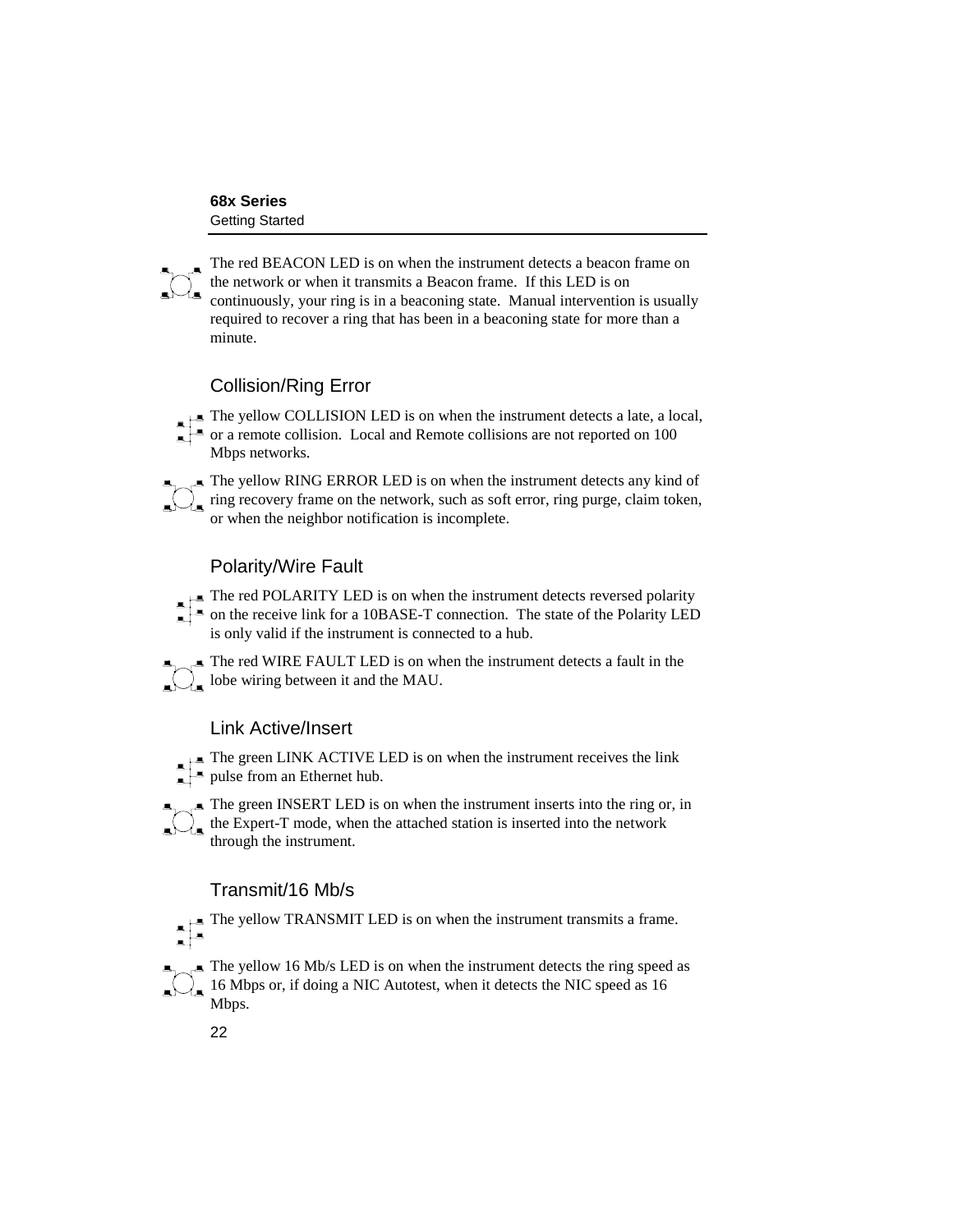The red BEACON LED is on when the instrument detects a beacon frame on the network or when it transmits a Beacon frame. If this LED is on continuously, your ring is in a beaconing state. Manual intervention is usually required to recover a ring that has been in a beaconing state for more than a minute.

## Collision/Ring Error

The yellow COLLISION LED is on when the instrument detects a late, a local, or a remote collision. Local and Remote collisions are not reported on 100 Mbps networks.

The yellow RING ERROR LED is on when the instrument detects any kind of ring recovery frame on the network, such as soft error, ring purge, claim token, or when the neighbor notification is incomplete.

## Polarity/Wire Fault

The red POLARITY LED is on when the instrument detects reversed polarity on the receive link for a 10BASE-T connection. The state of the Polarity LED is only valid if the instrument is connected to a hub.

The red WIRE FAULT LED is on when the instrument detects a fault in the lobe wiring between it and the MAU.

## Link Active/Insert

The green LINK ACTIVE LED is on when the instrument receives the link pulse from an Ethernet hub.

The green INSERT LED is on when the instrument inserts into the ring or, in the Expert-T mode, when the attached station is inserted into the network through the instrument.

## Transmit/16 Mb/s

The yellow TRANSMIT LED is on when the instrument transmits a frame.

The yellow 16 Mb/s LED is on when the instrument detects the ring speed as 16 Mbps or, if doing a NIC Autotest, when it detects the NIC speed as 16 Mbps.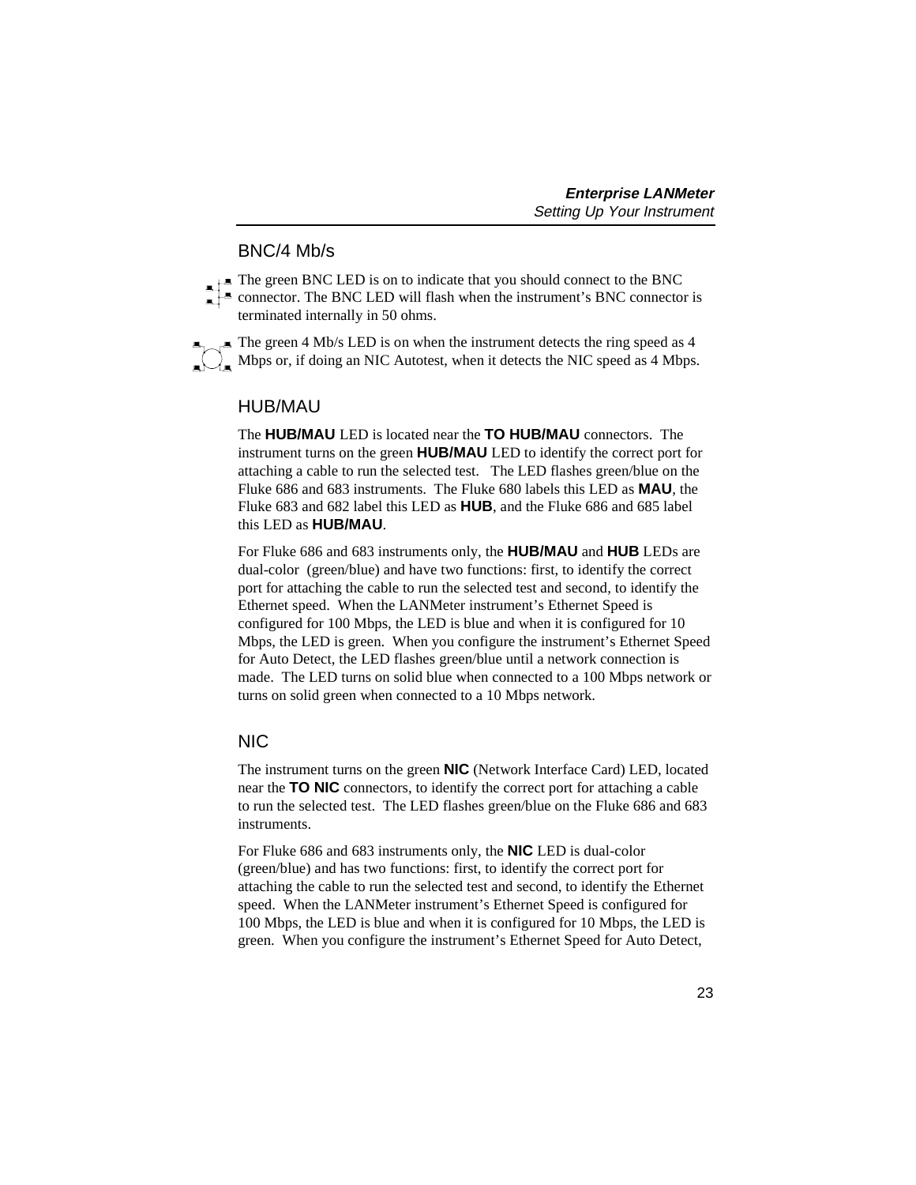## BNC/4 Mb/s

The green BNC LED is on to indicate that you should connect to the BNC connector. The BNC LED will flash when the instrument's BNC connector is terminated internally in 50 ohms.

The green 4 Mb/s LED is on when the instrument detects the ring speed as 4 Mbps or, if doing an NIC Autotest, when it detects the NIC speed as 4 Mbps.

## HUB/MAU

The **HUB/MAU** LED is located near the **TO HUB/MAU** connectors. The instrument turns on the green **HUB/MAU** LED to identify the correct port for attaching a cable to run the selected test. The LED flashes green/blue on the Fluke 686 and 683 instruments. The Fluke 680 labels this LED as **MAU**, the Fluke 683 and 682 label this LED as **HUB**, and the Fluke 686 and 685 label this LED as **HUB/MAU**.

For Fluke 686 and 683 instruments only, the **HUB/MAU** and **HUB** LEDs are dual-color (green/blue) and have two functions: first, to identify the correct port for attaching the cable to run the selected test and second, to identify the Ethernet speed. When the LANMeter instrument's Ethernet Speed is configured for 100 Mbps, the LED is blue and when it is configured for 10 Mbps, the LED is green. When you configure the instrument's Ethernet Speed for Auto Detect, the LED flashes green/blue until a network connection is made. The LED turns on solid blue when connected to a 100 Mbps network or turns on solid green when connected to a 10 Mbps network.

## NIC

The instrument turns on the green **NIC** (Network Interface Card) LED, located near the **TO NIC** connectors, to identify the correct port for attaching a cable to run the selected test. The LED flashes green/blue on the Fluke 686 and 683 instruments.

For Fluke 686 and 683 instruments only, the **NIC** LED is dual-color (green/blue) and has two functions: first, to identify the correct port for attaching the cable to run the selected test and second, to identify the Ethernet speed. When the LANMeter instrument's Ethernet Speed is configured for 100 Mbps, the LED is blue and when it is configured for 10 Mbps, the LED is green. When you configure the instrument's Ethernet Speed for Auto Detect,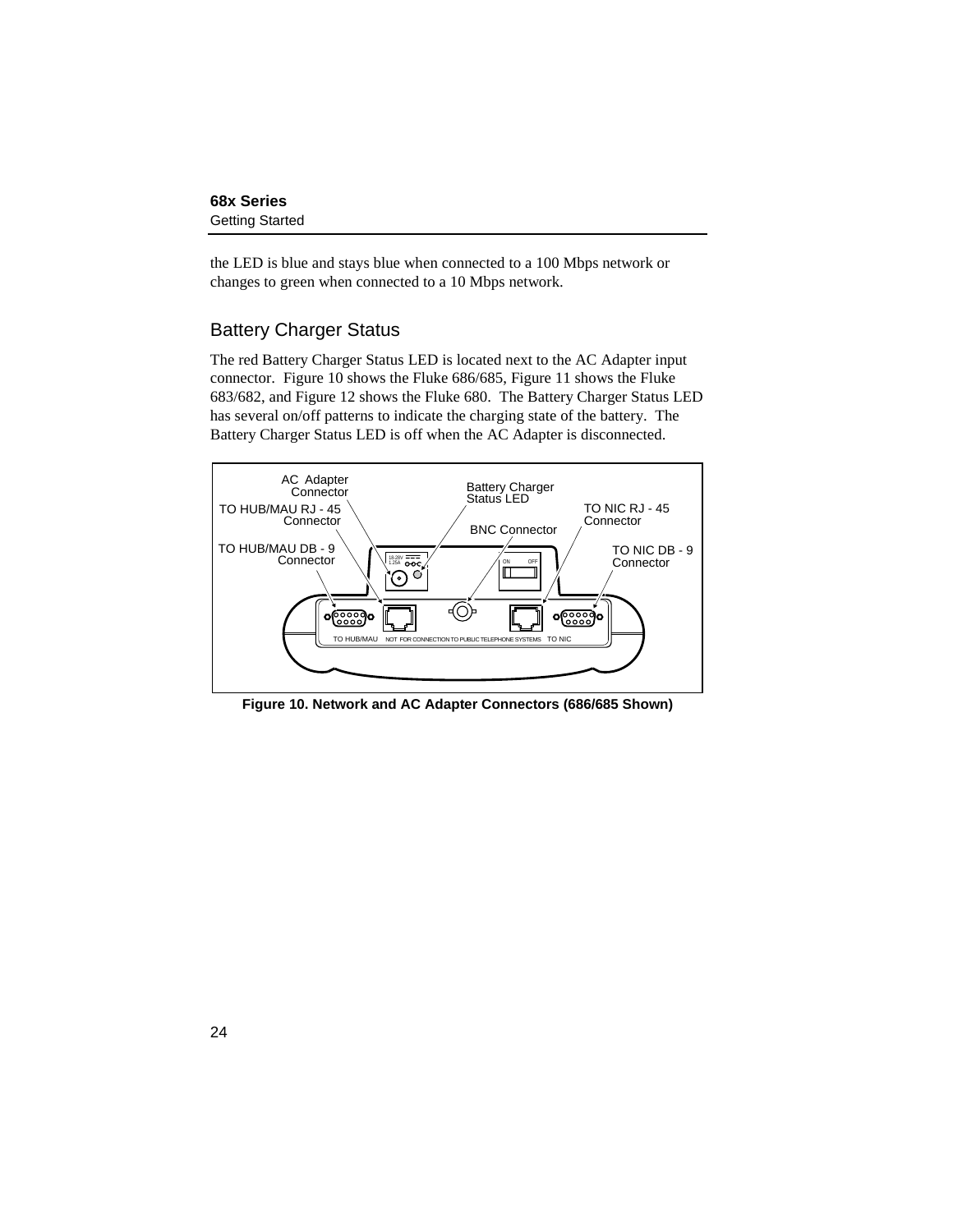the LED is blue and stays blue when connected to a 100 Mbps network or changes to green when connected to a 10 Mbps network.

## Battery Charger Status

The red Battery Charger Status LED is located next to the AC Adapter input connector. Figure 10 shows the Fluke 686/685, Figure 11 shows the Fluke 683/682, and Figure 12 shows the Fluke 680. The Battery Charger Status LED has several on/off patterns to indicate the charging state of the battery. The Battery Charger Status LED is off when the AC Adapter is disconnected.

**Figure 10. Network and AC Adapter Connectors (686/685 Shown)**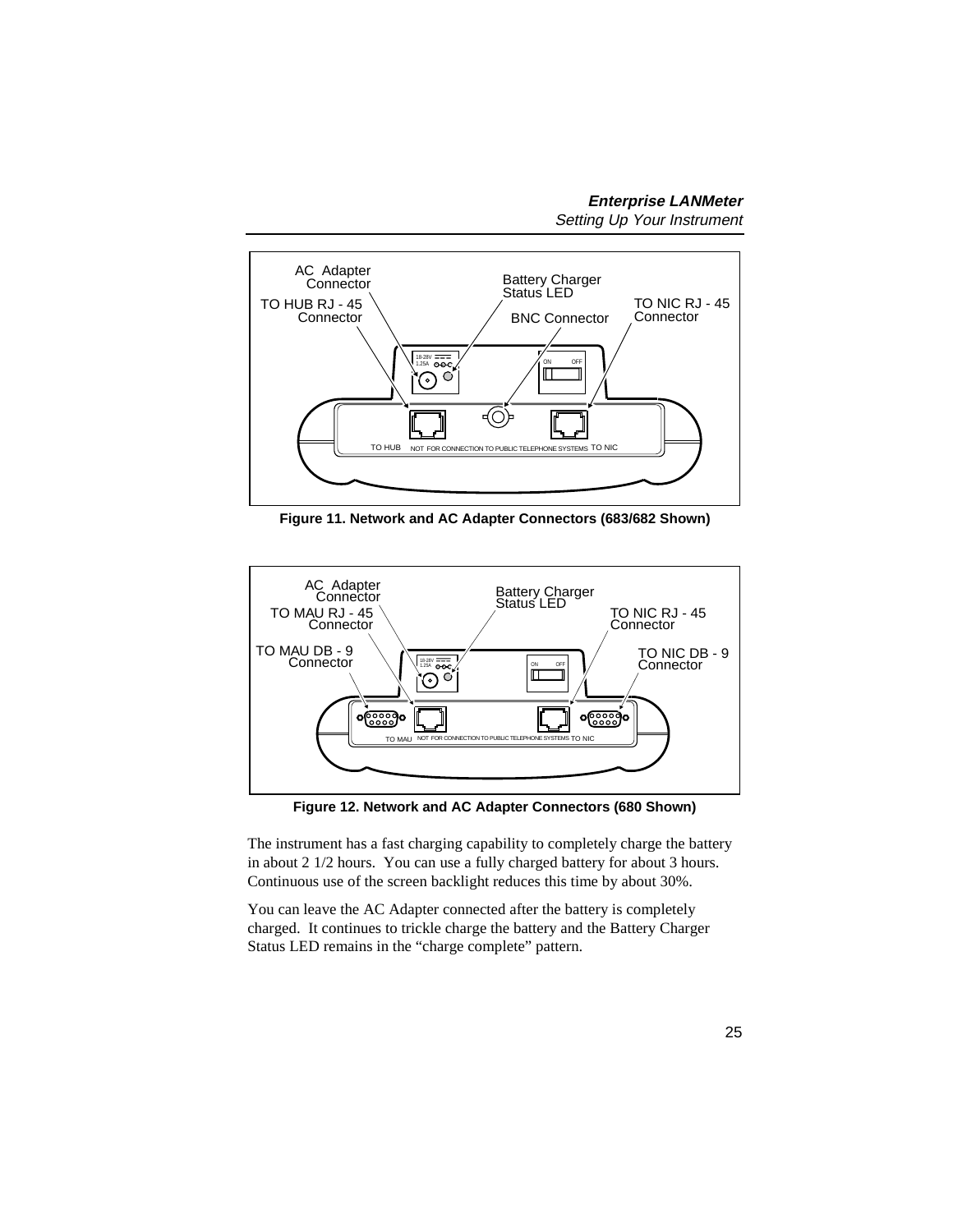**Figure 11. Network and AC Adapter Connectors (683/682 Shown)**

**Figure 12. Network and AC Adapter Connectors (680 Shown)**

The instrument has a fast charging capability to completely charge the battery in about 2 1/2 hours. You can use a fully charged battery for about 3 hours. Continuous use of the screen backlight reduces this time by about 30%.

You can leave the AC Adapter connected after the battery is completely charged. It continues to trickle charge the battery and the Battery Charger Status LED remains in the "charge complete" pattern.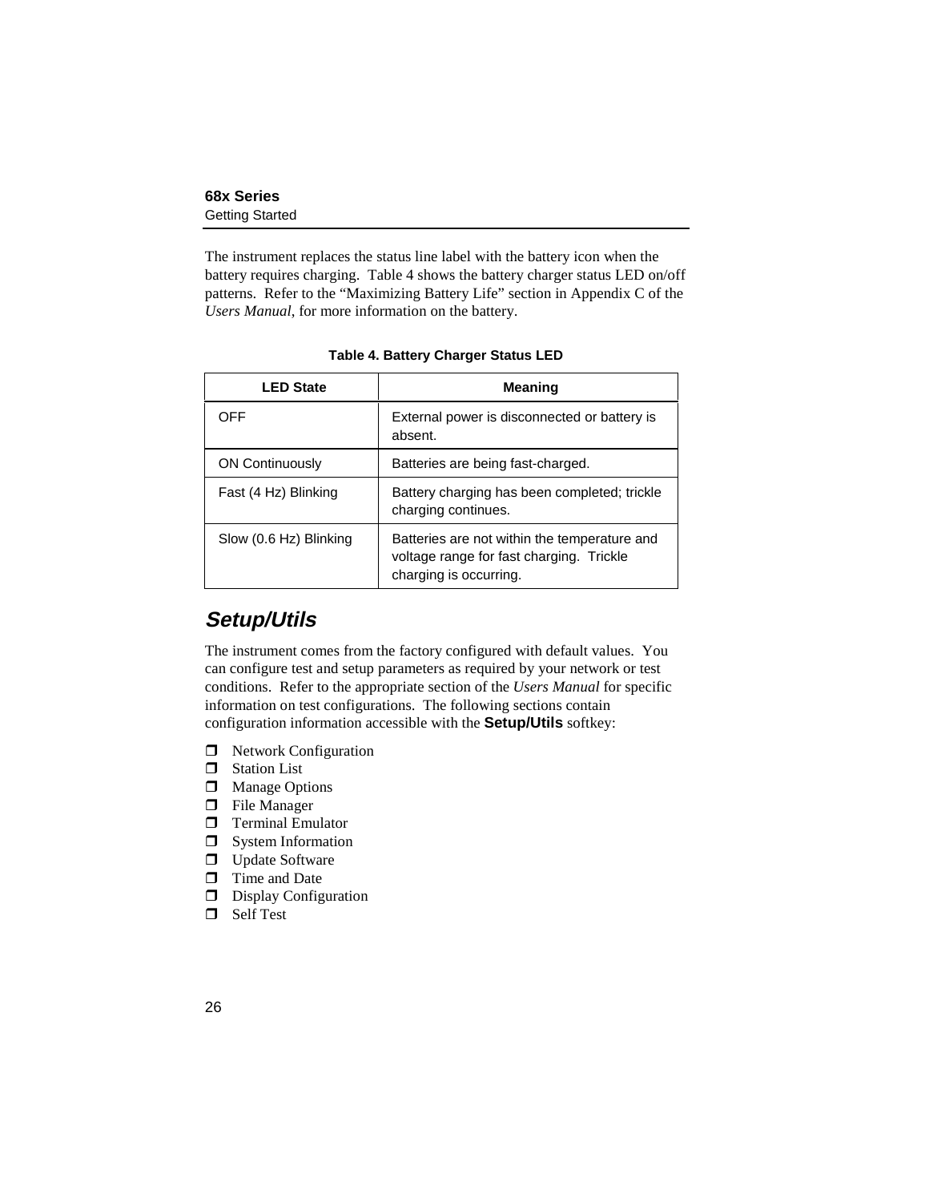The instrument replaces the status line label with the battery icon when the battery requires charging. Table 4 shows the battery charger status LED on/off patterns. Refer to the “Maximizing Battery Life” section in Appendix C of the *Users Manual*, for more information on the battery.

**Table 4. Battery Charger Status LED**

| LED State | Meaning |
| --- | --- |
| OFF | External power is disconnected or battery is absent. |
| ON Continuously | Batteries are being fast-charged. |
| Fast (4 Hz) Blinking | Battery charging has been completed; trickle charging continues. |
| Slow (0.6 Hz) Blinking | Batteries are not within the temperature and voltage range for fast charging. Trickle charging is occurring. |

## *Setup/Utils*

The instrument comes from the factory configured with default values. You can configure test and setup parameters as required by your network or test conditions. Refer to the appropriate section of the *Users Manual* for specific information on test configurations. The following sections contain configuration information accessible with the **Setup/Utils** softkey:

- Network Configuration
- Station List
- Manage Options
- File Manager
- Terminal Emulator
- System Information
- Update Software
- Time and Date
- Display Configuration
- Self Test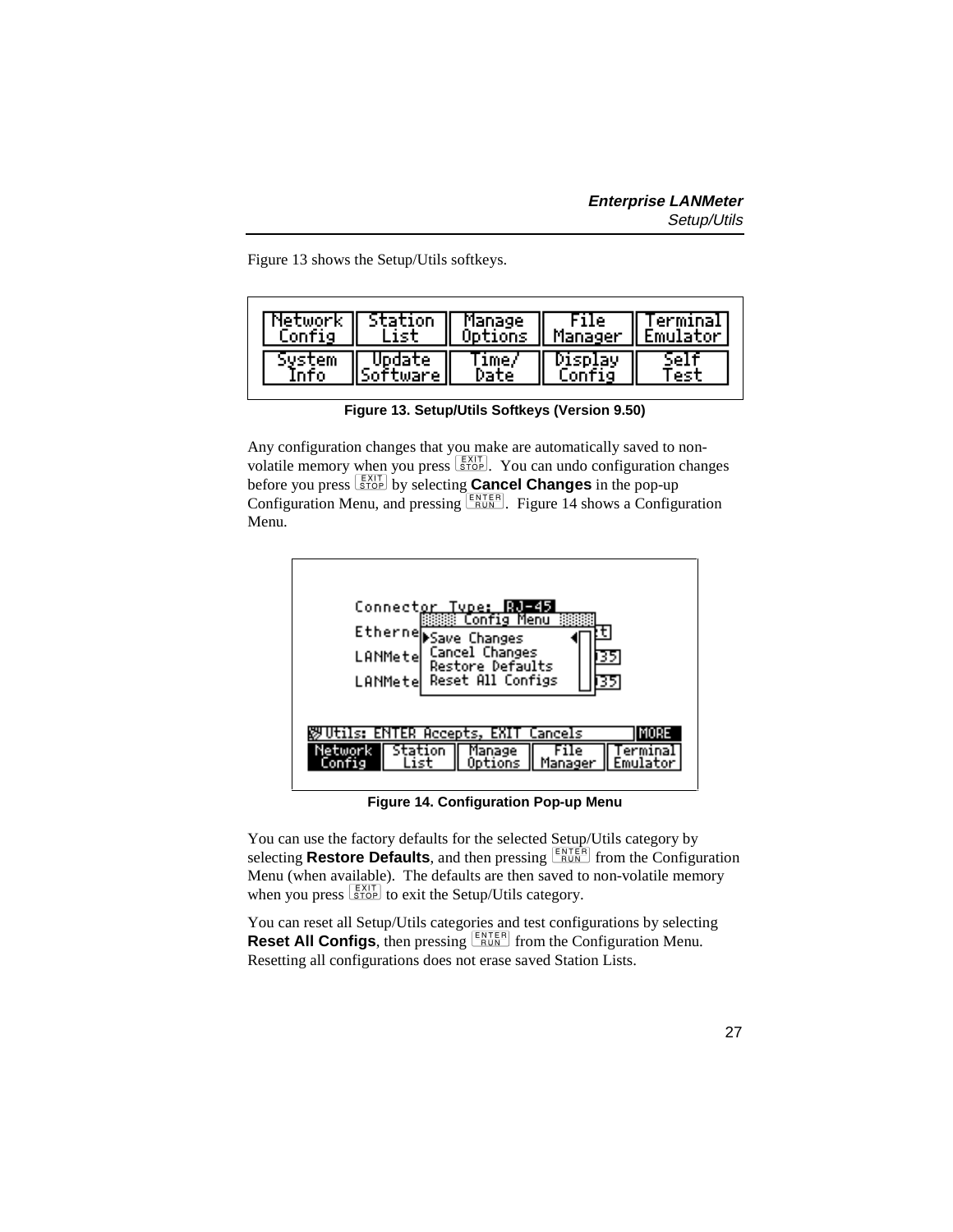Figure 13 shows the Setup/Utils softkeys.

| Network Config | Station List | Manage Options | File Manager | Terminal Emulator |
|---|---|---|---|---|
| System Info | Update Software | Time/ Date | Display Config | Self Test |

**Figure 13. Setup/Utils Softkeys (Version 9.50)**

Any configuration changes that you make are automatically saved to non-volatile memory when you press EXIT/STOP. You can undo configuration changes before you press EXIT/STOP by selecting **Cancel Changes** in the pop-up Configuration Menu, and pressing ENTER/RUN. Figure 14 shows a Configuration Menu.

```
Connector Type: RJ-45
          Config Menu
Etherne ▶Save Changes
LANMete   Cancel Changes
          Restore Defaults
LANMete   Reset All Configs

Utils: ENTER Accepts, EXIT Cancels          MORE
Network | Station | Manage  | File    | Terminal
Config  | List    | Options | Manager | Emulator
```

**Figure 14. Configuration Pop-up Menu**

You can use the factory defaults for the selected Setup/Utils category by selecting **Restore Defaults**, and then pressing ENTER/RUN from the Configuration Menu (when available). The defaults are then saved to non-volatile memory when you press EXIT/STOP to exit the Setup/Utils category.

You can reset all Setup/Utils categories and test configurations by selecting **Reset All Configs**, then pressing ENTER/RUN from the Configuration Menu. Resetting all configurations does not erase saved Station Lists.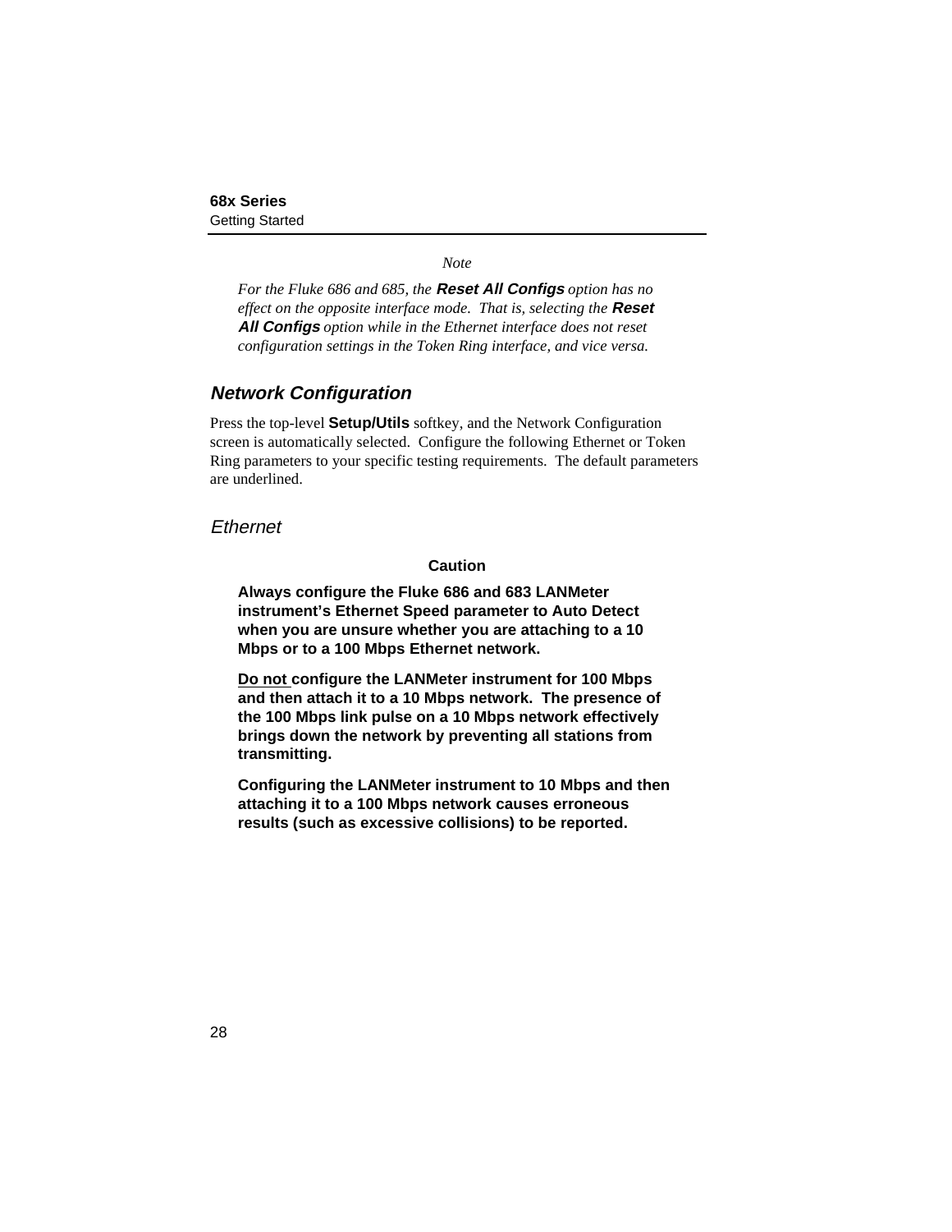*Note*

*For the Fluke 686 and 685, the* ***Reset All Configs*** *option has no effect on the opposite interface mode. That is, selecting the* ***Reset All Configs*** *option while in the Ethernet interface does not reset configuration settings in the Token Ring interface, and vice versa.*

## *Network Configuration*

Press the top-level **Setup/Utils** softkey, and the Network Configuration screen is automatically selected. Configure the following Ethernet or Token Ring parameters to your specific testing requirements. The default parameters are underlined.

### *Ethernet*

**Caution**

**Always configure the Fluke 686 and 683 LANMeter instrument's Ethernet Speed parameter to Auto Detect when you are unsure whether you are attaching to a 10 Mbps or to a 100 Mbps Ethernet network.**

**<u>Do not</u> configure the LANMeter instrument for 100 Mbps and then attach it to a 10 Mbps network. The presence of the 100 Mbps link pulse on a 10 Mbps network effectively brings down the network by preventing all stations from transmitting.**

**Configuring the LANMeter instrument to 10 Mbps and then attaching it to a 100 Mbps network causes erroneous results (such as excessive collisions) to be reported.**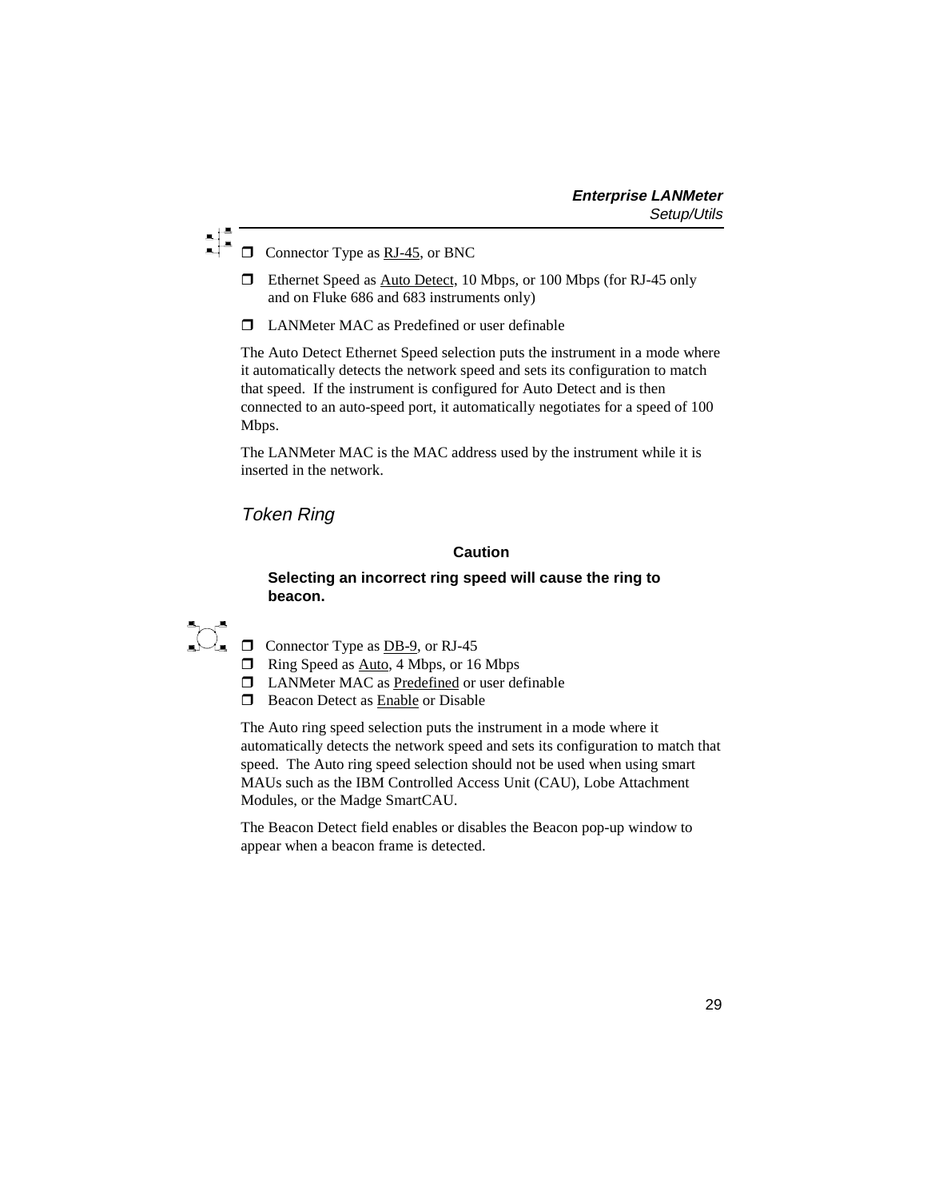- Connector Type as RJ-45, or BNC
- Ethernet Speed as Auto Detect, 10 Mbps, or 100 Mbps (for RJ-45 only and on Fluke 686 and 683 instruments only)
- LANMeter MAC as Predefined or user definable

The Auto Detect Ethernet Speed selection puts the instrument in a mode where it automatically detects the network speed and sets its configuration to match that speed. If the instrument is configured for Auto Detect and is then connected to an auto-speed port, it automatically negotiates for a speed of 100 Mbps.

The LANMeter MAC is the MAC address used by the instrument while it is inserted in the network.

### *Token Ring*

**Caution**

**Selecting an incorrect ring speed will cause the ring to beacon.**

- Connector Type as DB-9, or RJ-45
- Ring Speed as Auto, 4 Mbps, or 16 Mbps
- LANMeter MAC as Predefined or user definable
- Beacon Detect as Enable or Disable

The Auto ring speed selection puts the instrument in a mode where it automatically detects the network speed and sets its configuration to match that speed. The Auto ring speed selection should not be used when using smart MAUs such as the IBM Controlled Access Unit (CAU), Lobe Attachment Modules, or the Madge SmartCAU.

The Beacon Detect field enables or disables the Beacon pop-up window to appear when a beacon frame is detected.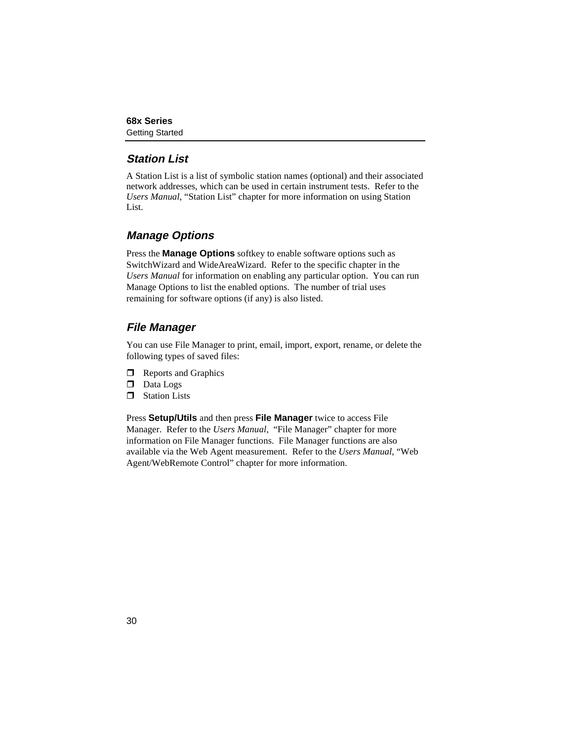## *Station List*

A Station List is a list of symbolic station names (optional) and their associated network addresses, which can be used in certain instrument tests. Refer to the *Users Manual*, “Station List” chapter for more information on using Station List.

## *Manage Options*

Press the **Manage Options** softkey to enable software options such as SwitchWizard and WideAreaWizard. Refer to the specific chapter in the *Users Manual* for information on enabling any particular option. You can run Manage Options to list the enabled options. The number of trial uses remaining for software options (if any) is also listed.

## *File Manager*

You can use File Manager to print, email, import, export, rename, or delete the following types of saved files:

- Reports and Graphics
- Data Logs
- Station Lists

Press **Setup/Utils** and then press **File Manager** twice to access File Manager. Refer to the *Users Manual*, “File Manager” chapter for more information on File Manager functions. File Manager functions are also available via the Web Agent measurement. Refer to the *Users Manual*, “Web Agent/WebRemote Control” chapter for more information.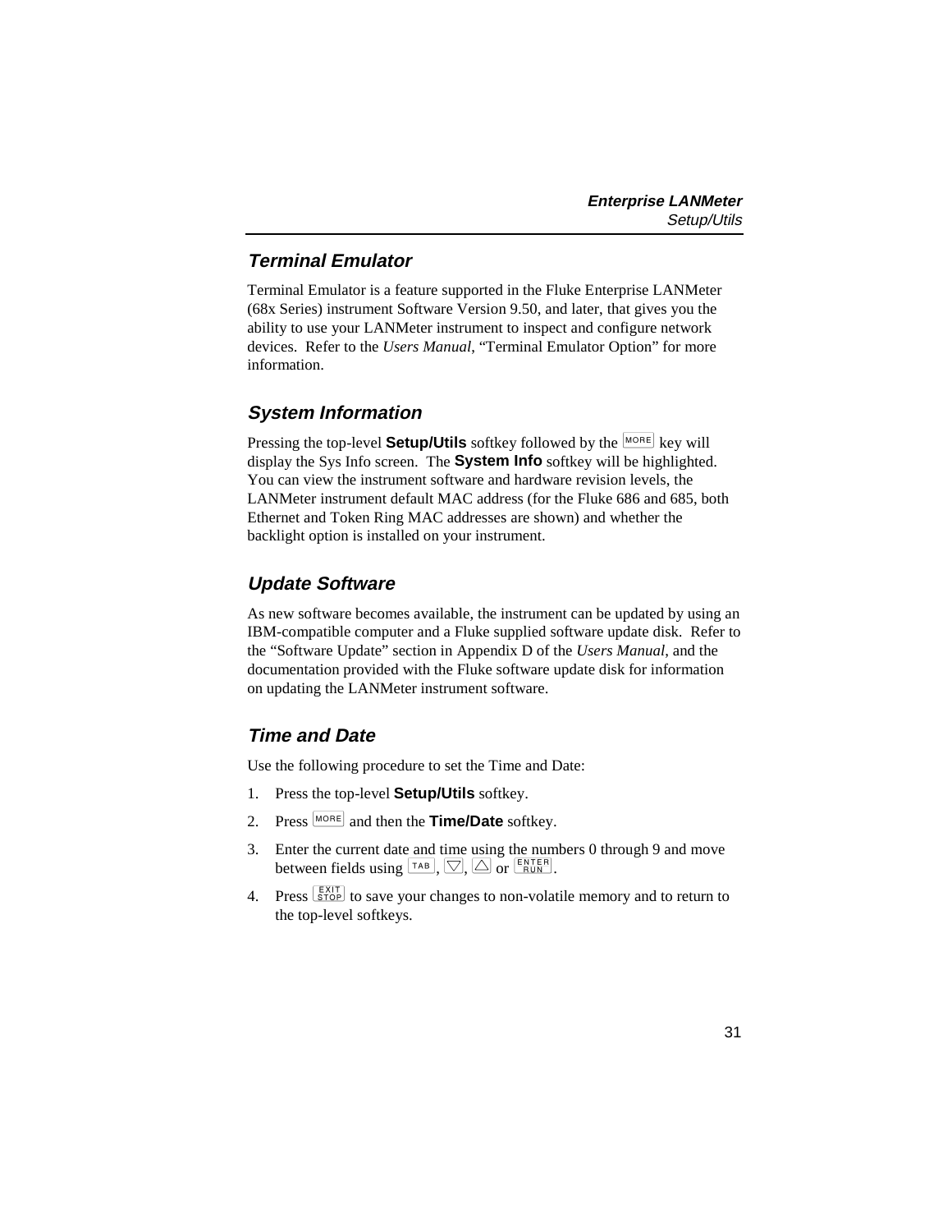## Terminal Emulator

Terminal Emulator is a feature supported in the Fluke Enterprise LANMeter (68x Series) instrument Software Version 9.50, and later, that gives you the ability to use your LANMeter instrument to inspect and configure network devices. Refer to the *Users Manual*, "Terminal Emulator Option" for more information.

## System Information

Pressing the top-level **Setup/Utils** softkey followed by the MORE key will display the Sys Info screen. The **System Info** softkey will be highlighted. You can view the instrument software and hardware revision levels, the LANMeter instrument default MAC address (for the Fluke 686 and 685, both Ethernet and Token Ring MAC addresses are shown) and whether the backlight option is installed on your instrument.

## Update Software

As new software becomes available, the instrument can be updated by using an IBM-compatible computer and a Fluke supplied software update disk. Refer to the "Software Update" section in Appendix D of the *Users Manual*, and the documentation provided with the Fluke software update disk for information on updating the LANMeter instrument software.

## Time and Date

Use the following procedure to set the Time and Date:

1. Press the top-level **Setup/Utils** softkey.
2. Press MORE and then the **Time/Date** softkey.
3. Enter the current date and time using the numbers 0 through 9 and move between fields using TAB, ▽, △ or ENTER/RUN.
4. Press EXIT/STOP to save your changes to non-volatile memory and to return to the top-level softkeys.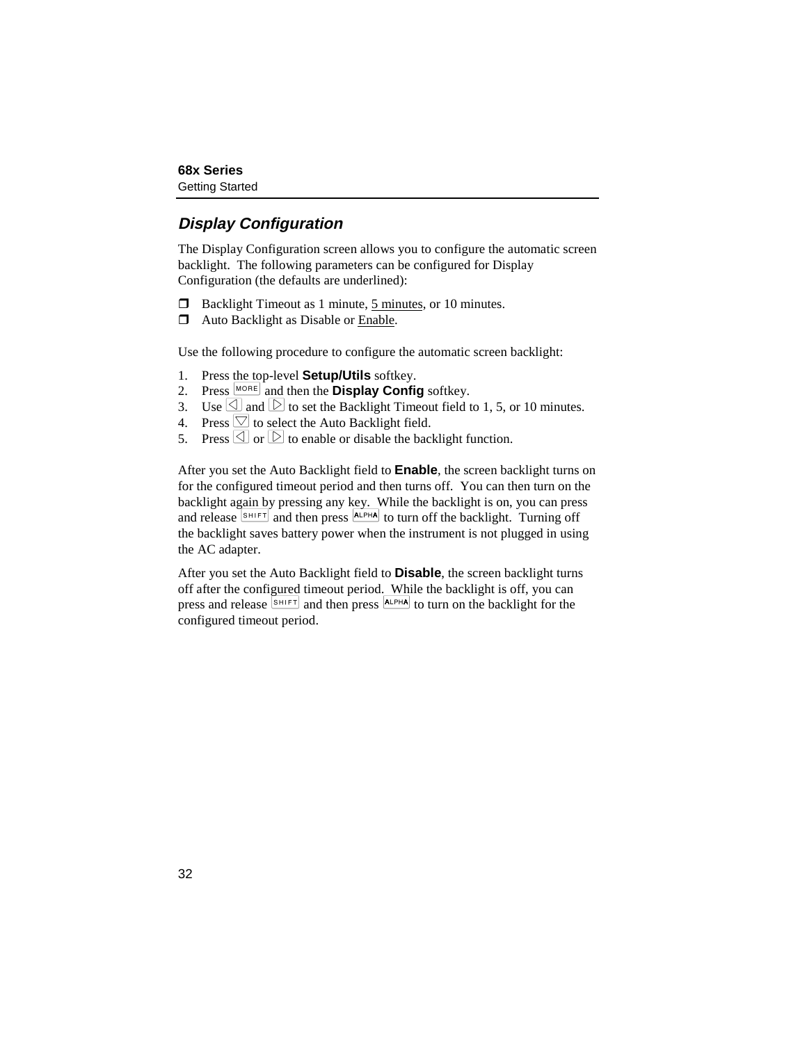## *Display Configuration*

The Display Configuration screen allows you to configure the automatic screen backlight. The following parameters can be configured for Display Configuration (the defaults are underlined):

- Backlight Timeout as 1 minute, <u>5 minutes</u>, or 10 minutes.
- Auto Backlight as Disable or <u>Enable</u>.

Use the following procedure to configure the automatic screen backlight:

1. Press the top-level **Setup/Utils** softkey.
2. Press MORE and then the **Display Config** softkey.
3. Use ◁ and ▷ to set the Backlight Timeout field to 1, 5, or 10 minutes.
4. Press ▽ to select the Auto Backlight field.
5. Press ◁ or ▷ to enable or disable the backlight function.

After you set the Auto Backlight field to **Enable**, the screen backlight turns on for the configured timeout period and then turns off. You can then turn on the backlight again by pressing any key. While the backlight is on, you can press and release SHIFT and then press ALPHA to turn off the backlight. Turning off the backlight saves battery power when the instrument is not plugged in using the AC adapter.

After you set the Auto Backlight field to **Disable**, the screen backlight turns off after the configured timeout period. While the backlight is off, you can press and release SHIFT and then press ALPHA to turn on the backlight for the configured timeout period.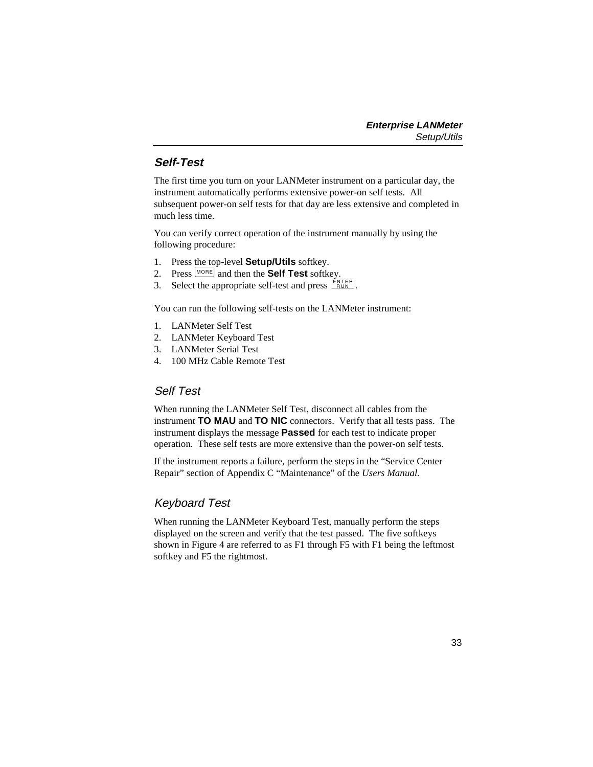## Self-Test

The first time you turn on your LANMeter instrument on a particular day, the instrument automatically performs extensive power-on self tests. All subsequent power-on self tests for that day are less extensive and completed in much less time.

You can verify correct operation of the instrument manually by using the following procedure:

1. Press the top-level **Setup/Utils** softkey.
2. Press MORE and then the **Self Test** softkey.
3. Select the appropriate self-test and press ENTER RUN.

You can run the following self-tests on the LANMeter instrument:

1. LANMeter Self Test
2. LANMeter Keyboard Test
3. LANMeter Serial Test
4. 100 MHz Cable Remote Test

### Self Test

When running the LANMeter Self Test, disconnect all cables from the instrument **TO MAU** and **TO NIC** connectors. Verify that all tests pass. The instrument displays the message **Passed** for each test to indicate proper operation. These self tests are more extensive than the power-on self tests.

If the instrument reports a failure, perform the steps in the "Service Center Repair" section of Appendix C "Maintenance" of the *Users Manual.*

### Keyboard Test

When running the LANMeter Keyboard Test, manually perform the steps displayed on the screen and verify that the test passed. The five softkeys shown in Figure 4 are referred to as F1 through F5 with F1 being the leftmost softkey and F5 the rightmost.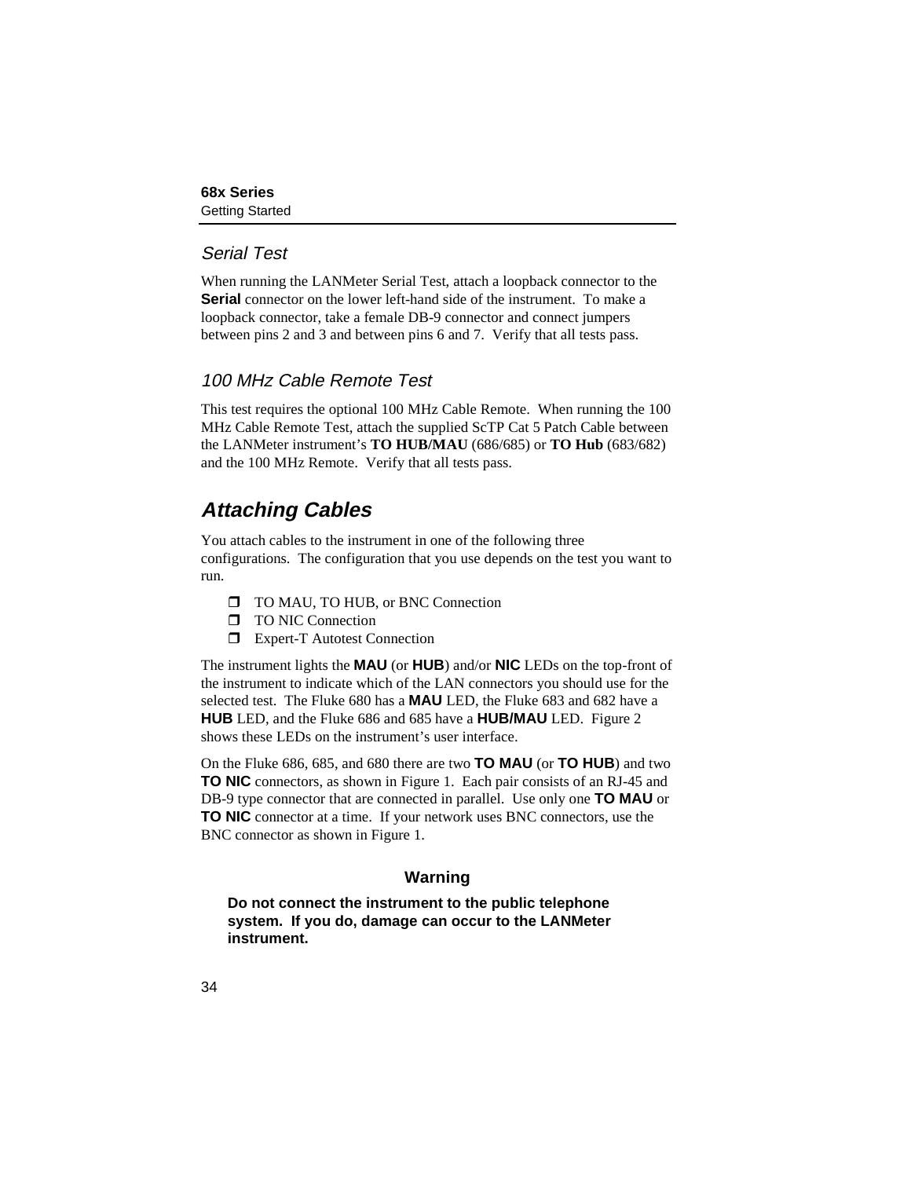### *Serial Test*

When running the LANMeter Serial Test, attach a loopback connector to the **Serial** connector on the lower left-hand side of the instrument. To make a loopback connector, take a female DB-9 connector and connect jumpers between pins 2 and 3 and between pins 6 and 7. Verify that all tests pass.

### *100 MHz Cable Remote Test*

This test requires the optional 100 MHz Cable Remote. When running the 100 MHz Cable Remote Test, attach the supplied ScTP Cat 5 Patch Cable between the LANMeter instrument's **TO HUB/MAU** (686/685) or **TO Hub** (683/682) and the 100 MHz Remote. Verify that all tests pass.

## *Attaching Cables*

You attach cables to the instrument in one of the following three configurations. The configuration that you use depends on the test you want to run.

- ❒ TO MAU, TO HUB, or BNC Connection
- ❒ TO NIC Connection
- ❒ Expert-T Autotest Connection

The instrument lights the **MAU** (or **HUB**) and/or **NIC** LEDs on the top-front of the instrument to indicate which of the LAN connectors you should use for the selected test. The Fluke 680 has a **MAU** LED, the Fluke 683 and 682 have a **HUB** LED, and the Fluke 686 and 685 have a **HUB/MAU** LED. Figure 2 shows these LEDs on the instrument's user interface.

On the Fluke 686, 685, and 680 there are two **TO MAU** (or **TO HUB**) and two **TO NIC** connectors, as shown in Figure 1. Each pair consists of an RJ-45 and DB-9 type connector that are connected in parallel. Use only one **TO MAU** or **TO NIC** connector at a time. If your network uses BNC connectors, use the BNC connector as shown in Figure 1.

**Warning**

**Do not connect the instrument to the public telephone system. If you do, damage can occur to the LANMeter instrument.**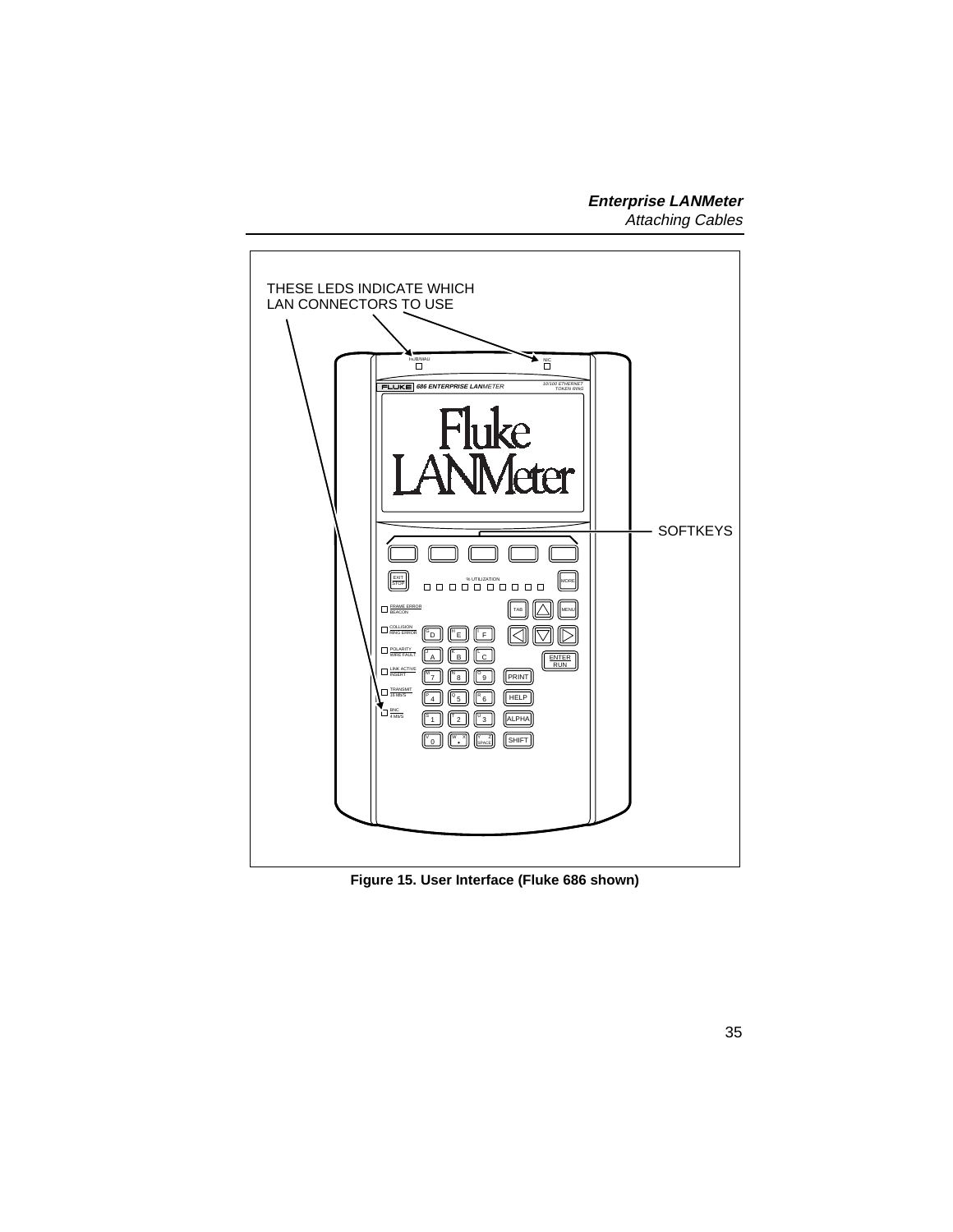THESE LEDS INDICATE WHICH LAN CONNECTORS TO USE

SOFTKEYS

**Figure 15. User Interface (Fluke 686 shown)**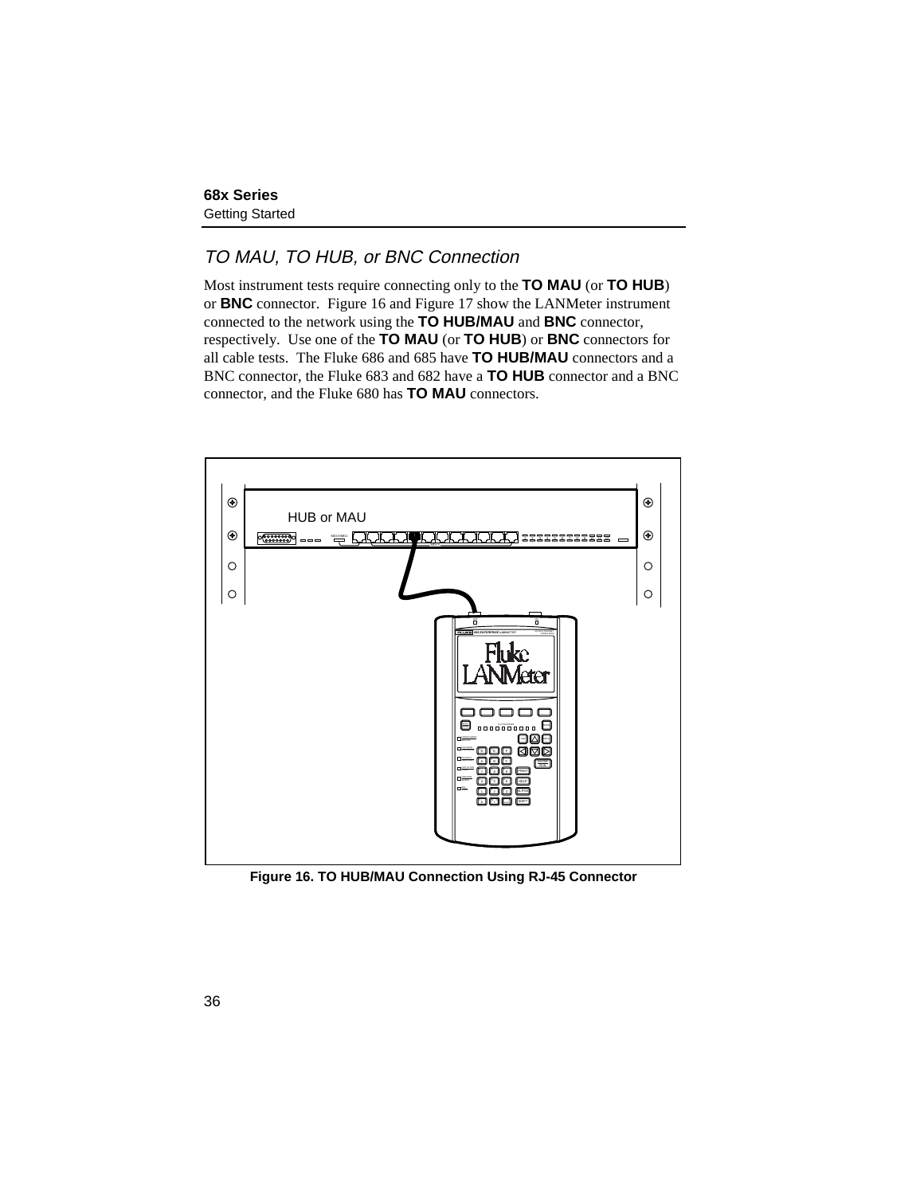## *TO MAU, TO HUB, or BNC Connection*

Most instrument tests require connecting only to the **TO MAU** (or **TO HUB**) or **BNC** connector. Figure 16 and Figure 17 show the LANMeter instrument connected to the network using the **TO HUB/MAU** and **BNC** connector, respectively. Use one of the **TO MAU** (or **TO HUB**) or **BNC** connectors for all cable tests. The Fluke 686 and 685 have **TO HUB/MAU** connectors and a BNC connector, the Fluke 683 and 682 have a **TO HUB** connector and a BNC connector, and the Fluke 680 has **TO MAU** connectors.

**Figure 16. TO HUB/MAU Connection Using RJ-45 Connector**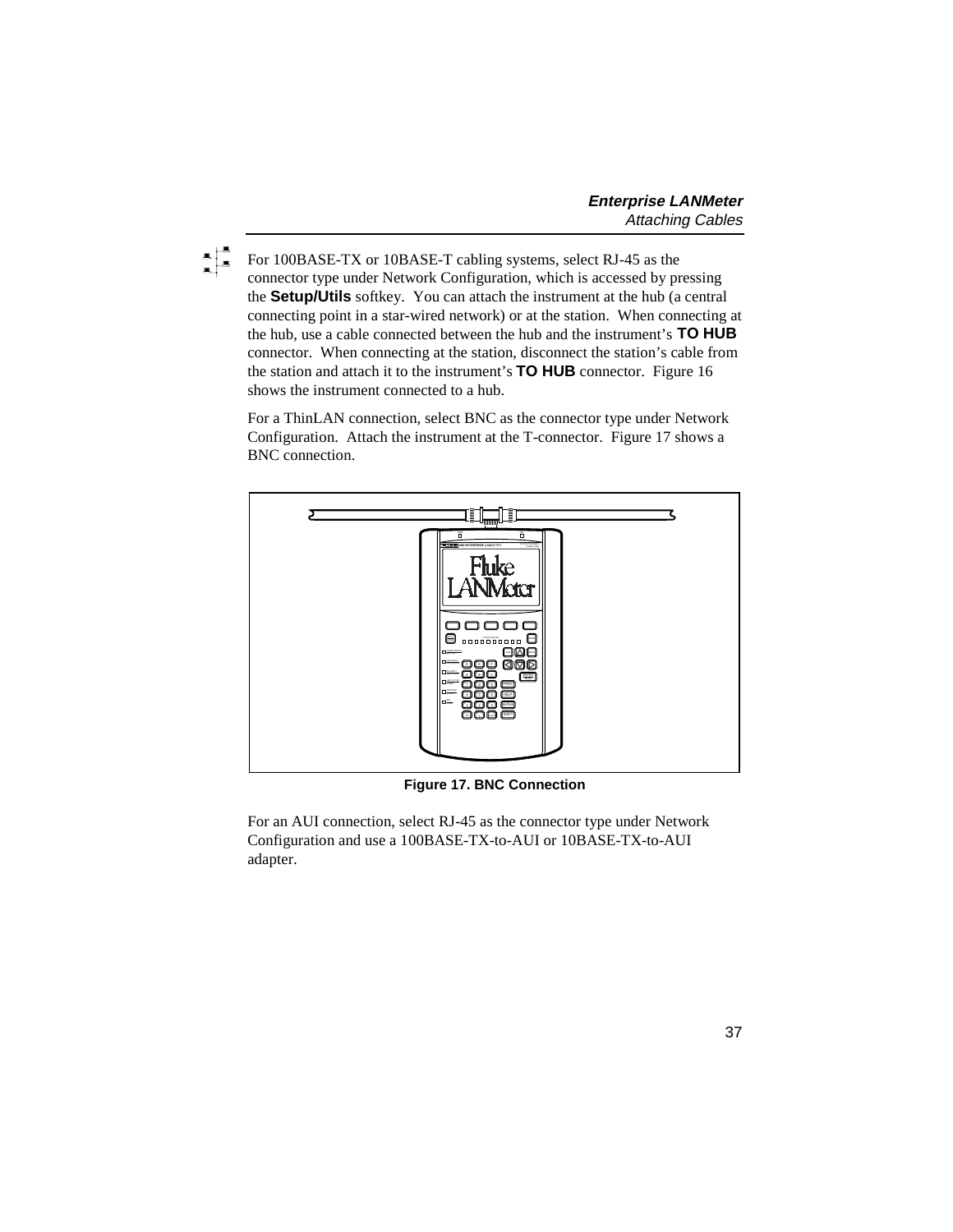For 100BASE-TX or 10BASE-T cabling systems, select RJ-45 as the connector type under Network Configuration, which is accessed by pressing the **Setup/Utils** softkey. You can attach the instrument at the hub (a central connecting point in a star-wired network) or at the station. When connecting at the hub, use a cable connected between the hub and the instrument's **TO HUB** connector. When connecting at the station, disconnect the station's cable from the station and attach it to the instrument's **TO HUB** connector. Figure 16 shows the instrument connected to a hub.

For a ThinLAN connection, select BNC as the connector type under Network Configuration. Attach the instrument at the T-connector. Figure 17 shows a BNC connection.

**Figure 17. BNC Connection**

For an AUI connection, select RJ-45 as the connector type under Network Configuration and use a 100BASE-TX-to-AUI or 10BASE-TX-to-AUI adapter.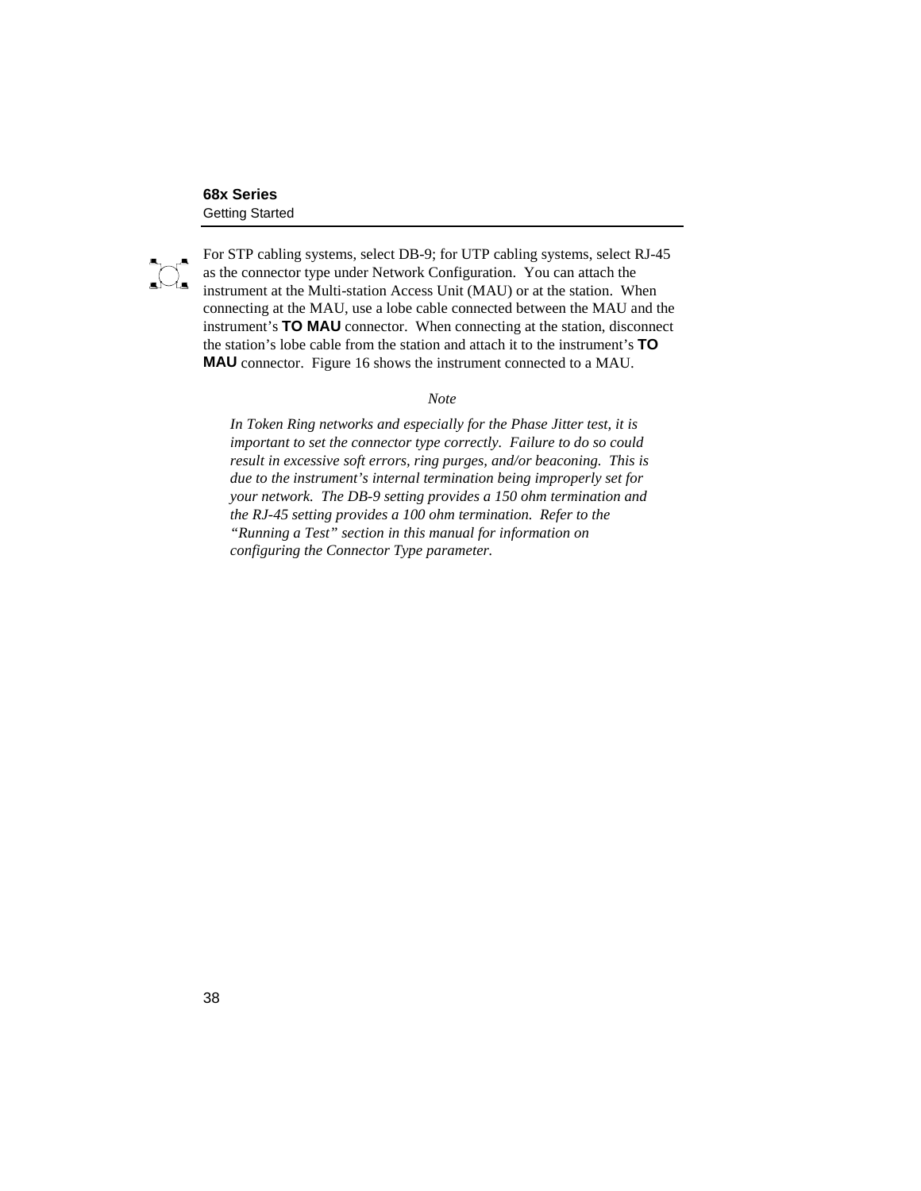For STP cabling systems, select DB-9; for UTP cabling systems, select RJ-45 as the connector type under Network Configuration. You can attach the instrument at the Multi-station Access Unit (MAU) or at the station. When connecting at the MAU, use a lobe cable connected between the MAU and the instrument's **TO MAU** connector. When connecting at the station, disconnect the station's lobe cable from the station and attach it to the instrument's **TO MAU** connector. Figure 16 shows the instrument connected to a MAU.

*Note*

*In Token Ring networks and especially for the Phase Jitter test, it is important to set the connector type correctly. Failure to do so could result in excessive soft errors, ring purges, and/or beaconing. This is due to the instrument's internal termination being improperly set for your network. The DB-9 setting provides a 150 ohm termination and the RJ-45 setting provides a 100 ohm termination. Refer to the "Running a Test" section in this manual for information on configuring the Connector Type parameter.*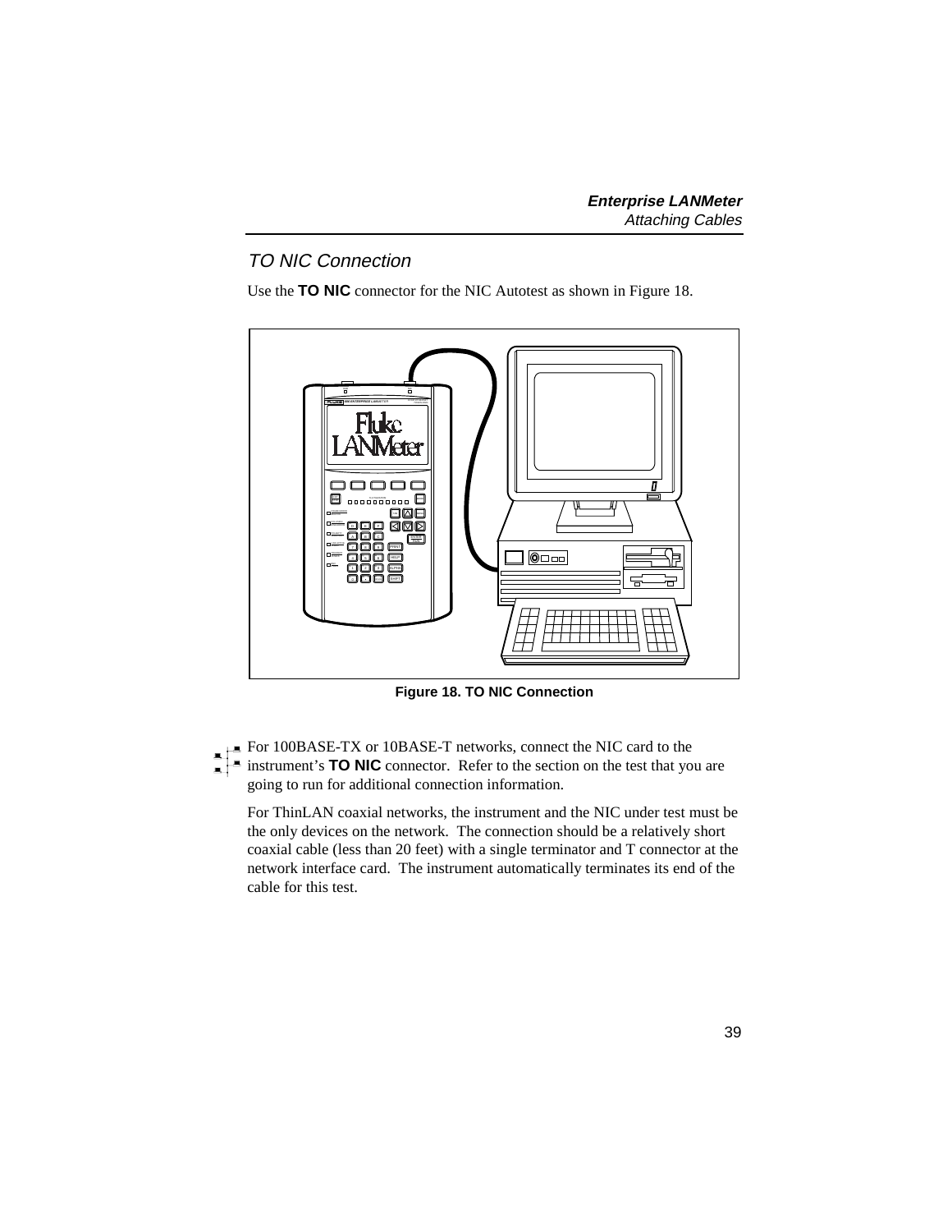## TO NIC Connection

Use the **TO NIC** connector for the NIC Autotest as shown in Figure 18.

**Figure 18. TO NIC Connection**

For 100BASE-TX or 10BASE-T networks, connect the NIC card to the instrument's **TO NIC** connector. Refer to the section on the test that you are going to run for additional connection information.

For ThinLAN coaxial networks, the instrument and the NIC under test must be the only devices on the network. The connection should be a relatively short coaxial cable (less than 20 feet) with a single terminator and T connector at the network interface card. The instrument automatically terminates its end of the cable for this test.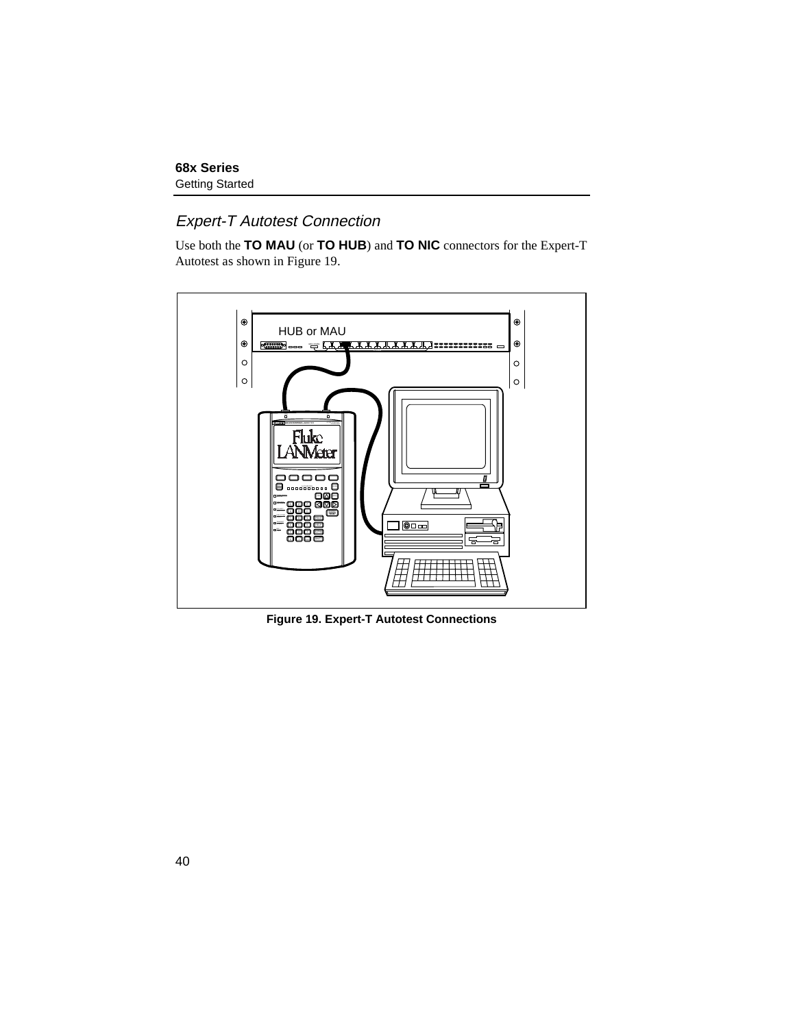## *Expert-T Autotest Connection*

Use both the **TO MAU** (or **TO HUB**) and **TO NIC** connectors for the Expert-T Autotest as shown in Figure 19.

**Figure 19. Expert-T Autotest Connections**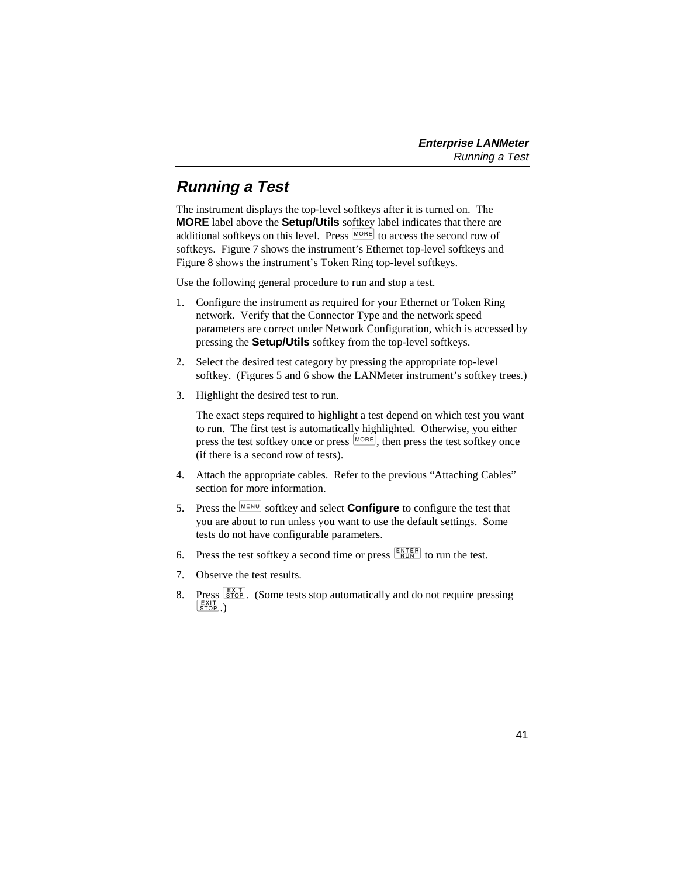## *Running a Test*

The instrument displays the top-level softkeys after it is turned on. The **MORE** label above the **Setup/Utils** softkey label indicates that there are additional softkeys on this level. Press MORE to access the second row of softkeys. Figure 7 shows the instrument's Ethernet top-level softkeys and Figure 8 shows the instrument's Token Ring top-level softkeys.

Use the following general procedure to run and stop a test.

1. Configure the instrument as required for your Ethernet or Token Ring network. Verify that the Connector Type and the network speed parameters are correct under Network Configuration, which is accessed by pressing the **Setup/Utils** softkey from the top-level softkeys.

2. Select the desired test category by pressing the appropriate top-level softkey. (Figures 5 and 6 show the LANMeter instrument's softkey trees.)

3. Highlight the desired test to run.

   The exact steps required to highlight a test depend on which test you want to run. The first test is automatically highlighted. Otherwise, you either press the test softkey once or press MORE, then press the test softkey once (if there is a second row of tests).

4. Attach the appropriate cables. Refer to the previous "Attaching Cables" section for more information.

5. Press the MENU softkey and select **Configure** to configure the test that you are about to run unless you want to use the default settings. Some tests do not have configurable parameters.

6. Press the test softkey a second time or press ENTER/RUN to run the test.

7. Observe the test results.

8. Press EXIT/STOP. (Some tests stop automatically and do not require pressing EXIT/STOP.)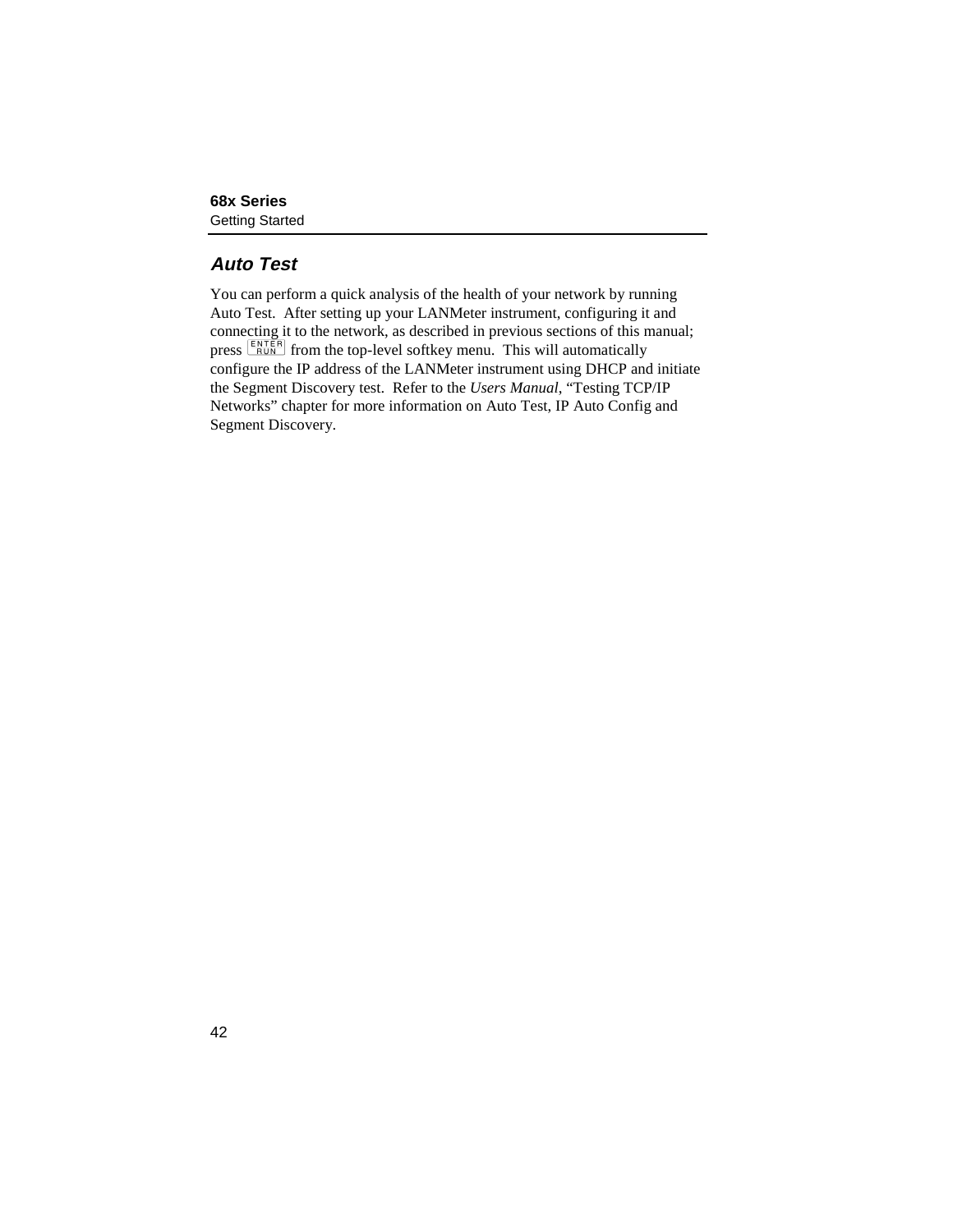## Auto Test

You can perform a quick analysis of the health of your network by running Auto Test. After setting up your LANMeter instrument, configuring it and connecting it to the network, as described in previous sections of this manual; press ENTER/RUN from the top-level softkey menu. This will automatically configure the IP address of the LANMeter instrument using DHCP and initiate the Segment Discovery test. Refer to the *Users Manual*, “Testing TCP/IP Networks” chapter for more information on Auto Test, IP Auto Config and Segment Discovery.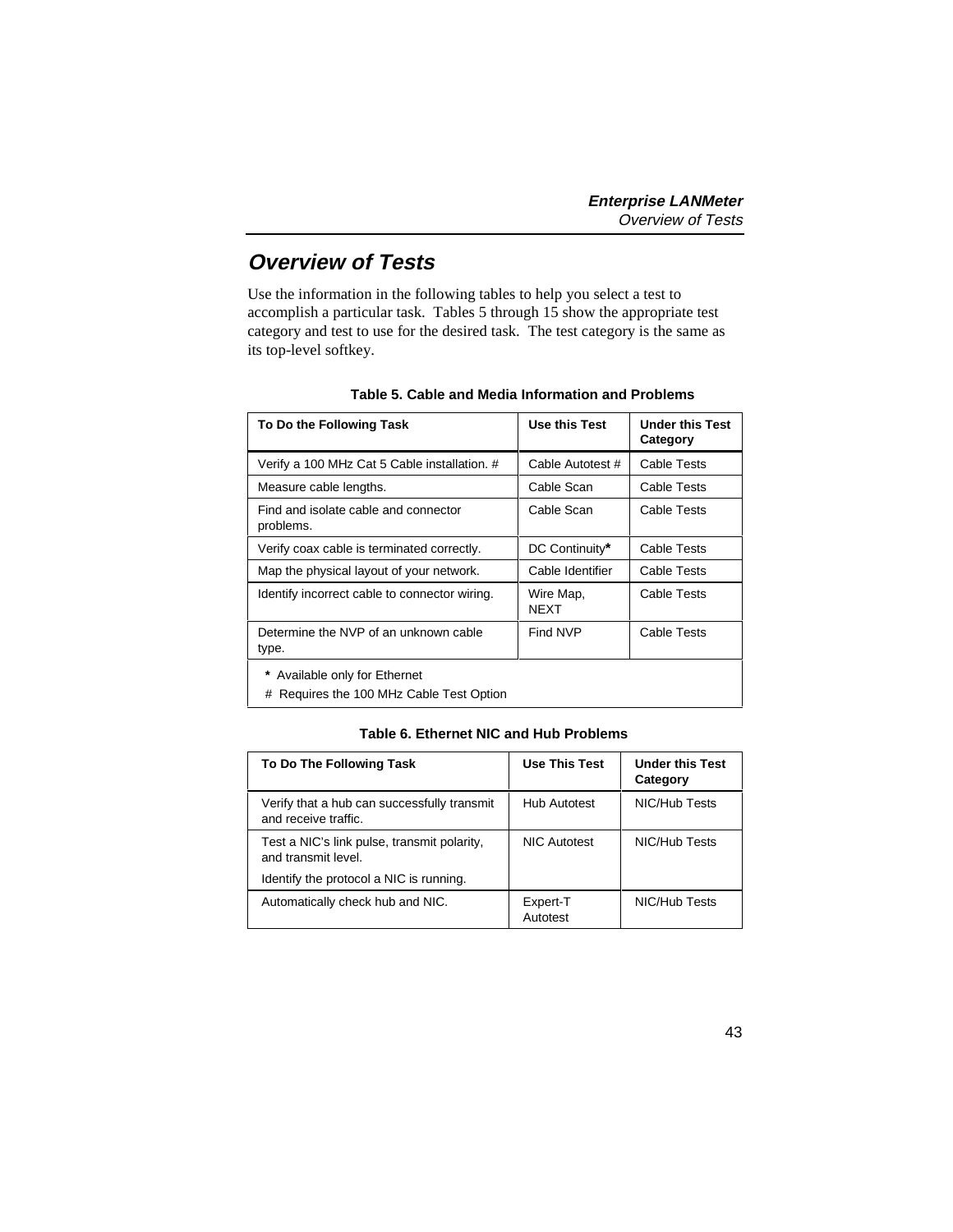## Overview of Tests

Use the information in the following tables to help you select a test to accomplish a particular task. Tables 5 through 15 show the appropriate test category and test to use for the desired task. The test category is the same as its top-level softkey.

**Table 5. Cable and Media Information and Problems**

| To Do the Following Task | Use this Test | Under this Test Category |
|---|---|---|
| Verify a 100 MHz Cat 5 Cable installation. # | Cable Autotest # | Cable Tests |
| Measure cable lengths. | Cable Scan | Cable Tests |
| Find and isolate cable and connector problems. | Cable Scan | Cable Tests |
| Verify coax cable is terminated correctly. | DC Continuity* | Cable Tests |
| Map the physical layout of your network. | Cable Identifier | Cable Tests |
| Identify incorrect cable to connector wiring. | Wire Map, NEXT | Cable Tests |
| Determine the NVP of an unknown cable type. | Find NVP | Cable Tests |

\* Available only for Ethernet

\# Requires the 100 MHz Cable Test Option

**Table 6. Ethernet NIC and Hub Problems**

| To Do The Following Task | Use This Test | Under this Test Category |
|---|---|---|
| Verify that a hub can successfully transmit and receive traffic. | Hub Autotest | NIC/Hub Tests |
| Test a NIC's link pulse, transmit polarity, and transmit level.<br>Identify the protocol a NIC is running. | NIC Autotest | NIC/Hub Tests |
| Automatically check hub and NIC. | Expert-T Autotest | NIC/Hub Tests |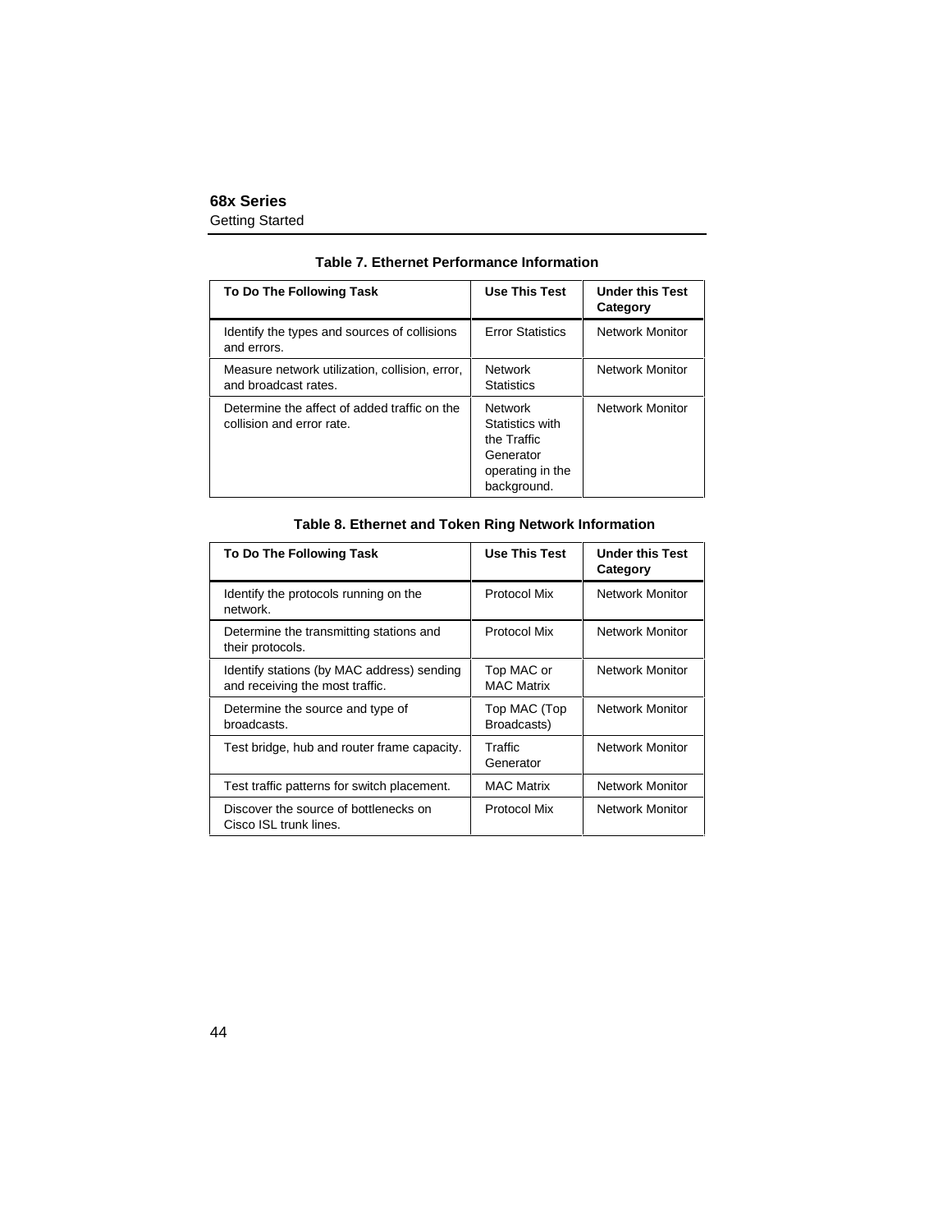**Table 7. Ethernet Performance Information**

| To Do The Following Task | Use This Test | Under this Test Category |
|---|---|---|
| Identify the types and sources of collisions and errors. | Error Statistics | Network Monitor |
| Measure network utilization, collision, error, and broadcast rates. | Network Statistics | Network Monitor |
| Determine the affect of added traffic on the collision and error rate. | Network Statistics with the Traffic Generator operating in the background. | Network Monitor |

**Table 8. Ethernet and Token Ring Network Information**

| To Do The Following Task | Use This Test | Under this Test Category |
|---|---|---|
| Identify the protocols running on the network. | Protocol Mix | Network Monitor |
| Determine the transmitting stations and their protocols. | Protocol Mix | Network Monitor |
| Identify stations (by MAC address) sending and receiving the most traffic. | Top MAC or MAC Matrix | Network Monitor |
| Determine the source and type of broadcasts. | Top MAC (Top Broadcasts) | Network Monitor |
| Test bridge, hub and router frame capacity. | Traffic Generator | Network Monitor |
| Test traffic patterns for switch placement. | MAC Matrix | Network Monitor |
| Discover the source of bottlenecks on Cisco ISL trunk lines. | Protocol Mix | Network Monitor |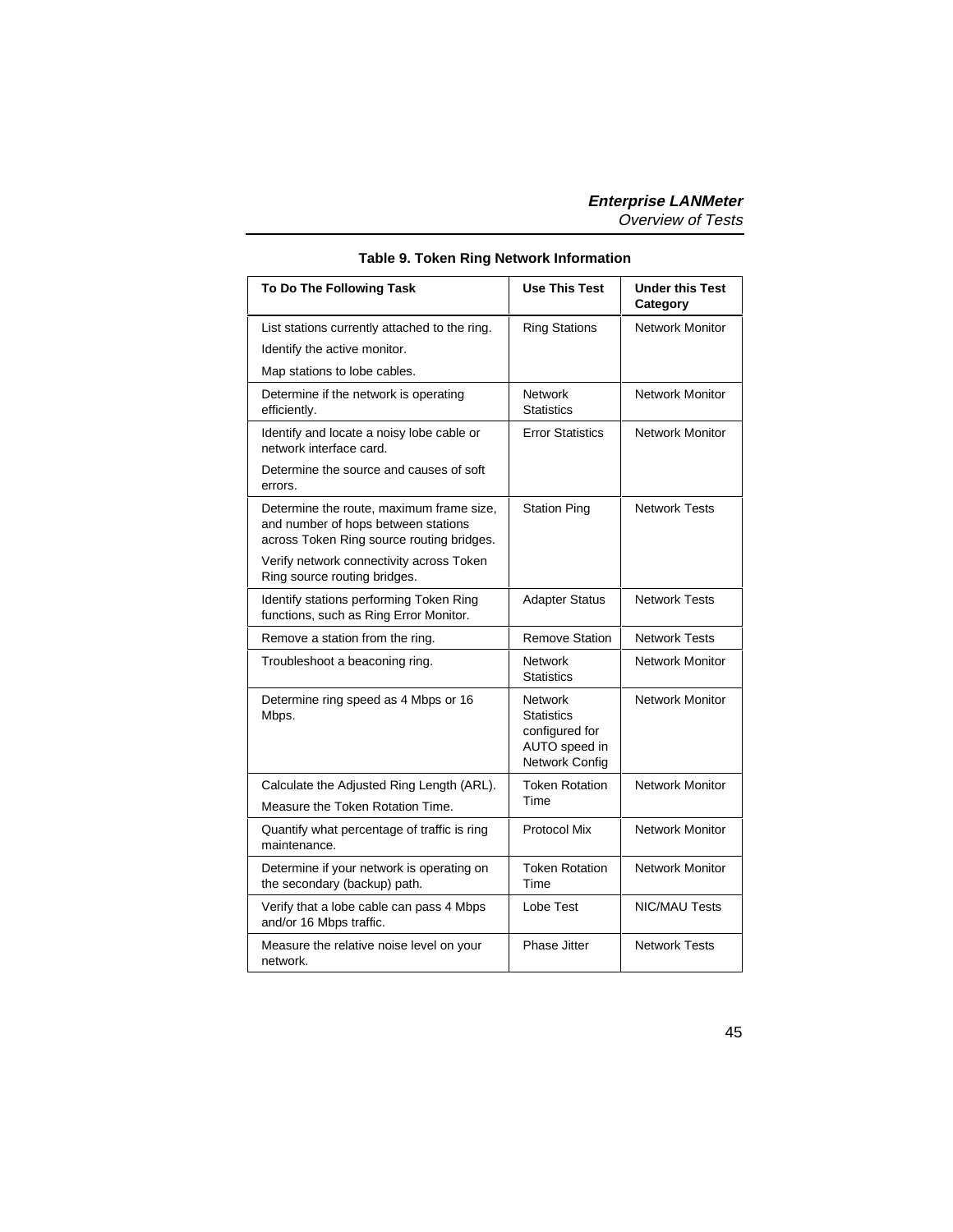**Table 9. Token Ring Network Information**

| To Do The Following Task | Use This Test | Under this Test Category |
|---|---|---|
| List stations currently attached to the ring.<br>Identify the active monitor.<br>Map stations to lobe cables. | Ring Stations | Network Monitor |
| Determine if the network is operating efficiently. | Network Statistics | Network Monitor |
| Identify and locate a noisy lobe cable or network interface card.<br>Determine the source and causes of soft errors. | Error Statistics | Network Monitor |
| Determine the route, maximum frame size, and number of hops between stations across Token Ring source routing bridges.<br>Verify network connectivity across Token Ring source routing bridges. | Station Ping | Network Tests |
| Identify stations performing Token Ring functions, such as Ring Error Monitor. | Adapter Status | Network Tests |
| Remove a station from the ring. | Remove Station | Network Tests |
| Troubleshoot a beaconing ring. | Network Statistics | Network Monitor |
| Determine ring speed as 4 Mbps or 16 Mbps. | Network Statistics configured for AUTO speed in Network Config | Network Monitor |
| Calculate the Adjusted Ring Length (ARL).<br>Measure the Token Rotation Time. | Token Rotation Time | Network Monitor |
| Quantify what percentage of traffic is ring maintenance. | Protocol Mix | Network Monitor |
| Determine if your network is operating on the secondary (backup) path. | Token Rotation Time | Network Monitor |
| Verify that a lobe cable can pass 4 Mbps and/or 16 Mbps traffic. | Lobe Test | NIC/MAU Tests |
| Measure the relative noise level on your network. | Phase Jitter | Network Tests |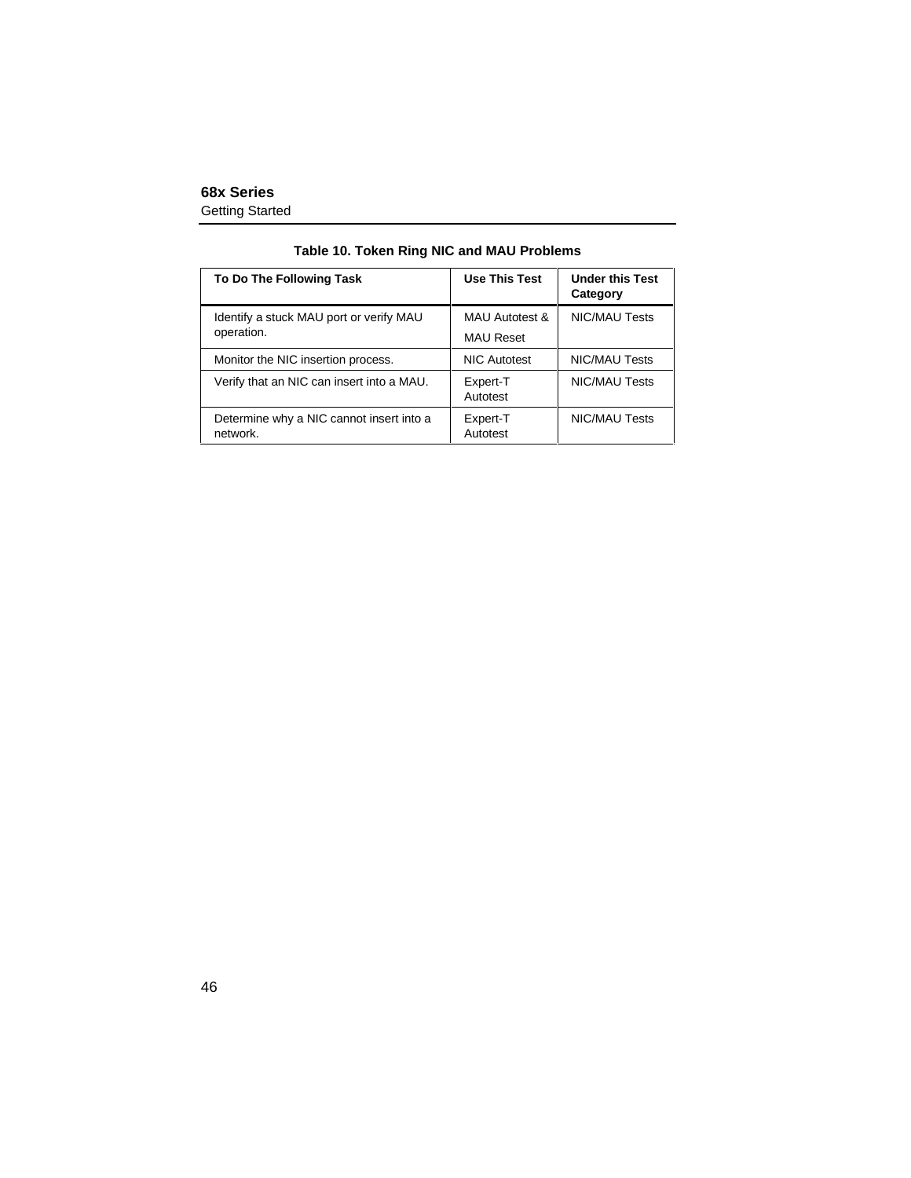**Table 10. Token Ring NIC and MAU Problems**

| To Do The Following Task | Use This Test | Under this Test Category |
|---|---|---|
| Identify a stuck MAU port or verify MAU operation. | MAU Autotest & MAU Reset | NIC/MAU Tests |
| Monitor the NIC insertion process. | NIC Autotest | NIC/MAU Tests |
| Verify that an NIC can insert into a MAU. | Expert-T Autotest | NIC/MAU Tests |
| Determine why a NIC cannot insert into a network. | Expert-T Autotest | NIC/MAU Tests |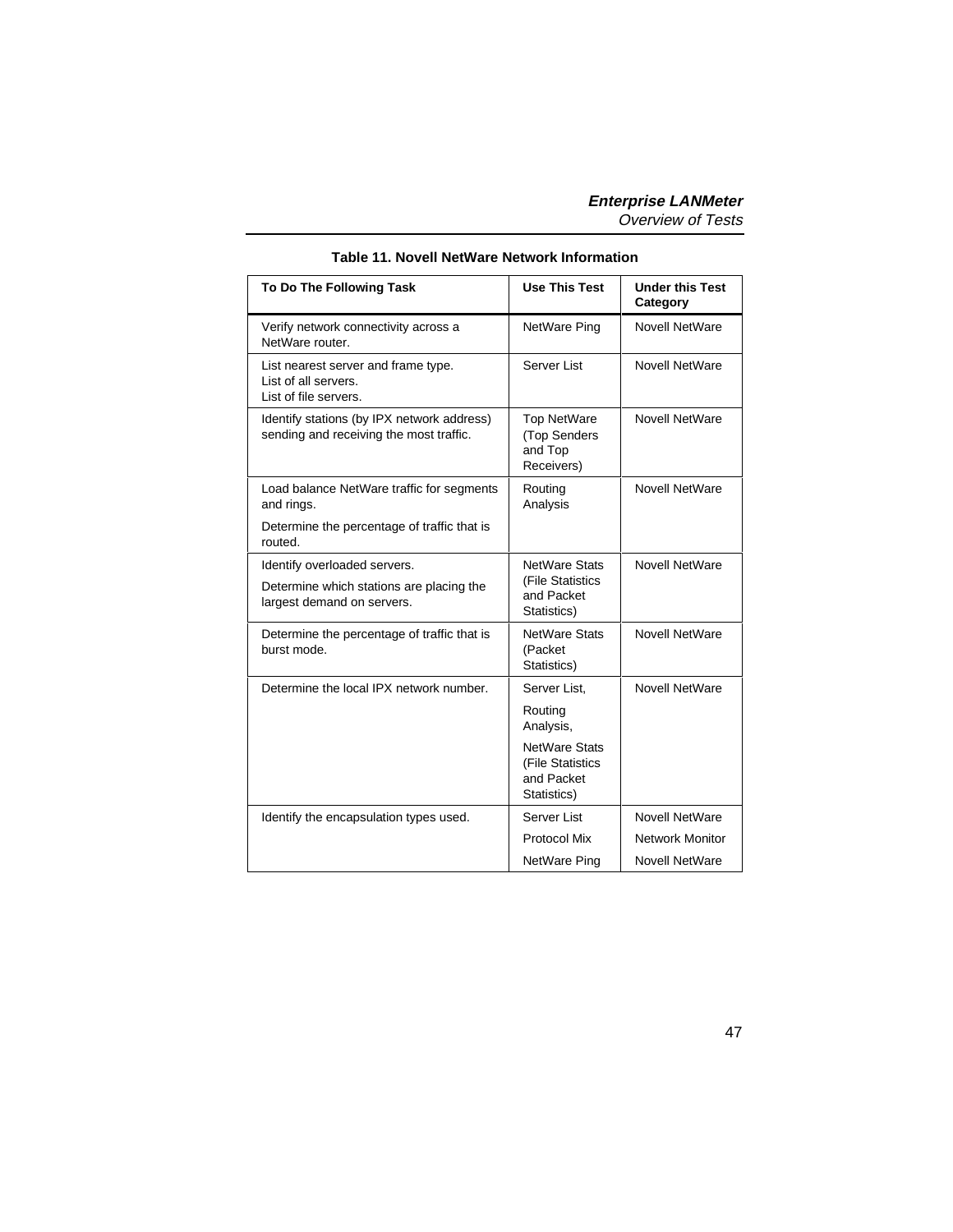**Table 11. Novell NetWare Network Information**

| To Do The Following Task | Use This Test | Under this Test Category |
|---|---|---|
| Verify network connectivity across a NetWare router. | NetWare Ping | Novell NetWare |
| List nearest server and frame type.<br>List of all servers.<br>List of file servers. | Server List | Novell NetWare |
| Identify stations (by IPX network address) sending and receiving the most traffic. | Top NetWare (Top Senders and Top Receivers) | Novell NetWare |
| Load balance NetWare traffic for segments and rings.<br>Determine the percentage of traffic that is routed. | Routing Analysis | Novell NetWare |
| Identify overloaded servers.<br>Determine which stations are placing the largest demand on servers. | NetWare Stats (File Statistics and Packet Statistics) | Novell NetWare |
| Determine the percentage of traffic that is burst mode. | NetWare Stats (Packet Statistics) | Novell NetWare |
| Determine the local IPX network number. | Server List,<br>Routing Analysis,<br>NetWare Stats (File Statistics and Packet Statistics) | Novell NetWare |
| Identify the encapsulation types used. | Server List<br>Protocol Mix<br>NetWare Ping | Novell NetWare<br>Network Monitor<br>Novell NetWare |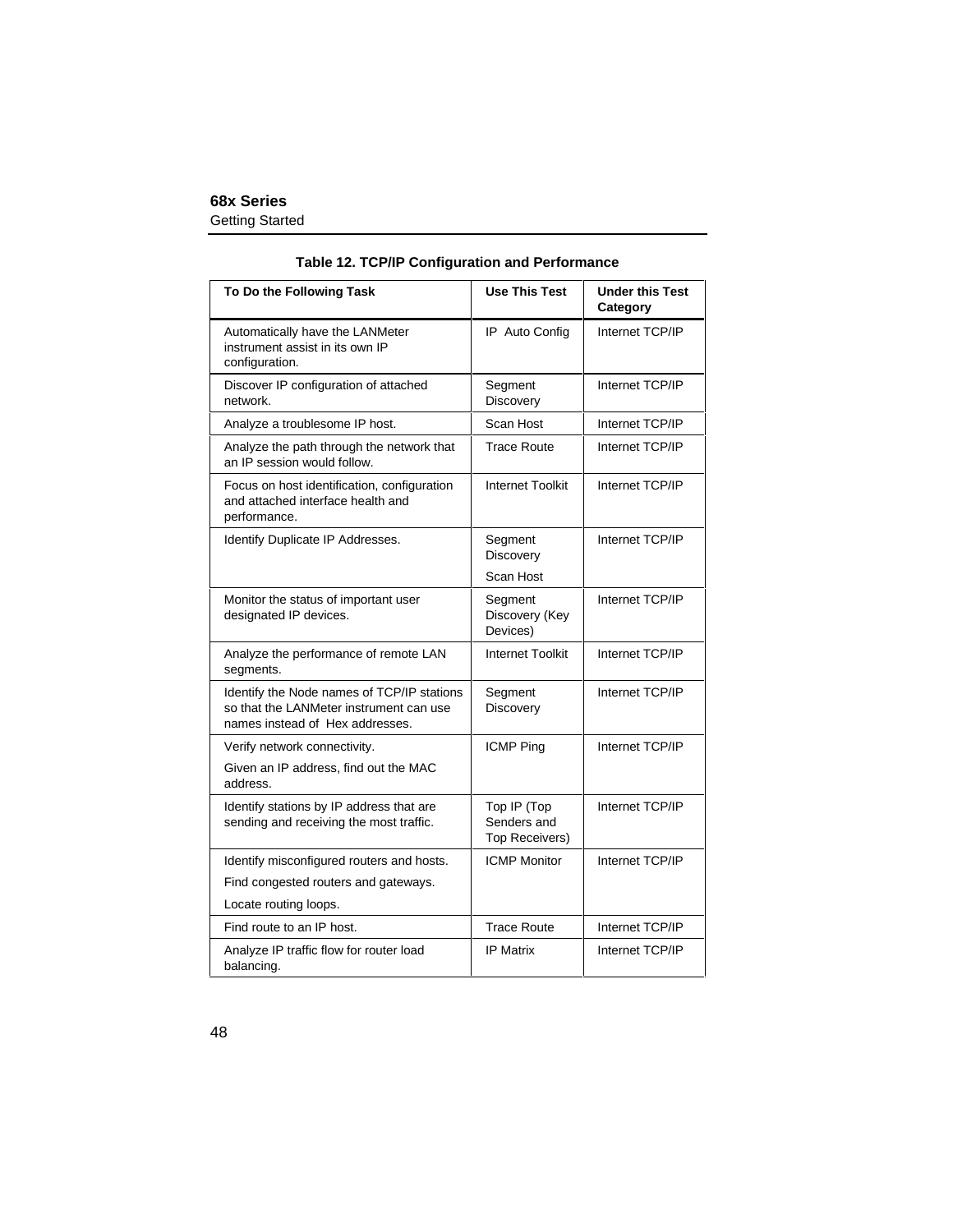**Table 12. TCP/IP Configuration and Performance**

| To Do the Following Task | Use This Test | Under this Test Category |
|---|---|---|
| Automatically have the LANMeter instrument assist in its own IP configuration. | IP Auto Config | Internet TCP/IP |
| Discover IP configuration of attached network. | Segment Discovery | Internet TCP/IP |
| Analyze a troublesome IP host. | Scan Host | Internet TCP/IP |
| Analyze the path through the network that an IP session would follow. | Trace Route | Internet TCP/IP |
| Focus on host identification, configuration and attached interface health and performance. | Internet Toolkit | Internet TCP/IP |
| Identify Duplicate IP Addresses. | Segment Discovery<br>Scan Host | Internet TCP/IP |
| Monitor the status of important user designated IP devices. | Segment Discovery (Key Devices) | Internet TCP/IP |
| Analyze the performance of remote LAN segments. | Internet Toolkit | Internet TCP/IP |
| Identify the Node names of TCP/IP stations so that the LANMeter instrument can use names instead of Hex addresses. | Segment Discovery | Internet TCP/IP |
| Verify network connectivity.<br>Given an IP address, find out the MAC address. | ICMP Ping | Internet TCP/IP |
| Identify stations by IP address that are sending and receiving the most traffic. | Top IP (Top Senders and Top Receivers) | Internet TCP/IP |
| Identify misconfigured routers and hosts.<br>Find congested routers and gateways.<br>Locate routing loops. | ICMP Monitor | Internet TCP/IP |
| Find route to an IP host. | Trace Route | Internet TCP/IP |
| Analyze IP traffic flow for router load balancing. | IP Matrix | Internet TCP/IP |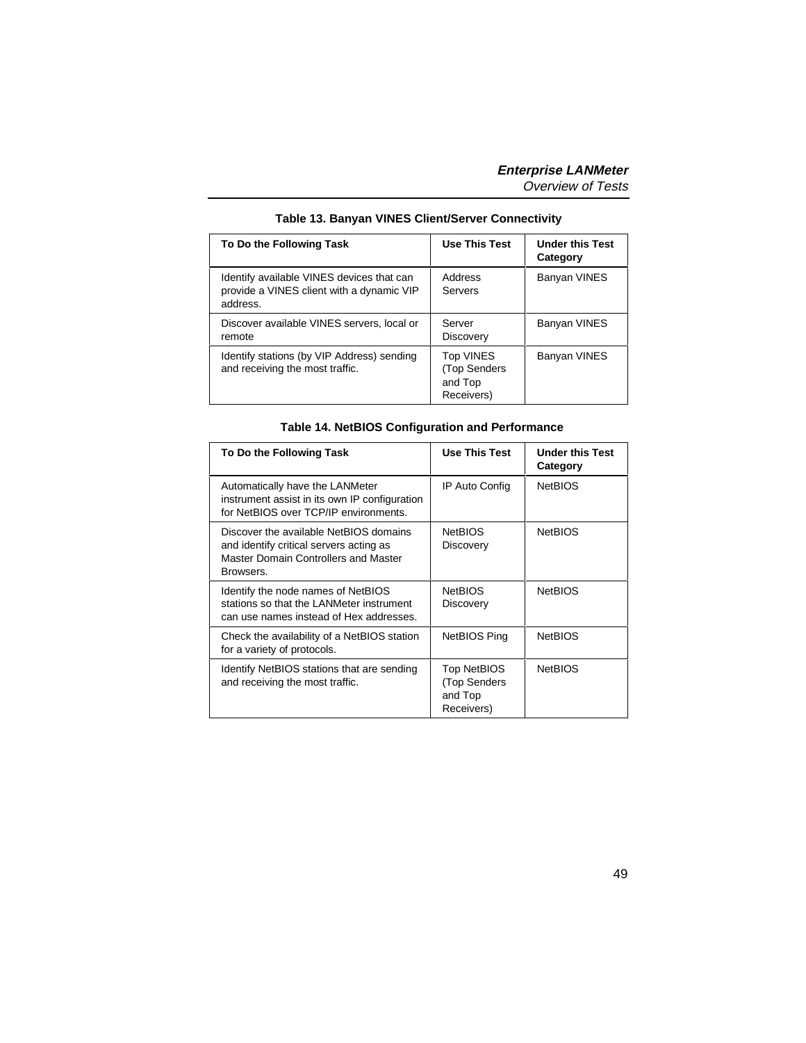**Table 13. Banyan VINES Client/Server Connectivity**

| To Do the Following Task | Use This Test | Under this Test Category |
| --- | --- | --- |
| Identify available VINES devices that can provide a VINES client with a dynamic VIP address. | Address Servers | Banyan VINES |
| Discover available VINES servers, local or remote | Server Discovery | Banyan VINES |
| Identify stations (by VIP Address) sending and receiving the most traffic. | Top VINES (Top Senders and Top Receivers) | Banyan VINES |

**Table 14. NetBIOS Configuration and Performance**

| To Do the Following Task | Use This Test | Under this Test Category |
| --- | --- | --- |
| Automatically have the LANMeter instrument assist in its own IP configuration for NetBIOS over TCP/IP environments. | IP Auto Config | NetBIOS |
| Discover the available NetBIOS domains and identify critical servers acting as Master Domain Controllers and Master Browsers. | NetBIOS Discovery | NetBIOS |
| Identify the node names of NetBIOS stations so that the LANMeter instrument can use names instead of Hex addresses. | NetBIOS Discovery | NetBIOS |
| Check the availability of a NetBIOS station for a variety of protocols. | NetBIOS Ping | NetBIOS |
| Identify NetBIOS stations that are sending and receiving the most traffic. | Top NetBIOS (Top Senders and Top Receivers) | NetBIOS |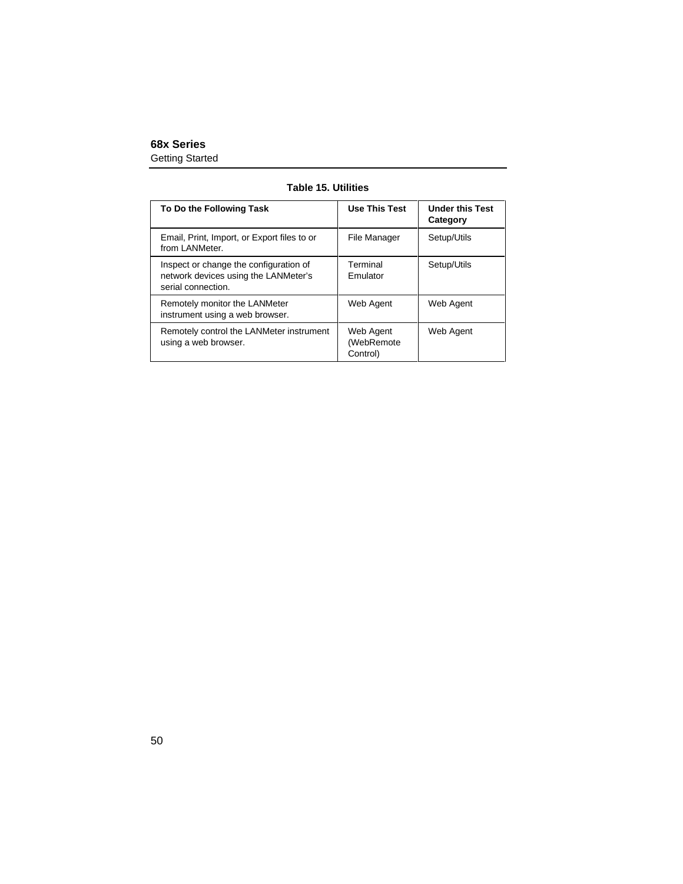**Table 15. Utilities**

| To Do the Following Task | Use This Test | Under this Test Category |
| --- | --- | --- |
| Email, Print, Import, or Export files to or from LANMeter. | File Manager | Setup/Utils |
| Inspect or change the configuration of network devices using the LANMeter's serial connection. | Terminal Emulator | Setup/Utils |
| Remotely monitor the LANMeter instrument using a web browser. | Web Agent | Web Agent |
| Remotely control the LANMeter instrument using a web browser. | Web Agent (WebRemote Control) | Web Agent |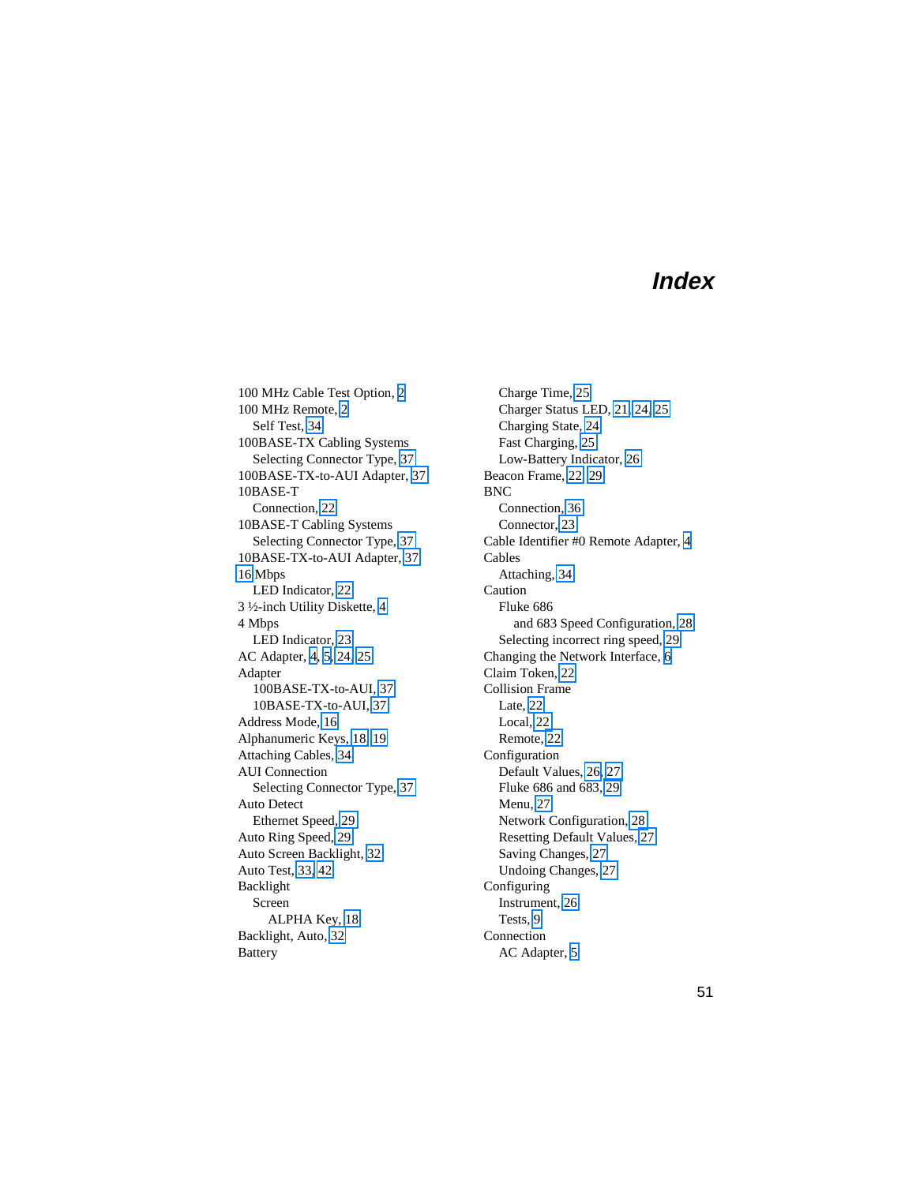# Index

100 MHz Cable Test Option, 2
100 MHz Remote, 2
  Self Test, 34
100BASE-TX Cabling Systems
  Selecting Connector Type, 37
100BASE-TX-to-AUI Adapter, 37
10BASE-T
  Connection, 22
10BASE-T Cabling Systems
  Selecting Connector Type, 37
10BASE-TX-to-AUI Adapter, 37
16 Mbps
  LED Indicator, 22
3 ½-inch Utility Diskette, 4
4 Mbps
  LED Indicator, 23
AC Adapter, 4, 5, 24, 25
Adapter
  100BASE-TX-to-AUI, 37
  10BASE-TX-to-AUI, 37
Address Mode, 16
Alphanumeric Keys, 18, 19
Attaching Cables, 34
AUI Connection
  Selecting Connector Type, 37
Auto Detect
  Ethernet Speed, 29
Auto Ring Speed, 29
Auto Screen Backlight, 32
Auto Test, 33, 42
Backlight
  Screen
    ALPHA Key, 18
Backlight, Auto, 32
Battery
  Charge Time, 25
  Charger Status LED, 21, 24, 25
  Charging State, 24
  Fast Charging, 25
  Low-Battery Indicator, 26
Beacon Frame, 22, 29
BNC
  Connection, 36
  Connector, 23
Cable Identifier #0 Remote Adapter, 4
Cables
  Attaching, 34
Caution
  Fluke 686
    and 683 Speed Configuration, 28
  Selecting incorrect ring speed, 29
Changing the Network Interface, 6
Claim Token, 22
Collision Frame
  Late, 22
  Local, 22
  Remote, 22
Configuration
  Default Values, 26, 27
  Fluke 686 and 683, 29
  Menu, 27
  Network Configuration, 28
  Resetting Default Values, 27
  Saving Changes, 27
  Undoing Changes, 27
Configuring
  Instrument, 26
  Tests, 9
Connection
  AC Adapter, 5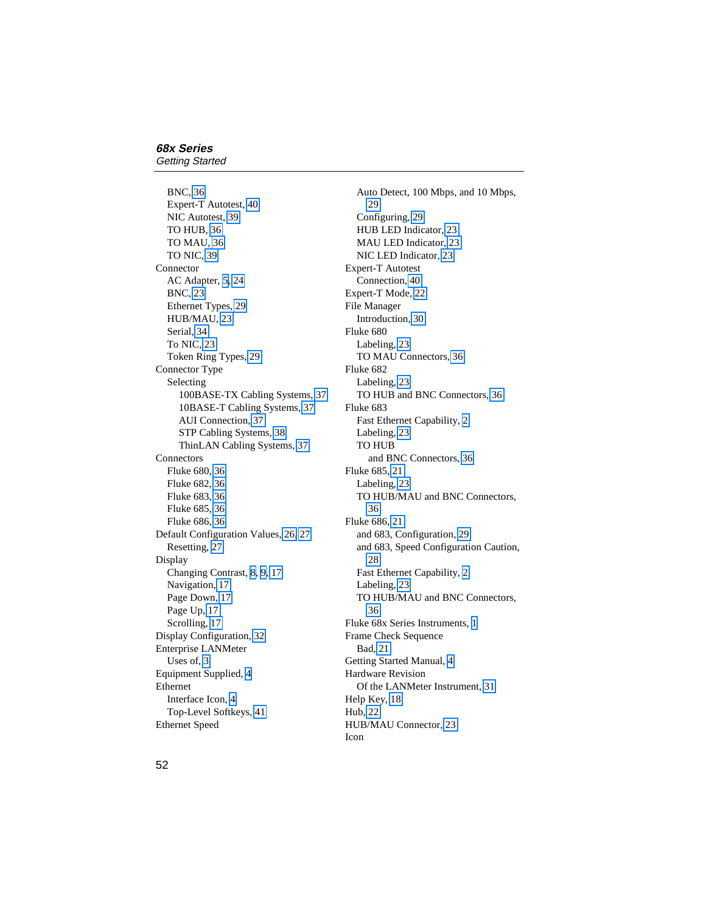BNC, 36
Expert-T Autotest, 40
NIC Autotest, 39
TO HUB, 36
TO MAU, 36
TO NIC, 39

Connector
AC Adapter, 5, 24
BNC, 23
Ethernet Types, 29
HUB/MAU, 23
Serial, 34
To NIC, 23
Token Ring Types, 29

Connector Type
Selecting
100BASE-TX Cabling Systems, 37
10BASE-T Cabling Systems, 37
AUI Connection, 37
STP Cabling Systems, 38
ThinLAN Cabling Systems, 37

Connectors
Fluke 680, 36
Fluke 682, 36
Fluke 683, 36
Fluke 685, 36
Fluke 686, 36

Default Configuration Values, 26, 27
Resetting, 27

Display
Changing Contrast, 8, 9, 17
Navigation, 17
Page Down, 17
Page Up, 17
Scrolling, 17

Display Configuration, 32

Enterprise LANMeter
Uses of, 3

Equipment Supplied, 4

Ethernet
Interface Icon, 4
Top-Level Softkeys, 41

Ethernet Speed
Auto Detect, 100 Mbps, and 10 Mbps, 29
Configuring, 29
HUB LED Indicator, 23
MAU LED Indicator, 23
NIC LED Indicator, 23

Expert-T Autotest
Connection, 40

Expert-T Mode, 22

File Manager
Introduction, 30

Fluke 680
Labeling, 23
TO MAU Connectors, 36

Fluke 682
Labeling, 23
TO HUB and BNC Connectors, 36

Fluke 683
Fast Ethernet Capability, 2
Labeling, 23
TO HUB
and BNC Connectors, 36

Fluke 685, 21
Labeling, 23
TO HUB/MAU and BNC Connectors, 36

Fluke 686, 21
and 683, Configuration, 29
and 683, Speed Configuration Caution, 28
Fast Ethernet Capability, 2
Labeling, 23
TO HUB/MAU and BNC Connectors, 36

Fluke 68x Series Instruments, 1

Frame Check Sequence
Bad, 21

Getting Started Manual, 4

Hardware Revision
Of the LANMeter Instrument, 31

Help Key, 18

Hub, 22

HUB/MAU Connector, 23

Icon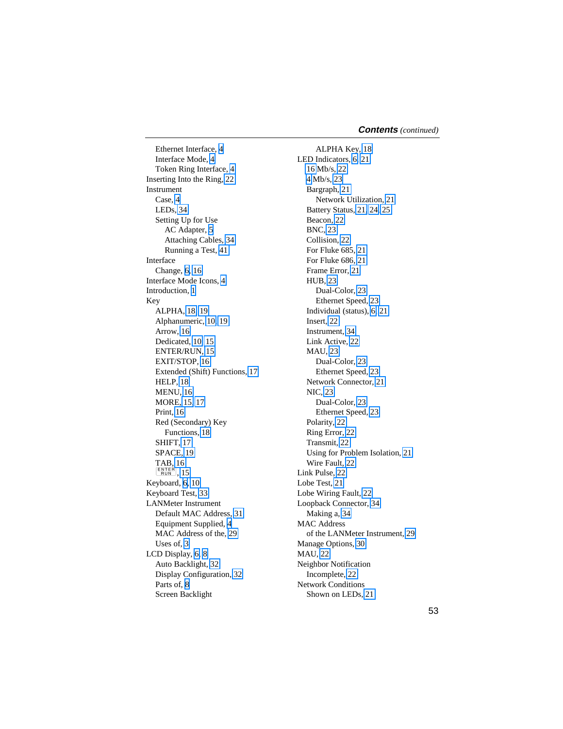Ethernet Interface, 4
Interface Mode, 4
Token Ring Interface, 4
Inserting Into the Ring, 22
Instrument
Case, 4
LEDs, 34
Setting Up for Use
AC Adapter, 5
Attaching Cables, 34
Running a Test, 41
Interface
Change, 6, 16
Interface Mode Icons, 4
Introduction, 1
Key
ALPHA, 18, 19
Alphanumeric, 10, 19
Arrow, 16
Dedicated, 10, 15
ENTER/RUN, 15
EXIT/STOP, 16
Extended (Shift) Functions, 17
HELP, 18
MENU, 16
MORE, 15, 17
Print, 16
Red (Secondary) Key
Functions, 18
SHIFT, 17
SPACE, 19
TAB, 16
ENTER RUN, 15
Keyboard, 6, 10
Keyboard Test, 33
LANMeter Instrument
Default MAC Address, 31
Equipment Supplied, 4
MAC Address of the, 29
Uses of, 3
LCD Display, 6, 8
Auto Backlight, 32
Display Configuration, 32
Parts of, 8
Screen Backlight
ALPHA Key, 18
LED Indicators, 6, 21
16 Mb/s, 22
4 Mb/s, 23
Bargraph, 21
Network Utilization, 21
Battery Status, 21, 24, 25
Beacon, 22
BNC, 23
Collision, 22
For Fluke 685, 21
For Fluke 686, 21
Frame Error, 21
HUB, 23
Dual-Color, 23
Ethernet Speed, 23
Individual (status), 6, 21
Insert, 22
Instrument, 34
Link Active, 22
MAU, 23
Dual-Color, 23
Ethernet Speed, 23
Network Connector, 21
NIC, 23
Dual-Color, 23
Ethernet Speed, 23
Polarity, 22
Ring Error, 22
Transmit, 22
Using for Problem Isolation, 21
Wire Fault, 22
Link Pulse, 22
Lobe Test, 21
Lobe Wiring Fault, 22
Loopback Connector, 34
Making a, 34
MAC Address
of the LANMeter Instrument, 29
Manage Options, 30
MAU, 22
Neighbor Notification
Incomplete, 22
Network Conditions
Shown on LEDs, 21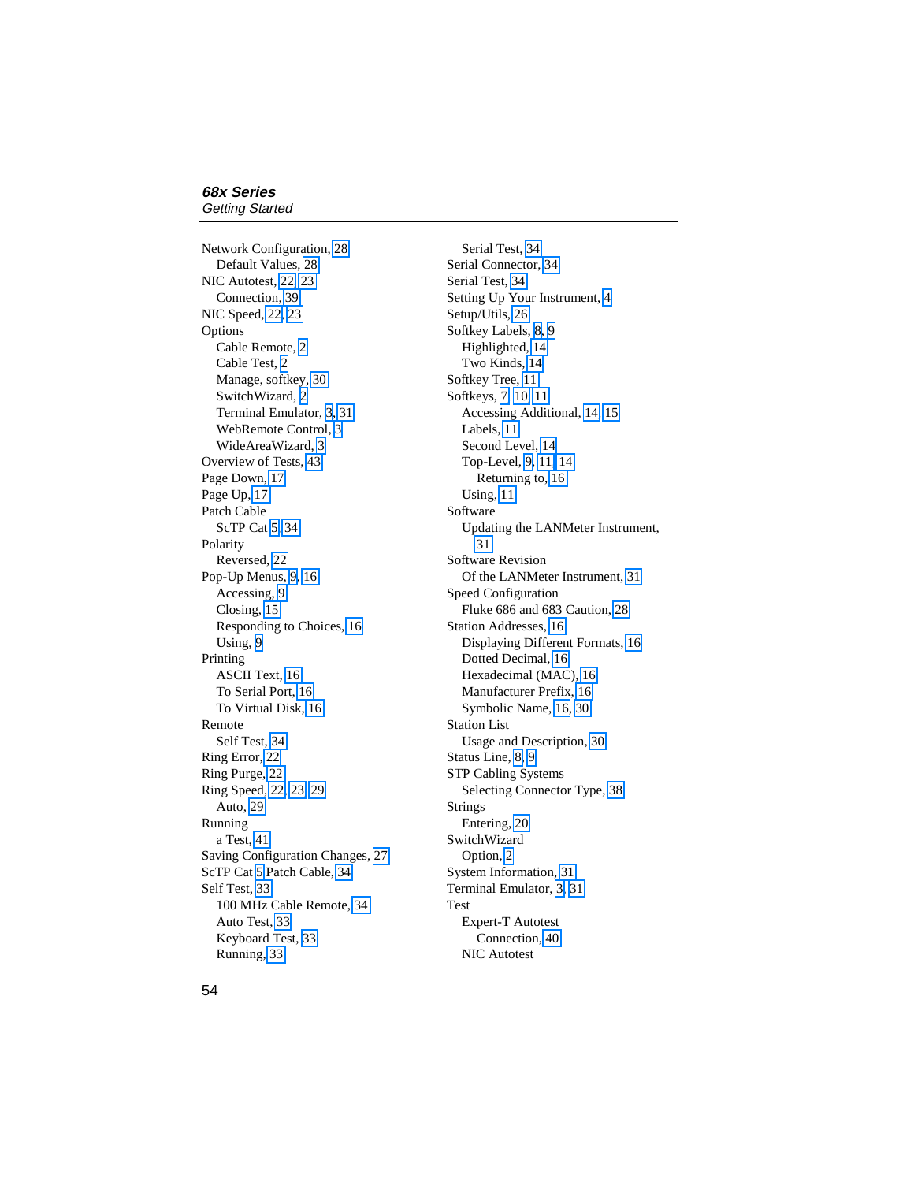Network Configuration, 28
- Default Values, 28

NIC Autotest, 22, 23
- Connection, 39

NIC Speed, 22, 23

Options
- Cable Remote, 2
- Cable Test, 2
- Manage, softkey, 30
- SwitchWizard, 2
- Terminal Emulator, 3, 31
- WebRemote Control, 3
- WideAreaWizard, 3

Overview of Tests, 43

Page Down, 17

Page Up, 17

Patch Cable
- ScTP Cat 5, 34

Polarity
- Reversed, 22

Pop-Up Menus, 9, 16
- Accessing, 9
- Closing, 15
- Responding to Choices, 16
- Using, 9

Printing
- ASCII Text, 16
- To Serial Port, 16
- To Virtual Disk, 16

Remote
- Self Test, 34

Ring Error, 22

Ring Purge, 22

Ring Speed, 22, 23, 29
- Auto, 29

Running
- a Test, 41

Saving Configuration Changes, 27

ScTP Cat 5 Patch Cable, 34

Self Test, 33
- 100 MHz Cable Remote, 34
- Auto Test, 33
- Keyboard Test, 33
- Running, 33
- Serial Test, 34

Serial Connector, 34

Serial Test, 34

Setting Up Your Instrument, 4

Setup/Utils, 26

Softkey Labels, 8, 9
- Highlighted, 14
- Two Kinds, 14

Softkey Tree, 11

Softkeys, 7, 10, 11
- Accessing Additional, 14, 15
- Labels, 11
- Second Level, 14
- Top-Level, 9, 11, 14
  - Returning to, 16
- Using, 11

Software
- Updating the LANMeter Instrument, 31

Software Revision
- Of the LANMeter Instrument, 31

Speed Configuration
- Fluke 686 and 683 Caution, 28

Station Addresses, 16
- Displaying Different Formats, 16
- Dotted Decimal, 16
- Hexadecimal (MAC), 16
- Manufacturer Prefix, 16
- Symbolic Name, 16, 30

Station List
- Usage and Description, 30

Status Line, 8, 9

STP Cabling Systems
- Selecting Connector Type, 38

Strings
- Entering, 20

SwitchWizard
- Option, 2

System Information, 31

Terminal Emulator, 3, 31

Test
- Expert-T Autotest
  - Connection, 40
- NIC Autotest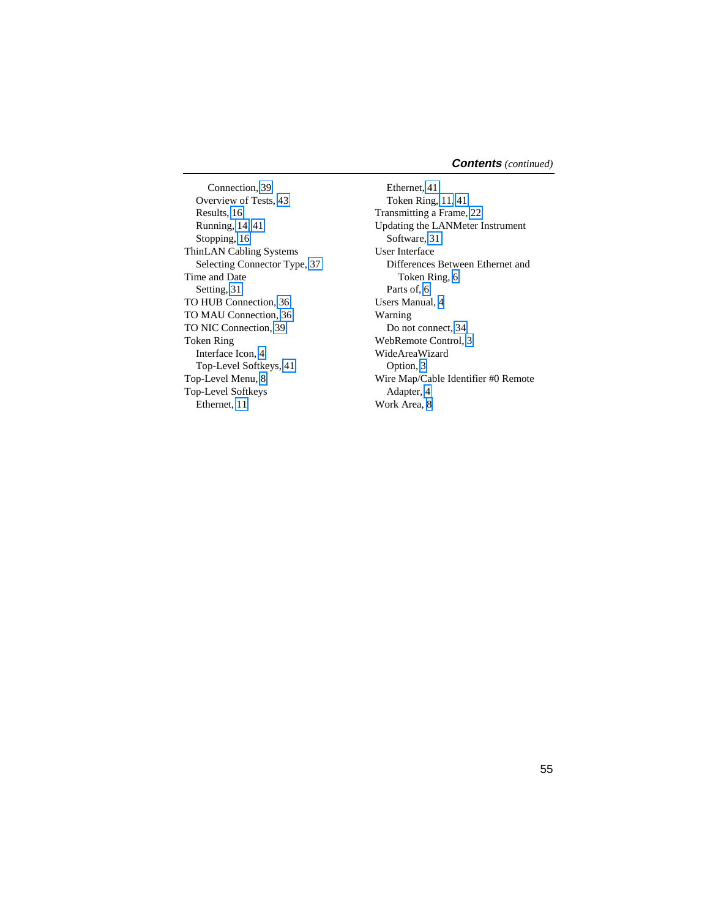Connection, 39
Overview of Tests, 43
Results, 16
Running, 14, 41
Stopping, 16

ThinLAN Cabling Systems
Selecting Connector Type, 37

Time and Date
Setting, 31

TO HUB Connection, 36

TO MAU Connection, 36

TO NIC Connection, 39

Token Ring
Interface Icon, 4
Top-Level Softkeys, 41

Top-Level Menu, 8

Top-Level Softkeys
Ethernet, 11
Ethernet, 41
Token Ring, 11, 41

Transmitting a Frame, 22

Updating the LANMeter Instrument
Software, 31

User Interface
Differences Between Ethernet and
Token Ring, 6
Parts of, 6

Users Manual, 4

Warning
Do not connect, 34

WebRemote Control, 3

WideAreaWizard
Option, 3

Wire Map/Cable Identifier #0 Remote
Adapter, 4

Work Area, 8